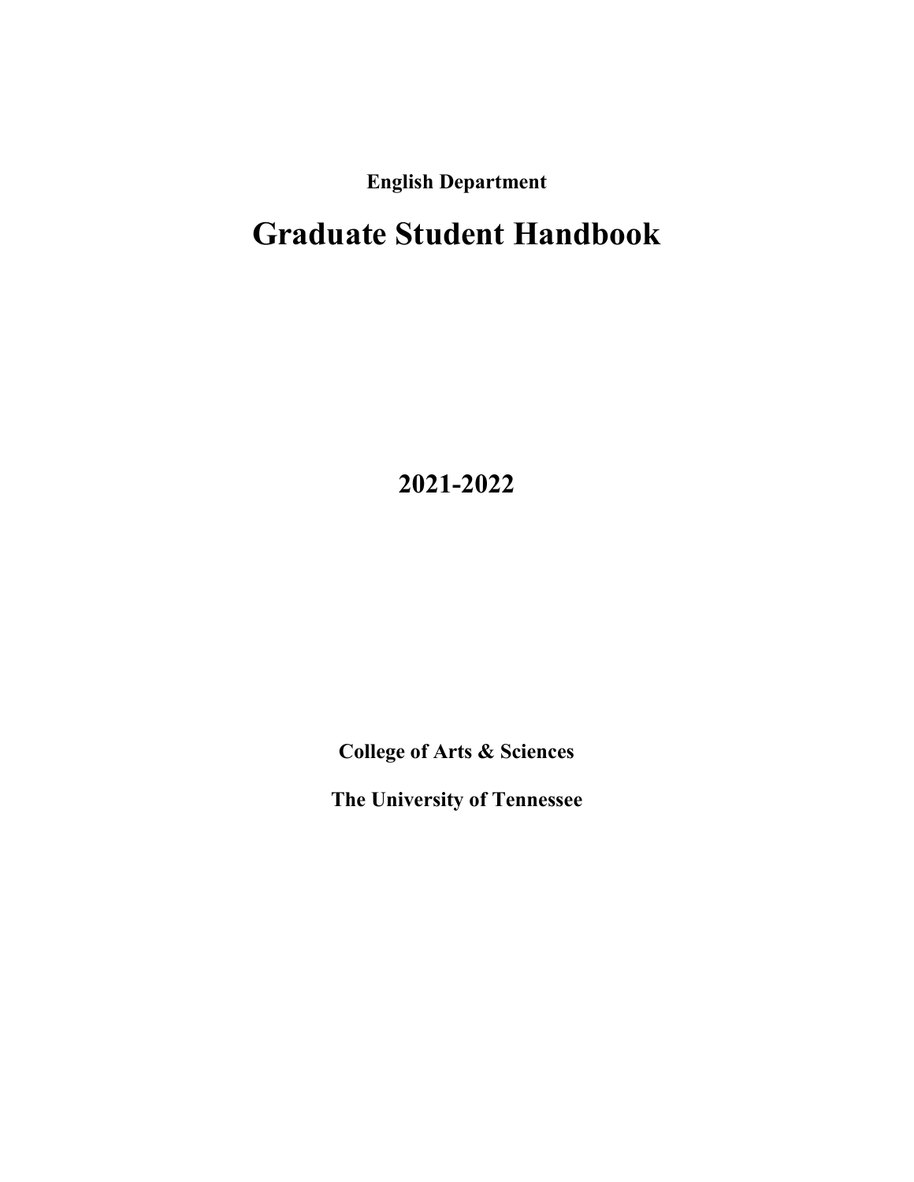**English Department**

# Graduate Student Handbook

## 2021-2022

**College of Arts & Sciences**

**The University of Tennessee**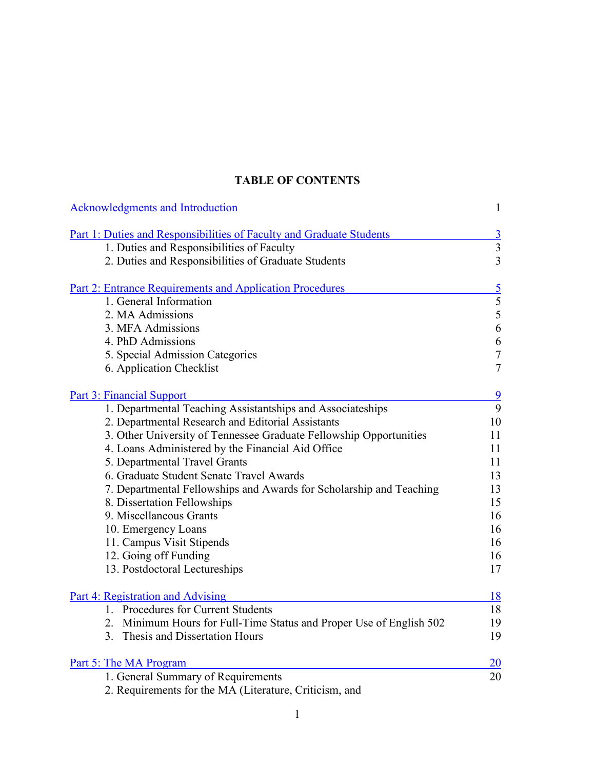## TABLE OF CONTENTS

| | |
|---|---|
| Acknowledgments and Introduction | 1 |
| **Part 1: Duties and Responsibilities of Faculty and Graduate Students** | 3 |
| 1. Duties and Responsibilities of Faculty | 3 |
| 2. Duties and Responsibilities of Graduate Students | 3 |
| **Part 2: Entrance Requirements and Application Procedures** | 5 |
| 1. General Information | 5 |
| 2. MA Admissions | 5 |
| 3. MFA Admissions | 6 |
| 4. PhD Admissions | 6 |
| 5. Special Admission Categories | 7 |
| 6. Application Checklist | 7 |
| **Part 3: Financial Support** | 9 |
| 1. Departmental Teaching Assistantships and Associateships | 9 |
| 2. Departmental Research and Editorial Assistants | 10 |
| 3. Other University of Tennessee Graduate Fellowship Opportunities | 11 |
| 4. Loans Administered by the Financial Aid Office | 11 |
| 5. Departmental Travel Grants | 11 |
| 6. Graduate Student Senate Travel Awards | 13 |
| 7. Departmental Fellowships and Awards for Scholarship and Teaching | 13 |
| 8. Dissertation Fellowships | 15 |
| 9. Miscellaneous Grants | 16 |
| 10. Emergency Loans | 16 |
| 11. Campus Visit Stipends | 16 |
| 12. Going off Funding | 16 |
| 13. Postdoctoral Lectureships | 17 |
| **Part 4: Registration and Advising** | 18 |
| 1. Procedures for Current Students | 18 |
| 2. Minimum Hours for Full-Time Status and Proper Use of English 502 | 19 |
| 3. Thesis and Dissertation Hours | 19 |
| **Part 5: The MA Program** | 20 |
| 1. General Summary of Requirements | 20 |
| 2. Requirements for the MA (Literature, Criticism, and | |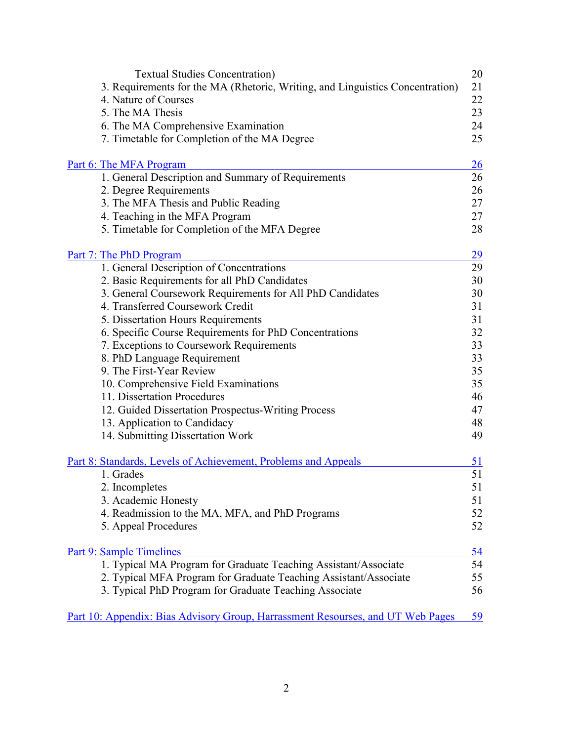| | |
|---|---|
| Textual Studies Concentration) | 20 |
| 3. Requirements for the MA (Rhetoric, Writing, and Linguistics Concentration) | 21 |
| 4. Nature of Courses | 22 |
| 5. The MA Thesis | 23 |
| 6. The MA Comprehensive Examination | 24 |
| 7. Timetable for Completion of the MA Degree | 25 |
| | |
| Part 6: The MFA Program | 26 |
| 1. General Description and Summary of Requirements | 26 |
| 2. Degree Requirements | 26 |
| 3. The MFA Thesis and Public Reading | 27 |
| 4. Teaching in the MFA Program | 27 |
| 5. Timetable for Completion of the MFA Degree | 28 |
| | |
| Part 7: The PhD Program | 29 |
| 1. General Description of Concentrations | 29 |
| 2. Basic Requirements for all PhD Candidates | 30 |
| 3. General Coursework Requirements for All PhD Candidates | 30 |
| 4. Transferred Coursework Credit | 31 |
| 5. Dissertation Hours Requirements | 31 |
| 6. Specific Course Requirements for PhD Concentrations | 32 |
| 7. Exceptions to Coursework Requirements | 33 |
| 8. PhD Language Requirement | 33 |
| 9. The First-Year Review | 35 |
| 10. Comprehensive Field Examinations | 35 |
| 11. Dissertation Procedures | 46 |
| 12. Guided Dissertation Prospectus-Writing Process | 47 |
| 13. Application to Candidacy | 48 |
| 14. Submitting Dissertation Work | 49 |
| | |
| Part 8: Standards, Levels of Achievement, Problems and Appeals | 51 |
| 1. Grades | 51 |
| 2. Incompletes | 51 |
| 3. Academic Honesty | 51 |
| 4. Readmission to the MA, MFA, and PhD Programs | 52 |
| 5. Appeal Procedures | 52 |
| | |
| Part 9: Sample Timelines | 54 |
| 1. Typical MA Program for Graduate Teaching Assistant/Associate | 54 |
| 2. Typical MFA Program for Graduate Teaching Assistant/Associate | 55 |
| 3. Typical PhD Program for Graduate Teaching Associate | 56 |
| | |
| Part 10: Appendix: Bias Advisory Group, Harrassment Resourses, and UT Web Pages | 59 |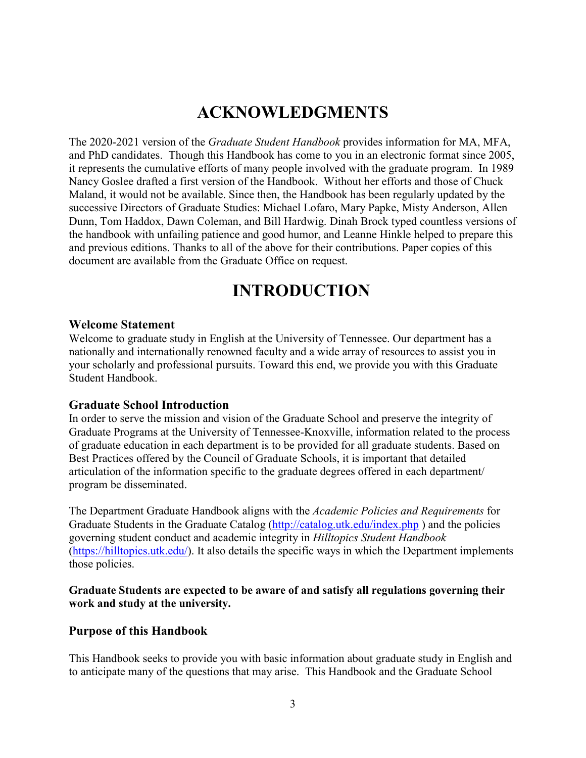# ACKNOWLEDGMENTS

The 2020-2021 version of the *Graduate Student Handbook* provides information for MA, MFA, and PhD candidates. Though this Handbook has come to you in an electronic format since 2005, it represents the cumulative efforts of many people involved with the graduate program. In 1989 Nancy Goslee drafted a first version of the Handbook. Without her efforts and those of Chuck Maland, it would not be available. Since then, the Handbook has been regularly updated by the successive Directors of Graduate Studies: Michael Lofaro, Mary Papke, Misty Anderson, Allen Dunn, Tom Haddox, Dawn Coleman, and Bill Hardwig. Dinah Brock typed countless versions of the handbook with unfailing patience and good humor, and Leanne Hinkle helped to prepare this and previous editions. Thanks to all of the above for their contributions. Paper copies of this document are available from the Graduate Office on request.

# INTRODUCTION

### Welcome Statement

Welcome to graduate study in English at the University of Tennessee. Our department has a nationally and internationally renowned faculty and a wide array of resources to assist you in your scholarly and professional pursuits. Toward this end, we provide you with this Graduate Student Handbook.

### Graduate School Introduction

In order to serve the mission and vision of the Graduate School and preserve the integrity of Graduate Programs at the University of Tennessee-Knoxville, information related to the process of graduate education in each department is to be provided for all graduate students. Based on Best Practices offered by the Council of Graduate Schools, it is important that detailed articulation of the information specific to the graduate degrees offered in each department/ program be disseminated.

The Department Graduate Handbook aligns with the *Academic Policies and Requirements* for Graduate Students in the Graduate Catalog (http://catalog.utk.edu/index.php ) and the policies governing student conduct and academic integrity in *Hilltopics Student Handbook* (https://hilltopics.utk.edu/). It also details the specific ways in which the Department implements those policies.

**Graduate Students are expected to be aware of and satisfy all regulations governing their work and study at the university.**

### Purpose of this Handbook

This Handbook seeks to provide you with basic information about graduate study in English and to anticipate many of the questions that may arise. This Handbook and the Graduate School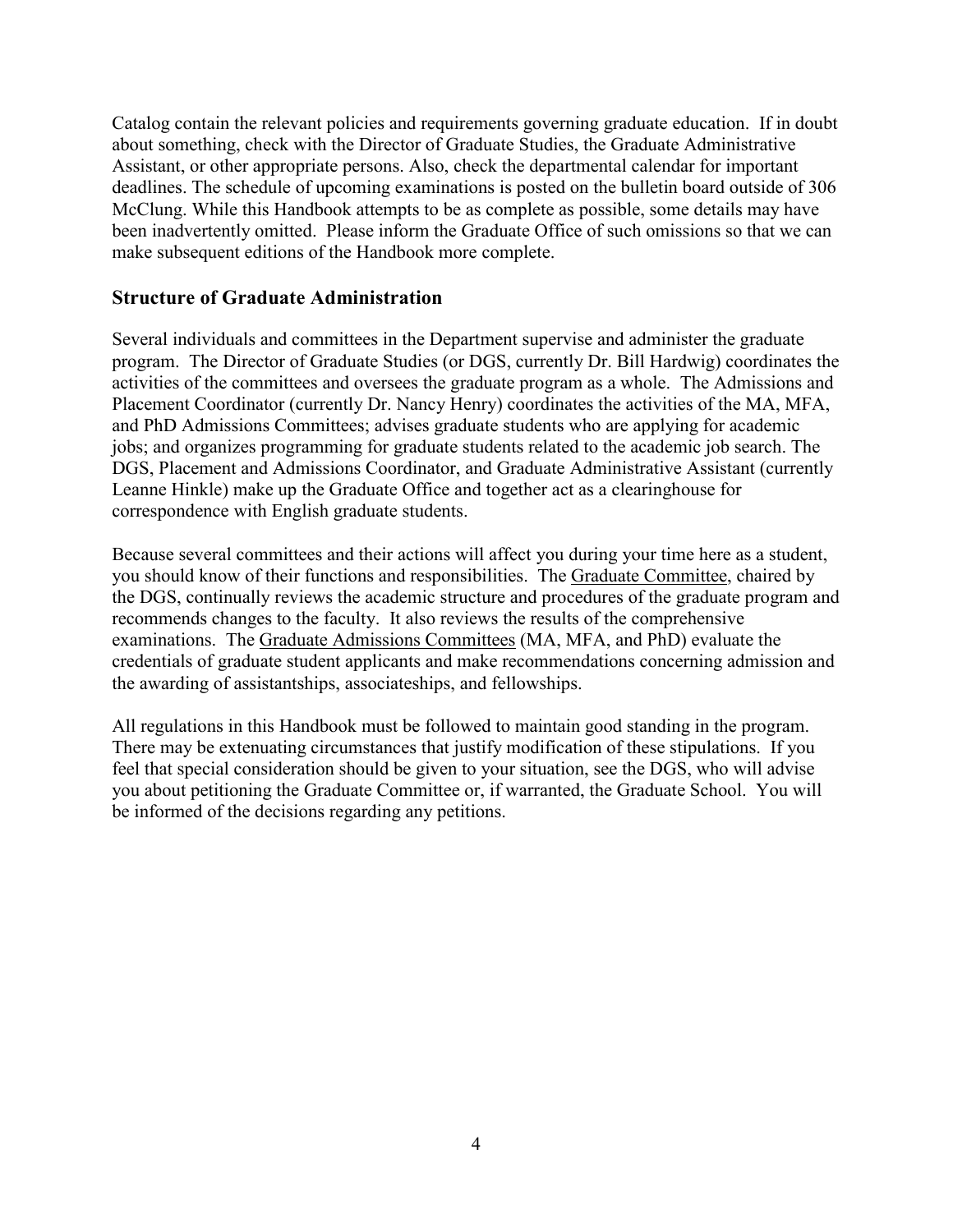Catalog contain the relevant policies and requirements governing graduate education. If in doubt about something, check with the Director of Graduate Studies, the Graduate Administrative Assistant, or other appropriate persons. Also, check the departmental calendar for important deadlines. The schedule of upcoming examinations is posted on the bulletin board outside of 306 McClung. While this Handbook attempts to be as complete as possible, some details may have been inadvertently omitted. Please inform the Graduate Office of such omissions so that we can make subsequent editions of the Handbook more complete.

## Structure of Graduate Administration

Several individuals and committees in the Department supervise and administer the graduate program. The Director of Graduate Studies (or DGS, currently Dr. Bill Hardwig) coordinates the activities of the committees and oversees the graduate program as a whole. The Admissions and Placement Coordinator (currently Dr. Nancy Henry) coordinates the activities of the MA, MFA, and PhD Admissions Committees; advises graduate students who are applying for academic jobs; and organizes programming for graduate students related to the academic job search. The DGS, Placement and Admissions Coordinator, and Graduate Administrative Assistant (currently Leanne Hinkle) make up the Graduate Office and together act as a clearinghouse for correspondence with English graduate students.

Because several committees and their actions will affect you during your time here as a student, you should know of their functions and responsibilities. The Graduate Committee, chaired by the DGS, continually reviews the academic structure and procedures of the graduate program and recommends changes to the faculty. It also reviews the results of the comprehensive examinations. The Graduate Admissions Committees (MA, MFA, and PhD) evaluate the credentials of graduate student applicants and make recommendations concerning admission and the awarding of assistantships, associateships, and fellowships.

All regulations in this Handbook must be followed to maintain good standing in the program. There may be extenuating circumstances that justify modification of these stipulations. If you feel that special consideration should be given to your situation, see the DGS, who will advise you about petitioning the Graduate Committee or, if warranted, the Graduate School. You will be informed of the decisions regarding any petitions.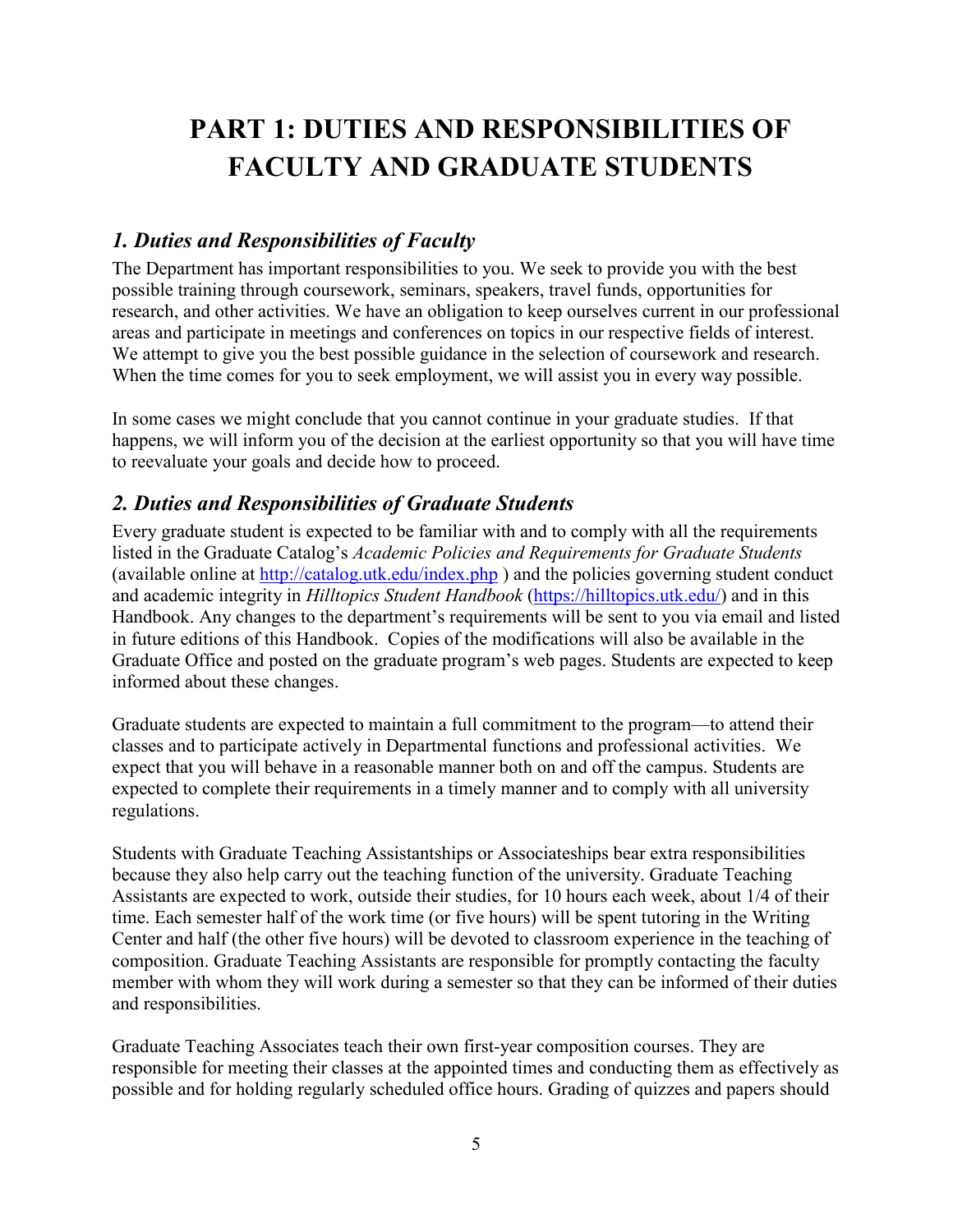# PART 1: DUTIES AND RESPONSIBILITIES OF FACULTY AND GRADUATE STUDENTS

## *1. Duties and Responsibilities of Faculty*

The Department has important responsibilities to you. We seek to provide you with the best possible training through coursework, seminars, speakers, travel funds, opportunities for research, and other activities. We have an obligation to keep ourselves current in our professional areas and participate in meetings and conferences on topics in our respective fields of interest. We attempt to give you the best possible guidance in the selection of coursework and research. When the time comes for you to seek employment, we will assist you in every way possible.

In some cases we might conclude that you cannot continue in your graduate studies. If that happens, we will inform you of the decision at the earliest opportunity so that you will have time to reevaluate your goals and decide how to proceed.

## *2. Duties and Responsibilities of Graduate Students*

Every graduate student is expected to be familiar with and to comply with all the requirements listed in the Graduate Catalog's *Academic Policies and Requirements for Graduate Students* (available online at http://catalog.utk.edu/index.php ) and the policies governing student conduct and academic integrity in *Hilltopics Student Handbook* (https://hilltopics.utk.edu/) and in this Handbook. Any changes to the department's requirements will be sent to you via email and listed in future editions of this Handbook. Copies of the modifications will also be available in the Graduate Office and posted on the graduate program's web pages. Students are expected to keep informed about these changes.

Graduate students are expected to maintain a full commitment to the program—to attend their classes and to participate actively in Departmental functions and professional activities. We expect that you will behave in a reasonable manner both on and off the campus. Students are expected to complete their requirements in a timely manner and to comply with all university regulations.

Students with Graduate Teaching Assistantships or Associateships bear extra responsibilities because they also help carry out the teaching function of the university. Graduate Teaching Assistants are expected to work, outside their studies, for 10 hours each week, about 1/4 of their time. Each semester half of the work time (or five hours) will be spent tutoring in the Writing Center and half (the other five hours) will be devoted to classroom experience in the teaching of composition. Graduate Teaching Assistants are responsible for promptly contacting the faculty member with whom they will work during a semester so that they can be informed of their duties and responsibilities.

Graduate Teaching Associates teach their own first-year composition courses. They are responsible for meeting their classes at the appointed times and conducting them as effectively as possible and for holding regularly scheduled office hours. Grading of quizzes and papers should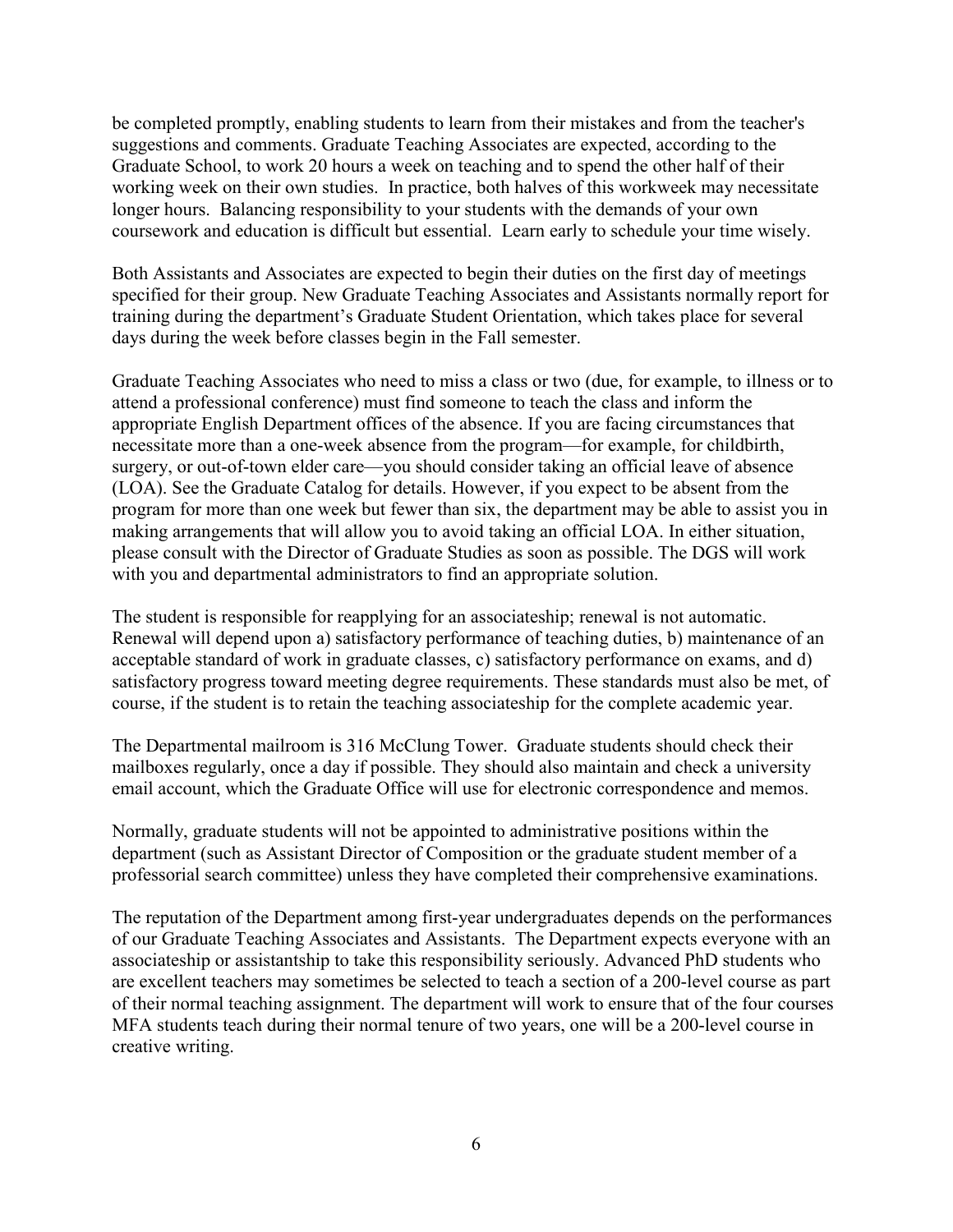be completed promptly, enabling students to learn from their mistakes and from the teacher's suggestions and comments. Graduate Teaching Associates are expected, according to the Graduate School, to work 20 hours a week on teaching and to spend the other half of their working week on their own studies. In practice, both halves of this workweek may necessitate longer hours. Balancing responsibility to your students with the demands of your own coursework and education is difficult but essential. Learn early to schedule your time wisely.

Both Assistants and Associates are expected to begin their duties on the first day of meetings specified for their group. New Graduate Teaching Associates and Assistants normally report for training during the department's Graduate Student Orientation, which takes place for several days during the week before classes begin in the Fall semester.

Graduate Teaching Associates who need to miss a class or two (due, for example, to illness or to attend a professional conference) must find someone to teach the class and inform the appropriate English Department offices of the absence. If you are facing circumstances that necessitate more than a one-week absence from the program—for example, for childbirth, surgery, or out-of-town elder care—you should consider taking an official leave of absence (LOA). See the Graduate Catalog for details. However, if you expect to be absent from the program for more than one week but fewer than six, the department may be able to assist you in making arrangements that will allow you to avoid taking an official LOA. In either situation, please consult with the Director of Graduate Studies as soon as possible. The DGS will work with you and departmental administrators to find an appropriate solution.

The student is responsible for reapplying for an associateship; renewal is not automatic. Renewal will depend upon a) satisfactory performance of teaching duties, b) maintenance of an acceptable standard of work in graduate classes, c) satisfactory performance on exams, and d) satisfactory progress toward meeting degree requirements. These standards must also be met, of course, if the student is to retain the teaching associateship for the complete academic year.

The Departmental mailroom is 316 McClung Tower. Graduate students should check their mailboxes regularly, once a day if possible. They should also maintain and check a university email account, which the Graduate Office will use for electronic correspondence and memos.

Normally, graduate students will not be appointed to administrative positions within the department (such as Assistant Director of Composition or the graduate student member of a professorial search committee) unless they have completed their comprehensive examinations.

The reputation of the Department among first-year undergraduates depends on the performances of our Graduate Teaching Associates and Assistants. The Department expects everyone with an associateship or assistantship to take this responsibility seriously. Advanced PhD students who are excellent teachers may sometimes be selected to teach a section of a 200-level course as part of their normal teaching assignment. The department will work to ensure that of the four courses MFA students teach during their normal tenure of two years, one will be a 200-level course in creative writing.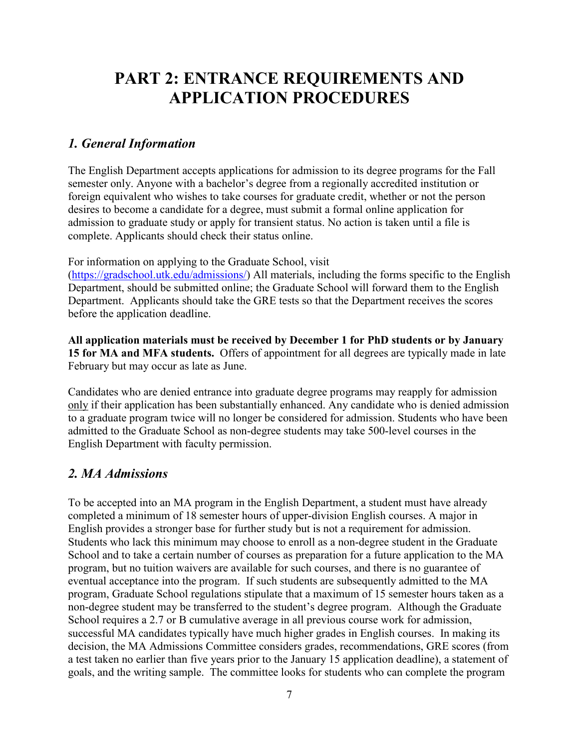# PART 2: ENTRANCE REQUIREMENTS AND APPLICATION PROCEDURES

## *1. General Information*

The English Department accepts applications for admission to its degree programs for the Fall semester only. Anyone with a bachelor's degree from a regionally accredited institution or foreign equivalent who wishes to take courses for graduate credit, whether or not the person desires to become a candidate for a degree, must submit a formal online application for admission to graduate study or apply for transient status. No action is taken until a file is complete. Applicants should check their status online.

For information on applying to the Graduate School, visit (https://gradschool.utk.edu/admissions/) All materials, including the forms specific to the English Department, should be submitted online; the Graduate School will forward them to the English Department. Applicants should take the GRE tests so that the Department receives the scores before the application deadline.

**All application materials must be received by December 1 for PhD students or by January 15 for MA and MFA students.** Offers of appointment for all degrees are typically made in late February but may occur as late as June.

Candidates who are denied entrance into graduate degree programs may reapply for admission <u>only</u> if their application has been substantially enhanced. Any candidate who is denied admission to a graduate program twice will no longer be considered for admission. Students who have been admitted to the Graduate School as non-degree students may take 500-level courses in the English Department with faculty permission.

## *2. MA Admissions*

To be accepted into an MA program in the English Department, a student must have already completed a minimum of 18 semester hours of upper-division English courses. A major in English provides a stronger base for further study but is not a requirement for admission. Students who lack this minimum may choose to enroll as a non-degree student in the Graduate School and to take a certain number of courses as preparation for a future application to the MA program, but no tuition waivers are available for such courses, and there is no guarantee of eventual acceptance into the program. If such students are subsequently admitted to the MA program, Graduate School regulations stipulate that a maximum of 15 semester hours taken as a non-degree student may be transferred to the student's degree program. Although the Graduate School requires a 2.7 or B cumulative average in all previous course work for admission, successful MA candidates typically have much higher grades in English courses. In making its decision, the MA Admissions Committee considers grades, recommendations, GRE scores (from a test taken no earlier than five years prior to the January 15 application deadline), a statement of goals, and the writing sample. The committee looks for students who can complete the program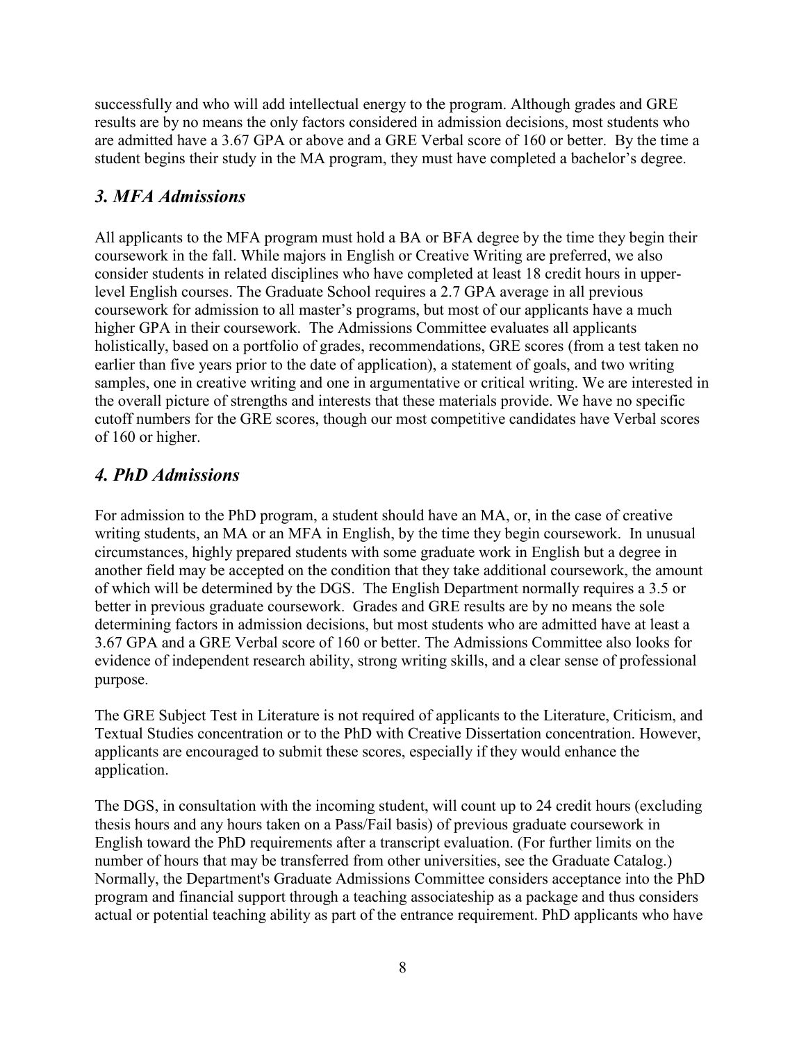successfully and who will add intellectual energy to the program. Although grades and GRE results are by no means the only factors considered in admission decisions, most students who are admitted have a 3.67 GPA or above and a GRE Verbal score of 160 or better. By the time a student begins their study in the MA program, they must have completed a bachelor's degree.

### *3. MFA Admissions*

All applicants to the MFA program must hold a BA or BFA degree by the time they begin their coursework in the fall. While majors in English or Creative Writing are preferred, we also consider students in related disciplines who have completed at least 18 credit hours in upper-level English courses. The Graduate School requires a 2.7 GPA average in all previous coursework for admission to all master's programs, but most of our applicants have a much higher GPA in their coursework. The Admissions Committee evaluates all applicants holistically, based on a portfolio of grades, recommendations, GRE scores (from a test taken no earlier than five years prior to the date of application), a statement of goals, and two writing samples, one in creative writing and one in argumentative or critical writing. We are interested in the overall picture of strengths and interests that these materials provide. We have no specific cutoff numbers for the GRE scores, though our most competitive candidates have Verbal scores of 160 or higher.

### *4. PhD Admissions*

For admission to the PhD program, a student should have an MA, or, in the case of creative writing students, an MA or an MFA in English, by the time they begin coursework. In unusual circumstances, highly prepared students with some graduate work in English but a degree in another field may be accepted on the condition that they take additional coursework, the amount of which will be determined by the DGS. The English Department normally requires a 3.5 or better in previous graduate coursework. Grades and GRE results are by no means the sole determining factors in admission decisions, but most students who are admitted have at least a 3.67 GPA and a GRE Verbal score of 160 or better. The Admissions Committee also looks for evidence of independent research ability, strong writing skills, and a clear sense of professional purpose.

The GRE Subject Test in Literature is not required of applicants to the Literature, Criticism, and Textual Studies concentration or to the PhD with Creative Dissertation concentration. However, applicants are encouraged to submit these scores, especially if they would enhance the application.

The DGS, in consultation with the incoming student, will count up to 24 credit hours (excluding thesis hours and any hours taken on a Pass/Fail basis) of previous graduate coursework in English toward the PhD requirements after a transcript evaluation. (For further limits on the number of hours that may be transferred from other universities, see the Graduate Catalog.) Normally, the Department's Graduate Admissions Committee considers acceptance into the PhD program and financial support through a teaching associateship as a package and thus considers actual or potential teaching ability as part of the entrance requirement. PhD applicants who have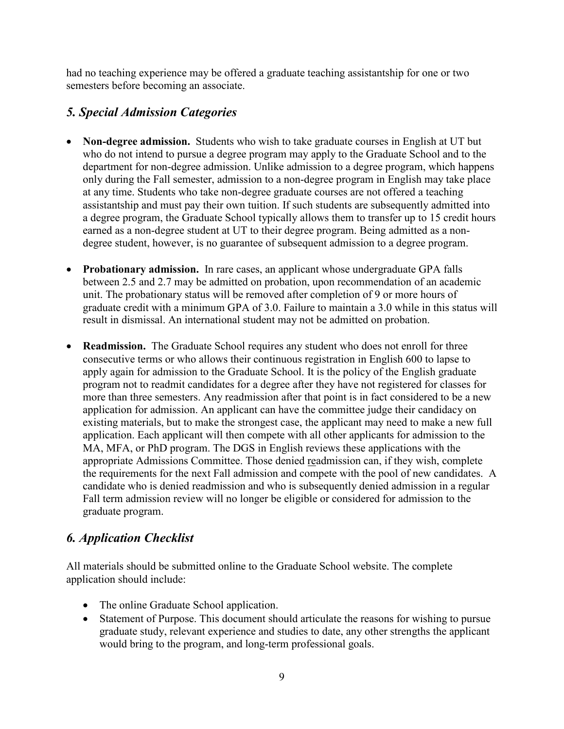had no teaching experience may be offered a graduate teaching assistantship for one or two semesters before becoming an associate.

## *5. Special Admission Categories*

- **Non-degree admission.** Students who wish to take graduate courses in English at UT but who do not intend to pursue a degree program may apply to the Graduate School and to the department for non-degree admission. Unlike admission to a degree program, which happens only during the Fall semester, admission to a non-degree program in English may take place at any time. Students who take non-degree graduate courses are not offered a teaching assistantship and must pay their own tuition. If such students are subsequently admitted into a degree program, the Graduate School typically allows them to transfer up to 15 credit hours earned as a non-degree student at UT to their degree program. Being admitted as a non-degree student, however, is no guarantee of subsequent admission to a degree program.

- **Probationary admission.** In rare cases, an applicant whose undergraduate GPA falls between 2.5 and 2.7 may be admitted on probation, upon recommendation of an academic unit. The probationary status will be removed after completion of 9 or more hours of graduate credit with a minimum GPA of 3.0. Failure to maintain a 3.0 while in this status will result in dismissal. An international student may not be admitted on probation.

- **Readmission.** The Graduate School requires any student who does not enroll for three consecutive terms or who allows their continuous registration in English 600 to lapse to apply again for admission to the Graduate School. It is the policy of the English graduate program not to readmit candidates for a degree after they have not registered for classes for more than three semesters. Any readmission after that point is in fact considered to be a new application for admission. An applicant can have the committee judge their candidacy on existing materials, but to make the strongest case, the applicant may need to make a new full application. Each applicant will then compete with all other applicants for admission to the MA, MFA, or PhD program. The DGS in English reviews these applications with the appropriate Admissions Committee. Those denied readmission can, if they wish, complete the requirements for the next Fall admission and compete with the pool of new candidates. A candidate who is denied readmission and who is subsequently denied admission in a regular Fall term admission review will no longer be eligible or considered for admission to the graduate program.

## *6. Application Checklist*

All materials should be submitted online to the Graduate School website. The complete application should include:

- The online Graduate School application.
- Statement of Purpose. This document should articulate the reasons for wishing to pursue graduate study, relevant experience and studies to date, any other strengths the applicant would bring to the program, and long-term professional goals.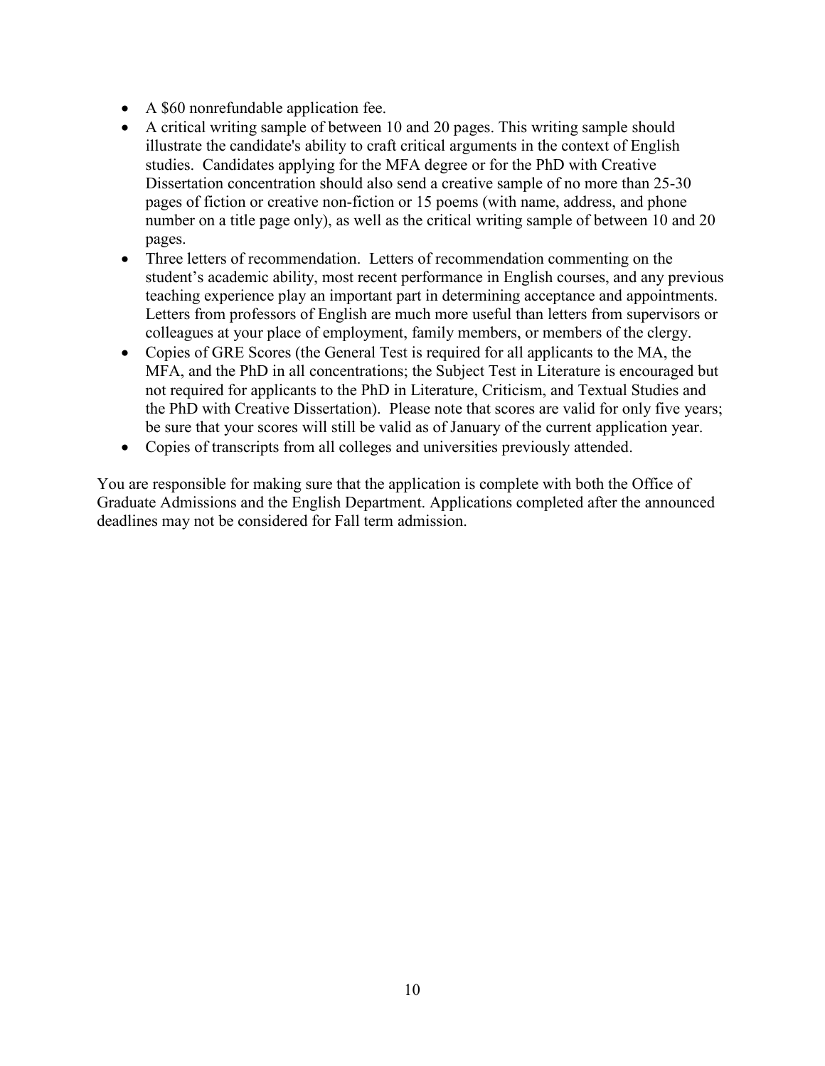- A $60 nonrefundable application fee.
- A critical writing sample of between 10 and 20 pages. This writing sample should illustrate the candidate's ability to craft critical arguments in the context of English studies. Candidates applying for the MFA degree or for the PhD with Creative Dissertation concentration should also send a creative sample of no more than 25-30 pages of fiction or creative non-fiction or 15 poems (with name, address, and phone number on a title page only), as well as the critical writing sample of between 10 and 20 pages.
- Three letters of recommendation. Letters of recommendation commenting on the student's academic ability, most recent performance in English courses, and any previous teaching experience play an important part in determining acceptance and appointments. Letters from professors of English are much more useful than letters from supervisors or colleagues at your place of employment, family members, or members of the clergy.
- Copies of GRE Scores (the General Test is required for all applicants to the MA, the MFA, and the PhD in all concentrations; the Subject Test in Literature is encouraged but not required for applicants to the PhD in Literature, Criticism, and Textual Studies and the PhD with Creative Dissertation). Please note that scores are valid for only five years; be sure that your scores will still be valid as of January of the current application year.
- Copies of transcripts from all colleges and universities previously attended.

You are responsible for making sure that the application is complete with both the Office of Graduate Admissions and the English Department. Applications completed after the announced deadlines may not be considered for Fall term admission.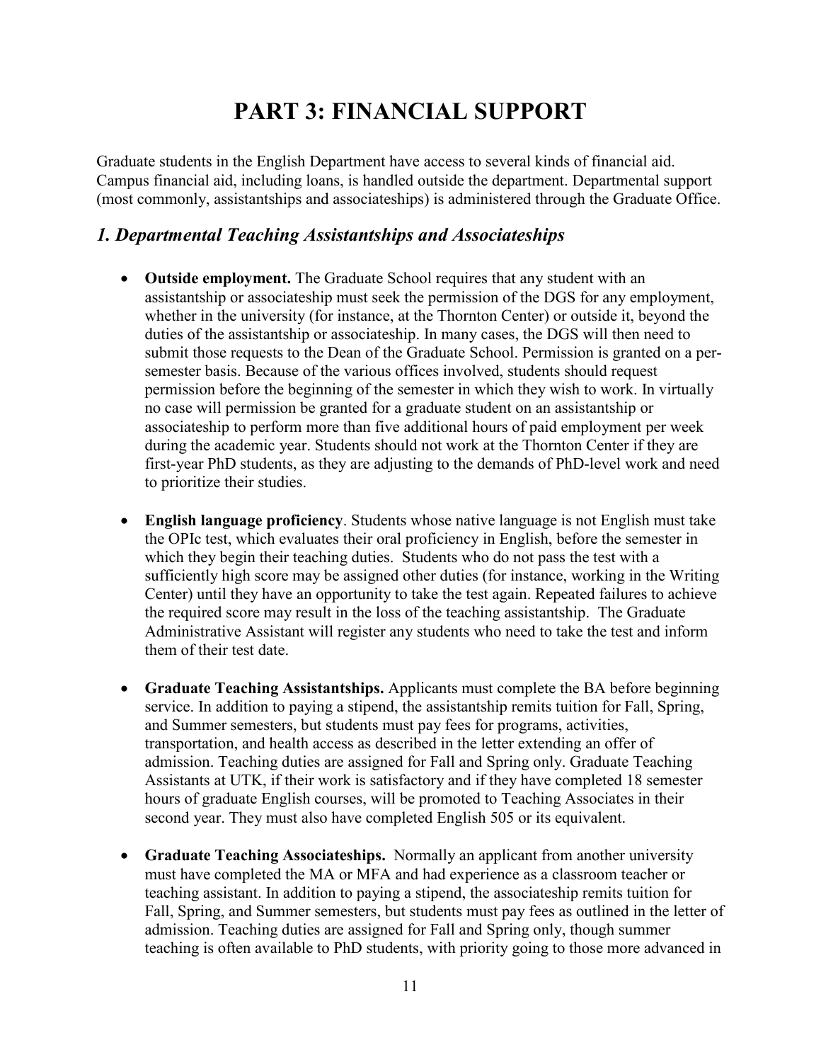# PART 3: FINANCIAL SUPPORT

Graduate students in the English Department have access to several kinds of financial aid. Campus financial aid, including loans, is handled outside the department. Departmental support (most commonly, assistantships and associateships) is administered through the Graduate Office.

## *1. Departmental Teaching Assistantships and Associateships*

- **Outside employment.** The Graduate School requires that any student with an assistantship or associateship must seek the permission of the DGS for any employment, whether in the university (for instance, at the Thornton Center) or outside it, beyond the duties of the assistantship or associateship. In many cases, the DGS will then need to submit those requests to the Dean of the Graduate School. Permission is granted on a per-semester basis. Because of the various offices involved, students should request permission before the beginning of the semester in which they wish to work. In virtually no case will permission be granted for a graduate student on an assistantship or associateship to perform more than five additional hours of paid employment per week during the academic year. Students should not work at the Thornton Center if they are first-year PhD students, as they are adjusting to the demands of PhD-level work and need to prioritize their studies.

- **English language proficiency**. Students whose native language is not English must take the OPIc test, which evaluates their oral proficiency in English, before the semester in which they begin their teaching duties. Students who do not pass the test with a sufficiently high score may be assigned other duties (for instance, working in the Writing Center) until they have an opportunity to take the test again. Repeated failures to achieve the required score may result in the loss of the teaching assistantship. The Graduate Administrative Assistant will register any students who need to take the test and inform them of their test date.

- **Graduate Teaching Assistantships.** Applicants must complete the BA before beginning service. In addition to paying a stipend, the assistantship remits tuition for Fall, Spring, and Summer semesters, but students must pay fees for programs, activities, transportation, and health access as described in the letter extending an offer of admission. Teaching duties are assigned for Fall and Spring only. Graduate Teaching Assistants at UTK, if their work is satisfactory and if they have completed 18 semester hours of graduate English courses, will be promoted to Teaching Associates in their second year. They must also have completed English 505 or its equivalent.

- **Graduate Teaching Associateships.** Normally an applicant from another university must have completed the MA or MFA and had experience as a classroom teacher or teaching assistant. In addition to paying a stipend, the associateship remits tuition for Fall, Spring, and Summer semesters, but students must pay fees as outlined in the letter of admission. Teaching duties are assigned for Fall and Spring only, though summer teaching is often available to PhD students, with priority going to those more advanced in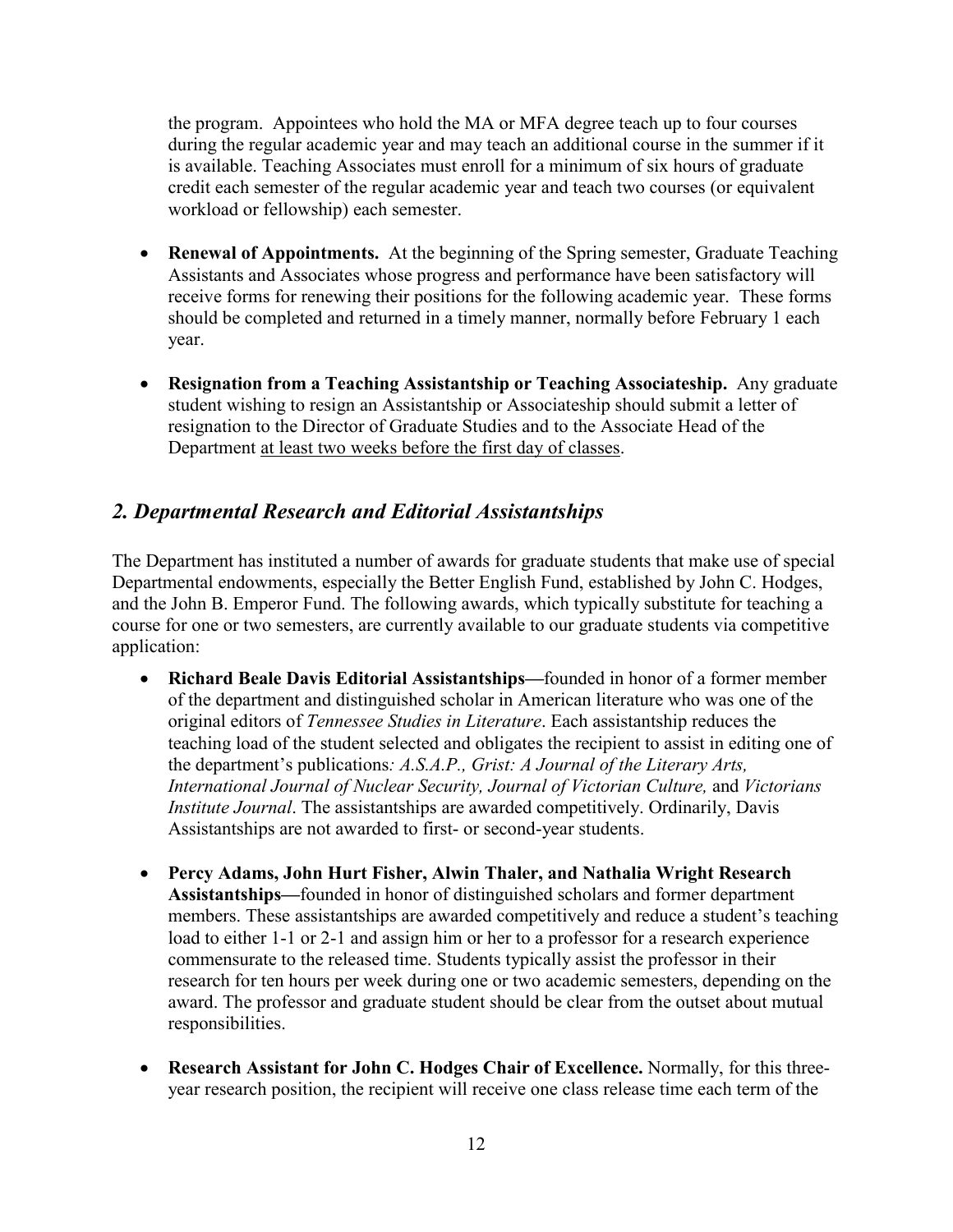the program. Appointees who hold the MA or MFA degree teach up to four courses during the regular academic year and may teach an additional course in the summer if it is available. Teaching Associates must enroll for a minimum of six hours of graduate credit each semester of the regular academic year and teach two courses (or equivalent workload or fellowship) each semester.

- **Renewal of Appointments.** At the beginning of the Spring semester, Graduate Teaching Assistants and Associates whose progress and performance have been satisfactory will receive forms for renewing their positions for the following academic year. These forms should be completed and returned in a timely manner, normally before February 1 each year.

- **Resignation from a Teaching Assistantship or Teaching Associateship.** Any graduate student wishing to resign an Assistantship or Associateship should submit a letter of resignation to the Director of Graduate Studies and to the Associate Head of the Department at least two weeks before the first day of classes.

## *2. Departmental Research and Editorial Assistantships*

The Department has instituted a number of awards for graduate students that make use of special Departmental endowments, especially the Better English Fund, established by John C. Hodges, and the John B. Emperor Fund. The following awards, which typically substitute for teaching a course for one or two semesters, are currently available to our graduate students via competitive application:

- **Richard Beale Davis Editorial Assistantships—**founded in honor of a former member of the department and distinguished scholar in American literature who was one of the original editors of *Tennessee Studies in Literature*. Each assistantship reduces the teaching load of the student selected and obligates the recipient to assist in editing one of the department's publications*: A.S.A.P., Grist: A Journal of the Literary Arts, International Journal of Nuclear Security, Journal of Victorian Culture,* and *Victorians Institute Journal*. The assistantships are awarded competitively. Ordinarily, Davis Assistantships are not awarded to first- or second-year students.

- **Percy Adams, John Hurt Fisher, Alwin Thaler, and Nathalia Wright Research Assistantships—**founded in honor of distinguished scholars and former department members. These assistantships are awarded competitively and reduce a student's teaching load to either 1-1 or 2-1 and assign him or her to a professor for a research experience commensurate to the released time. Students typically assist the professor in their research for ten hours per week during one or two academic semesters, depending on the award. The professor and graduate student should be clear from the outset about mutual responsibilities.

- **Research Assistant for John C. Hodges Chair of Excellence.** Normally, for this three-year research position, the recipient will receive one class release time each term of the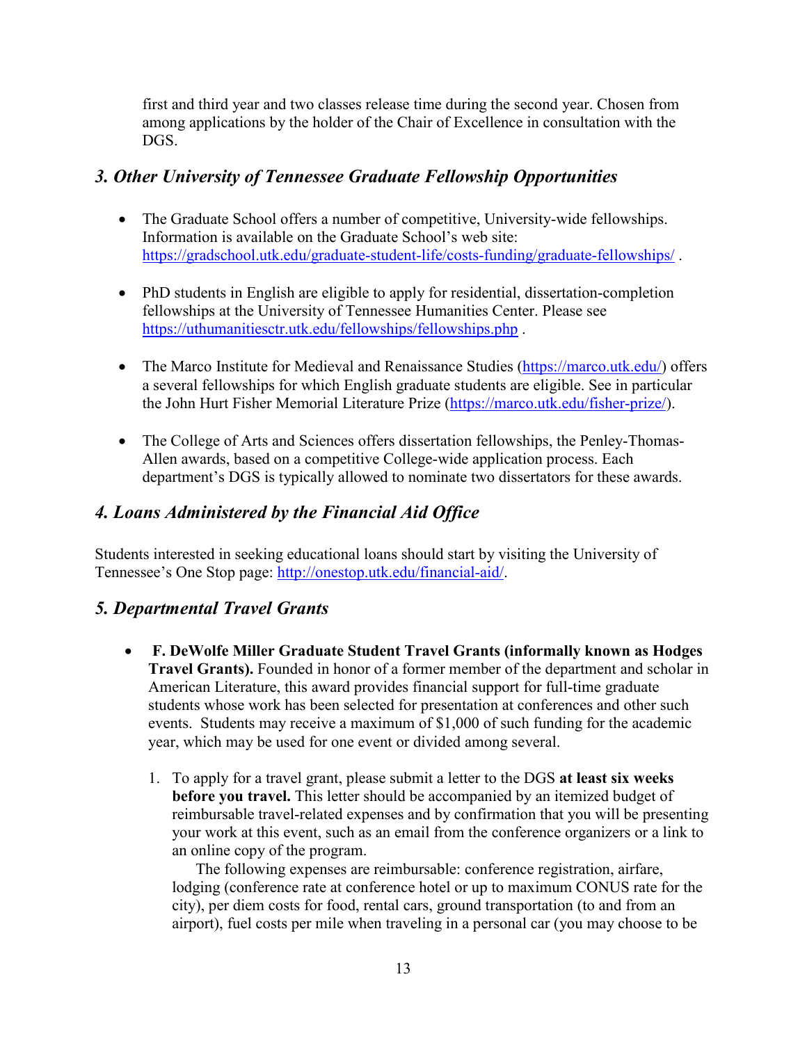first and third year and two classes release time during the second year. Chosen from among applications by the holder of the Chair of Excellence in consultation with the DGS.

### *3. Other University of Tennessee Graduate Fellowship Opportunities*

- The Graduate School offers a number of competitive, University-wide fellowships. Information is available on the Graduate School's web site: https://gradschool.utk.edu/graduate-student-life/costs-funding/graduate-fellowships/ .

- PhD students in English are eligible to apply for residential, dissertation-completion fellowships at the University of Tennessee Humanities Center. Please see https://uthumanitiesctr.utk.edu/fellowships/fellowships.php .

- The Marco Institute for Medieval and Renaissance Studies (https://marco.utk.edu/) offers a several fellowships for which English graduate students are eligible. See in particular the John Hurt Fisher Memorial Literature Prize (https://marco.utk.edu/fisher-prize/).

- The College of Arts and Sciences offers dissertation fellowships, the Penley-Thomas-Allen awards, based on a competitive College-wide application process. Each department's DGS is typically allowed to nominate two dissertators for these awards.

### *4. Loans Administered by the Financial Aid Office*

Students interested in seeking educational loans should start by visiting the University of Tennessee's One Stop page: http://onestop.utk.edu/financial-aid/.

### *5. Departmental Travel Grants*

- **F. DeWolfe Miller Graduate Student Travel Grants (informally known as Hodges Travel Grants).** Founded in honor of a former member of the department and scholar in American Literature, this award provides financial support for full-time graduate students whose work has been selected for presentation at conferences and other such events. Students may receive a maximum of $1,000 of such funding for the academic year, which may be used for one event or divided among several.

  1. To apply for a travel grant, please submit a letter to the DGS **at least six weeks before you travel.** This letter should be accompanied by an itemized budget of reimbursable travel-related expenses and by confirmation that you will be presenting your work at this event, such as an email from the conference organizers or a link to an online copy of the program.

     The following expenses are reimbursable: conference registration, airfare, lodging (conference rate at conference hotel or up to maximum CONUS rate for the city), per diem costs for food, rental cars, ground transportation (to and from an airport), fuel costs per mile when traveling in a personal car (you may choose to be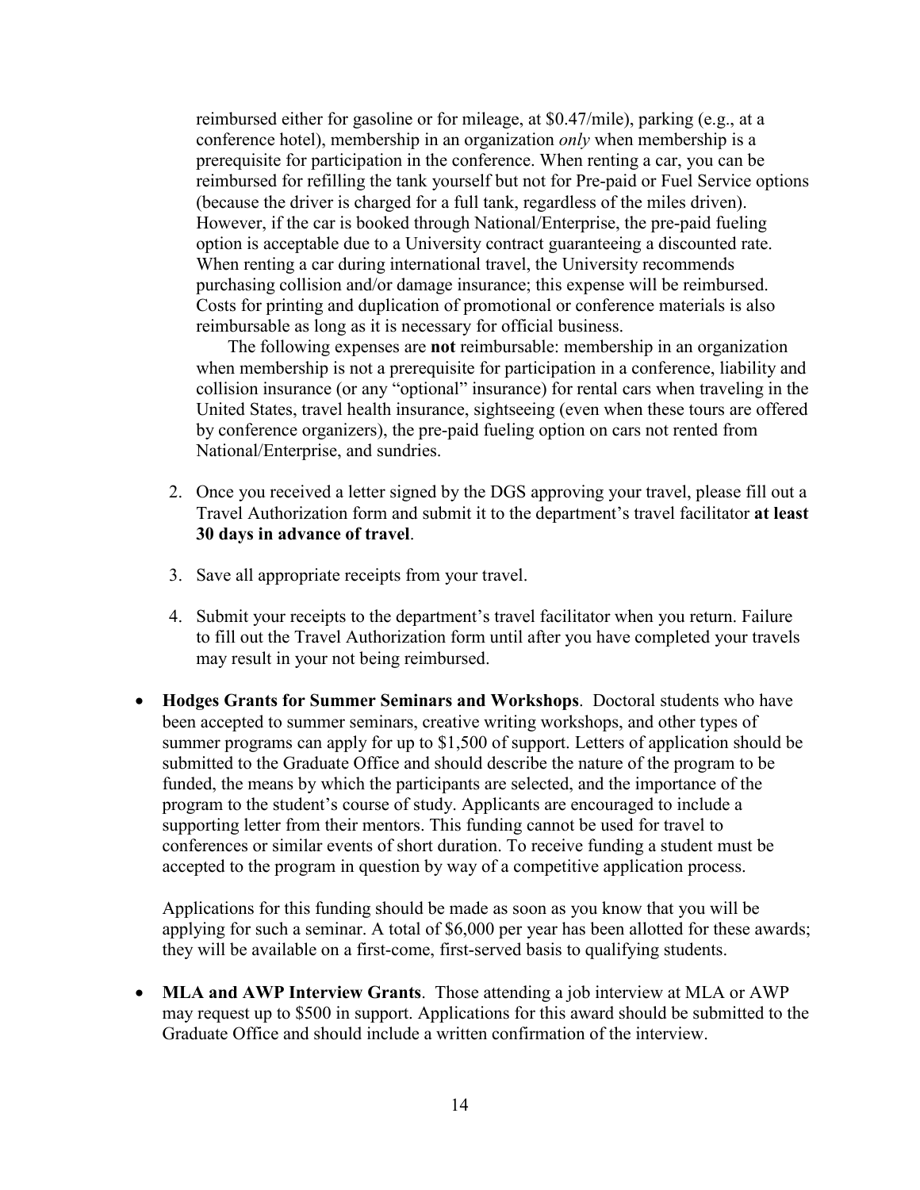reimbursed either for gasoline or for mileage, at $0.47/mile), parking (e.g., at a conference hotel), membership in an organization *only* when membership is a prerequisite for participation in the conference. When renting a car, you can be reimbursed for refilling the tank yourself but not for Pre-paid or Fuel Service options (because the driver is charged for a full tank, regardless of the miles driven). However, if the car is booked through National/Enterprise, the pre-paid fueling option is acceptable due to a University contract guaranteeing a discounted rate. When renting a car during international travel, the University recommends purchasing collision and/or damage insurance; this expense will be reimbursed. Costs for printing and duplication of promotional or conference materials is also reimbursable as long as it is necessary for official business.

The following expenses are **not** reimbursable: membership in an organization when membership is not a prerequisite for participation in a conference, liability and collision insurance (or any "optional" insurance) for rental cars when traveling in the United States, travel health insurance, sightseeing (even when these tours are offered by conference organizers), the pre-paid fueling option on cars not rented from National/Enterprise, and sundries.

2. Once you received a letter signed by the DGS approving your travel, please fill out a Travel Authorization form and submit it to the department's travel facilitator **at least 30 days in advance of travel**.
3. Save all appropriate receipts from your travel.
4. Submit your receipts to the department's travel facilitator when you return. Failure to fill out the Travel Authorization form until after you have completed your travels may result in your not being reimbursed.

- **Hodges Grants for Summer Seminars and Workshops**. Doctoral students who have been accepted to summer seminars, creative writing workshops, and other types of summer programs can apply for up to $1,500 of support. Letters of application should be submitted to the Graduate Office and should describe the nature of the program to be funded, the means by which the participants are selected, and the importance of the program to the student's course of study. Applicants are encouraged to include a supporting letter from their mentors. This funding cannot be used for travel to conferences or similar events of short duration. To receive funding a student must be accepted to the program in question by way of a competitive application process.

  Applications for this funding should be made as soon as you know that you will be applying for such a seminar. A total of $6,000 per year has been allotted for these awards; they will be available on a first-come, first-served basis to qualifying students.

- **MLA and AWP Interview Grants**. Those attending a job interview at MLA or AWP may request up to $500 in support. Applications for this award should be submitted to the Graduate Office and should include a written confirmation of the interview.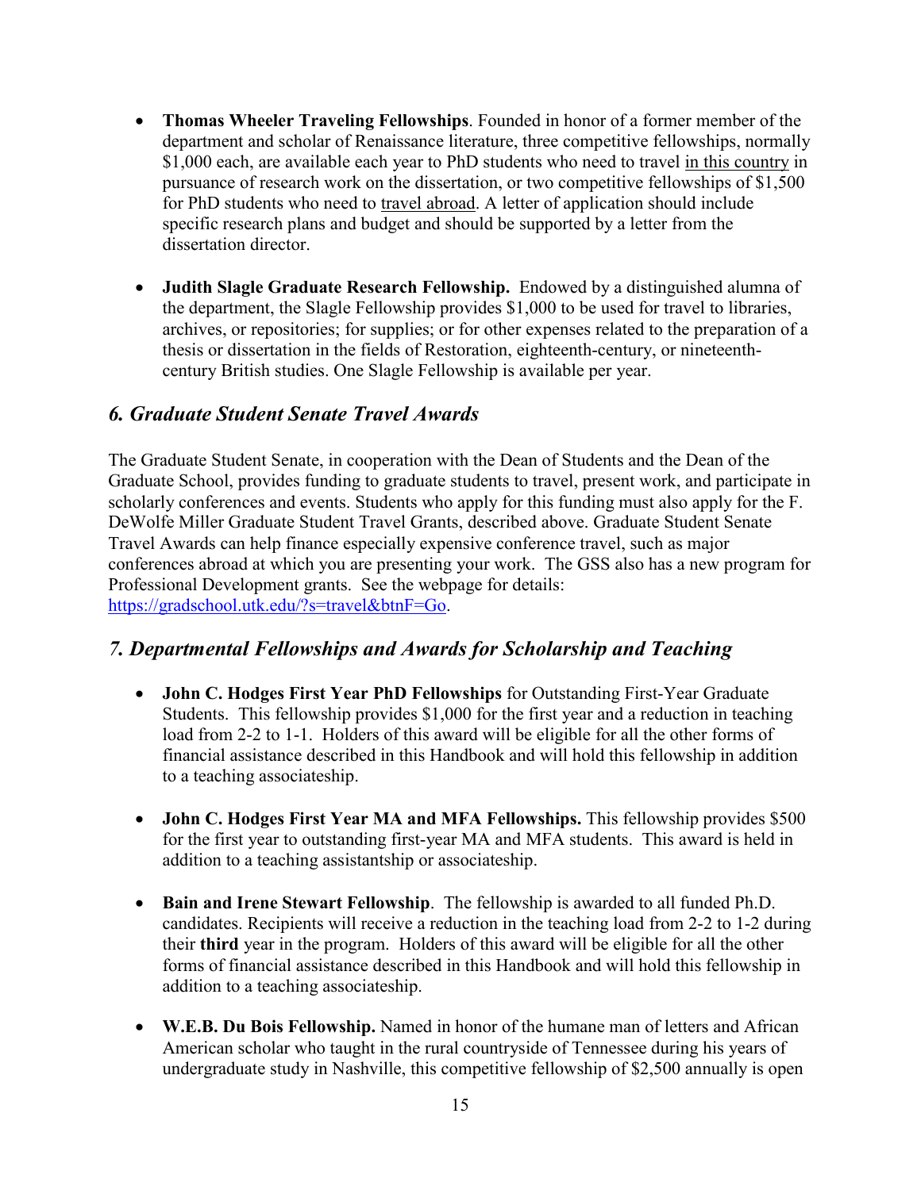- **Thomas Wheeler Traveling Fellowships**. Founded in honor of a former member of the department and scholar of Renaissance literature, three competitive fellowships, normally $1,000 each, are available each year to PhD students who need to travel <u>in this country</u> in pursuance of research work on the dissertation, or two competitive fellowships of $1,500 for PhD students who need to <u>travel abroad</u>. A letter of application should include specific research plans and budget and should be supported by a letter from the dissertation director.

- **Judith Slagle Graduate Research Fellowship.** Endowed by a distinguished alumna of the department, the Slagle Fellowship provides $1,000 to be used for travel to libraries, archives, or repositories; for supplies; or for other expenses related to the preparation of a thesis or dissertation in the fields of Restoration, eighteenth-century, or nineteenth-century British studies. One Slagle Fellowship is available per year.

## *6. Graduate Student Senate Travel Awards*

The Graduate Student Senate, in cooperation with the Dean of Students and the Dean of the Graduate School, provides funding to graduate students to travel, present work, and participate in scholarly conferences and events. Students who apply for this funding must also apply for the F. DeWolfe Miller Graduate Student Travel Grants, described above. Graduate Student Senate Travel Awards can help finance especially expensive conference travel, such as major conferences abroad at which you are presenting your work. The GSS also has a new program for Professional Development grants. See the webpage for details: https://gradschool.utk.edu/?s=travel&btnF=Go.

## *7. Departmental Fellowships and Awards for Scholarship and Teaching*

- **John C. Hodges First Year PhD Fellowships** for Outstanding First-Year Graduate Students. This fellowship provides $1,000 for the first year and a reduction in teaching load from 2-2 to 1-1. Holders of this award will be eligible for all the other forms of financial assistance described in this Handbook and will hold this fellowship in addition to a teaching associateship.

- **John C. Hodges First Year MA and MFA Fellowships.** This fellowship provides $500 for the first year to outstanding first-year MA and MFA students. This award is held in addition to a teaching assistantship or associateship.

- **Bain and Irene Stewart Fellowship**. The fellowship is awarded to all funded Ph.D. candidates. Recipients will receive a reduction in the teaching load from 2-2 to 1-2 during their **third** year in the program. Holders of this award will be eligible for all the other forms of financial assistance described in this Handbook and will hold this fellowship in addition to a teaching associateship.

- **W.E.B. Du Bois Fellowship.** Named in honor of the humane man of letters and African American scholar who taught in the rural countryside of Tennessee during his years of undergraduate study in Nashville, this competitive fellowship of $2,500 annually is open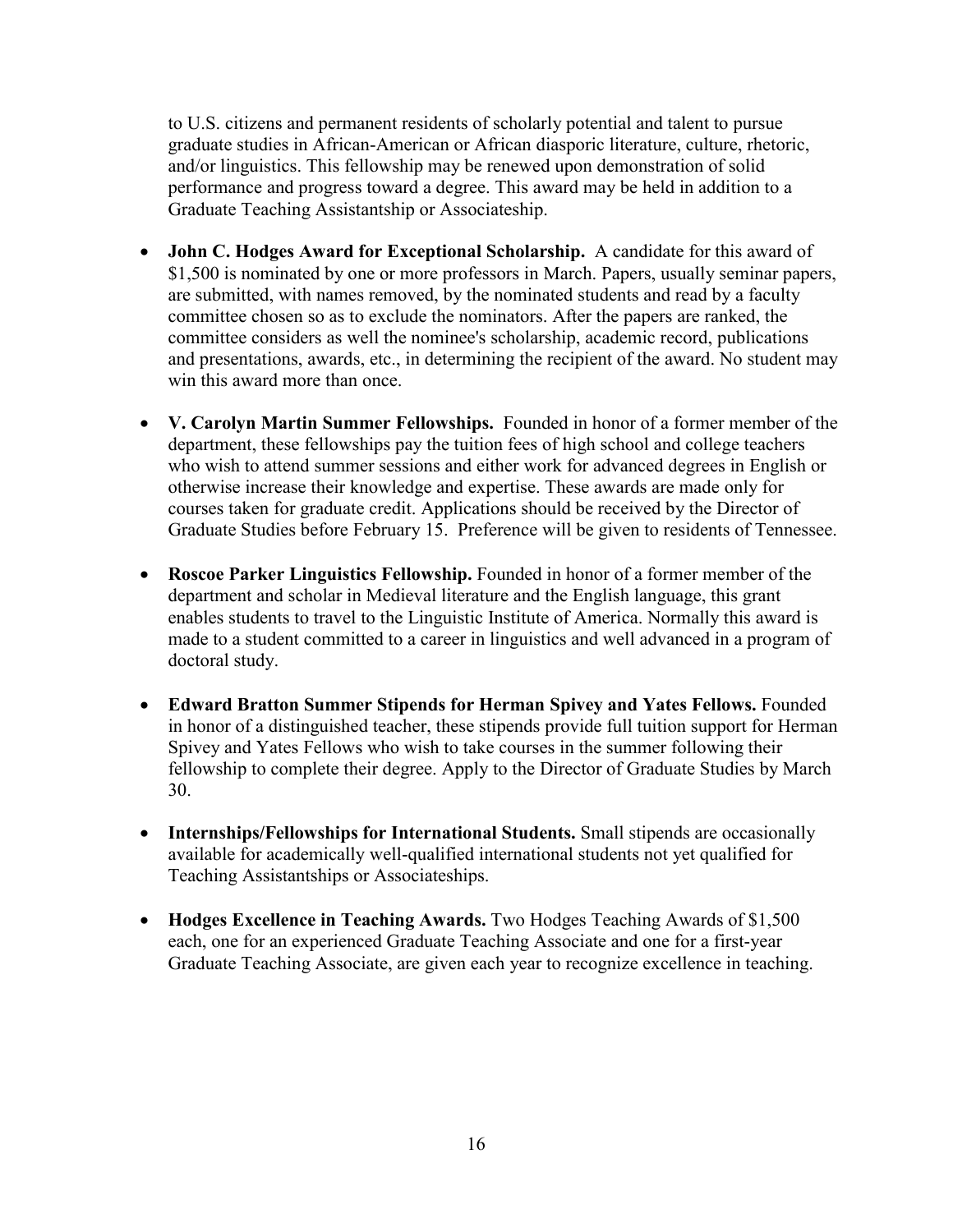to U.S. citizens and permanent residents of scholarly potential and talent to pursue graduate studies in African-American or African diasporic literature, culture, rhetoric, and/or linguistics. This fellowship may be renewed upon demonstration of solid performance and progress toward a degree. This award may be held in addition to a Graduate Teaching Assistantship or Associateship.

- **John C. Hodges Award for Exceptional Scholarship.** A candidate for this award of $1,500 is nominated by one or more professors in March. Papers, usually seminar papers, are submitted, with names removed, by the nominated students and read by a faculty committee chosen so as to exclude the nominators. After the papers are ranked, the committee considers as well the nominee's scholarship, academic record, publications and presentations, awards, etc., in determining the recipient of the award. No student may win this award more than once.

- **V. Carolyn Martin Summer Fellowships.** Founded in honor of a former member of the department, these fellowships pay the tuition fees of high school and college teachers who wish to attend summer sessions and either work for advanced degrees in English or otherwise increase their knowledge and expertise. These awards are made only for courses taken for graduate credit. Applications should be received by the Director of Graduate Studies before February 15. Preference will be given to residents of Tennessee.

- **Roscoe Parker Linguistics Fellowship.** Founded in honor of a former member of the department and scholar in Medieval literature and the English language, this grant enables students to travel to the Linguistic Institute of America. Normally this award is made to a student committed to a career in linguistics and well advanced in a program of doctoral study.

- **Edward Bratton Summer Stipends for Herman Spivey and Yates Fellows.** Founded in honor of a distinguished teacher, these stipends provide full tuition support for Herman Spivey and Yates Fellows who wish to take courses in the summer following their fellowship to complete their degree. Apply to the Director of Graduate Studies by March 30.

- **Internships/Fellowships for International Students.** Small stipends are occasionally available for academically well-qualified international students not yet qualified for Teaching Assistantships or Associateships.

- **Hodges Excellence in Teaching Awards.** Two Hodges Teaching Awards of $1,500 each, one for an experienced Graduate Teaching Associate and one for a first-year Graduate Teaching Associate, are given each year to recognize excellence in teaching.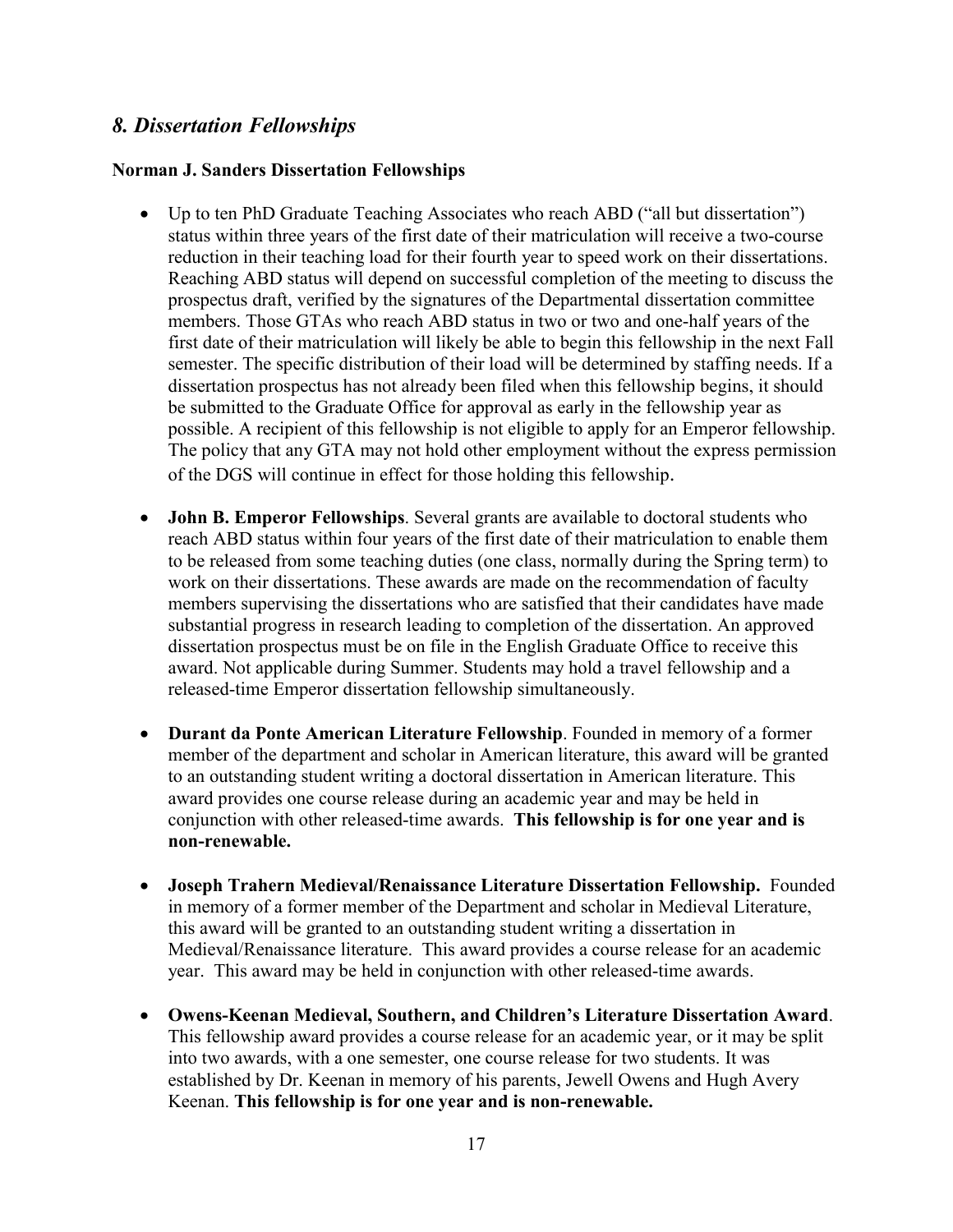## *8. Dissertation Fellowships*

**Norman J. Sanders Dissertation Fellowships**

- Up to ten PhD Graduate Teaching Associates who reach ABD ("all but dissertation") status within three years of the first date of their matriculation will receive a two-course reduction in their teaching load for their fourth year to speed work on their dissertations. Reaching ABD status will depend on successful completion of the meeting to discuss the prospectus draft, verified by the signatures of the Departmental dissertation committee members. Those GTAs who reach ABD status in two or two and one-half years of the first date of their matriculation will likely be able to begin this fellowship in the next Fall semester. The specific distribution of their load will be determined by staffing needs. If a dissertation prospectus has not already been filed when this fellowship begins, it should be submitted to the Graduate Office for approval as early in the fellowship year as possible. A recipient of this fellowship is not eligible to apply for an Emperor fellowship. The policy that any GTA may not hold other employment without the express permission of the DGS will continue in effect for those holding this fellowship.

- **John B. Emperor Fellowships**. Several grants are available to doctoral students who reach ABD status within four years of the first date of their matriculation to enable them to be released from some teaching duties (one class, normally during the Spring term) to work on their dissertations. These awards are made on the recommendation of faculty members supervising the dissertations who are satisfied that their candidates have made substantial progress in research leading to completion of the dissertation. An approved dissertation prospectus must be on file in the English Graduate Office to receive this award. Not applicable during Summer. Students may hold a travel fellowship and a released-time Emperor dissertation fellowship simultaneously.

- **Durant da Ponte American Literature Fellowship**. Founded in memory of a former member of the department and scholar in American literature, this award will be granted to an outstanding student writing a doctoral dissertation in American literature. This award provides one course release during an academic year and may be held in conjunction with other released-time awards. **This fellowship is for one year and is non-renewable.**

- **Joseph Trahern Medieval/Renaissance Literature Dissertation Fellowship.** Founded in memory of a former member of the Department and scholar in Medieval Literature, this award will be granted to an outstanding student writing a dissertation in Medieval/Renaissance literature. This award provides a course release for an academic year. This award may be held in conjunction with other released-time awards.

- **Owens-Keenan Medieval, Southern, and Children's Literature Dissertation Award**. This fellowship award provides a course release for an academic year, or it may be split into two awards, with a one semester, one course release for two students. It was established by Dr. Keenan in memory of his parents, Jewell Owens and Hugh Avery Keenan. **This fellowship is for one year and is non-renewable.**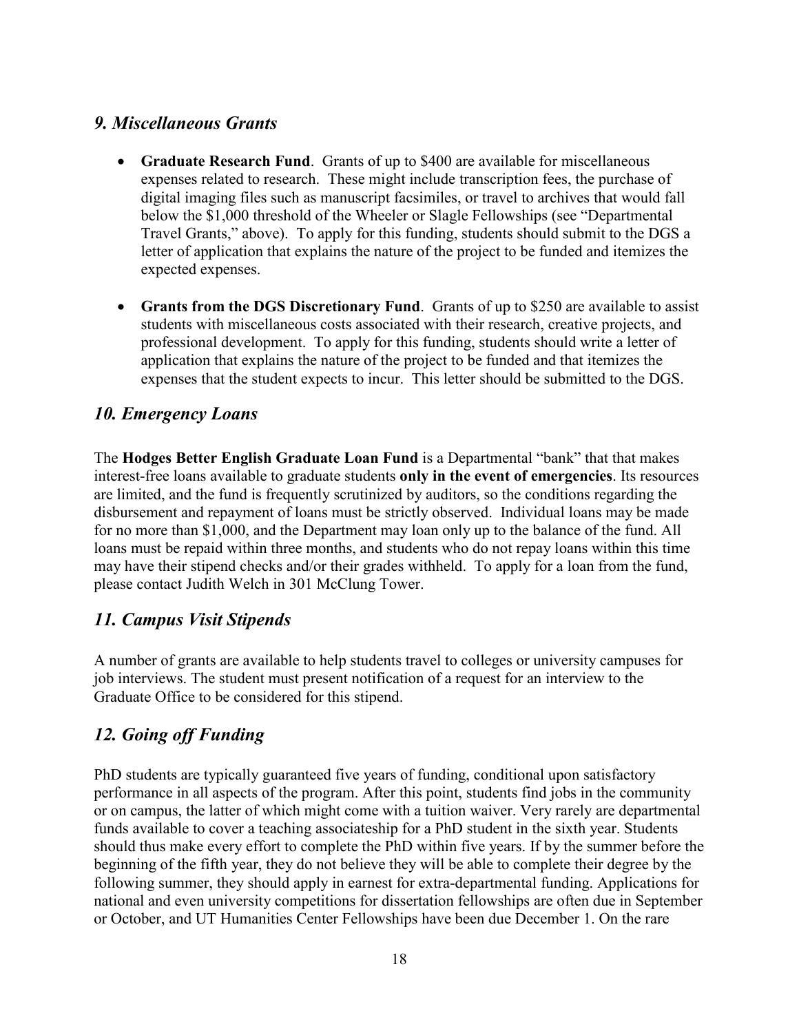## *9. Miscellaneous Grants*

- **Graduate Research Fund**. Grants of up to $400 are available for miscellaneous expenses related to research. These might include transcription fees, the purchase of digital imaging files such as manuscript facsimiles, or travel to archives that would fall below the $1,000 threshold of the Wheeler or Slagle Fellowships (see "Departmental Travel Grants," above). To apply for this funding, students should submit to the DGS a letter of application that explains the nature of the project to be funded and itemizes the expected expenses.
- **Grants from the DGS Discretionary Fund**. Grants of up to $250 are available to assist students with miscellaneous costs associated with their research, creative projects, and professional development. To apply for this funding, students should write a letter of application that explains the nature of the project to be funded and that itemizes the expenses that the student expects to incur. This letter should be submitted to the DGS.

## *10. Emergency Loans*

The **Hodges Better English Graduate Loan Fund** is a Departmental "bank" that that makes interest-free loans available to graduate students **only in the event of emergencies**. Its resources are limited, and the fund is frequently scrutinized by auditors, so the conditions regarding the disbursement and repayment of loans must be strictly observed. Individual loans may be made for no more than $1,000, and the Department may loan only up to the balance of the fund. All loans must be repaid within three months, and students who do not repay loans within this time may have their stipend checks and/or their grades withheld. To apply for a loan from the fund, please contact Judith Welch in 301 McClung Tower.

## *11. Campus Visit Stipends*

A number of grants are available to help students travel to colleges or university campuses for job interviews. The student must present notification of a request for an interview to the Graduate Office to be considered for this stipend.

## *12. Going off Funding*

PhD students are typically guaranteed five years of funding, conditional upon satisfactory performance in all aspects of the program. After this point, students find jobs in the community or on campus, the latter of which might come with a tuition waiver. Very rarely are departmental funds available to cover a teaching associateship for a PhD student in the sixth year. Students should thus make every effort to complete the PhD within five years. If by the summer before the beginning of the fifth year, they do not believe they will be able to complete their degree by the following summer, they should apply in earnest for extra-departmental funding. Applications for national and even university competitions for dissertation fellowships are often due in September or October, and UT Humanities Center Fellowships have been due December 1. On the rare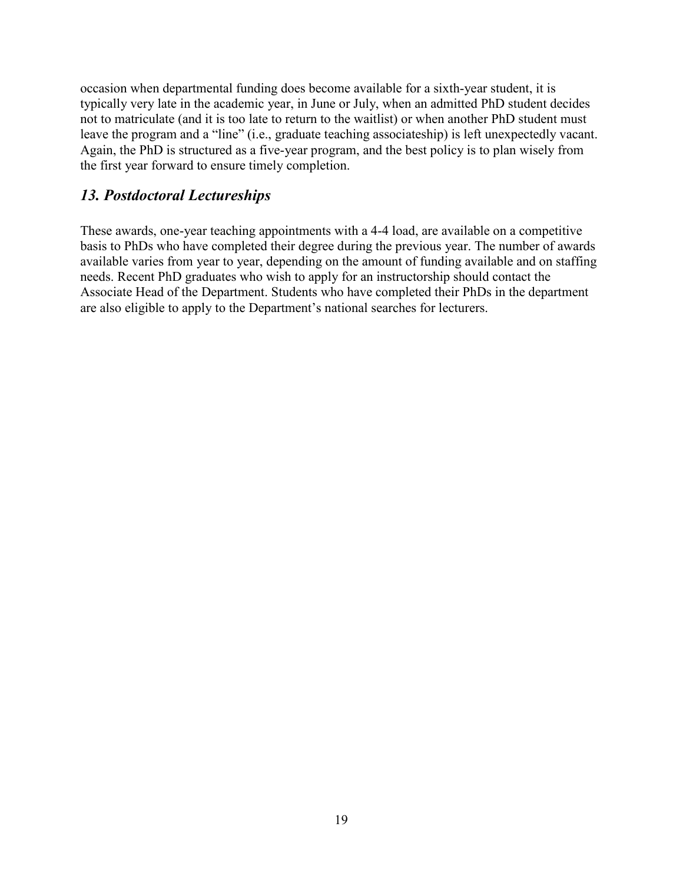occasion when departmental funding does become available for a sixth-year student, it is typically very late in the academic year, in June or July, when an admitted PhD student decides not to matriculate (and it is too late to return to the waitlist) or when another PhD student must leave the program and a "line" (i.e., graduate teaching associateship) is left unexpectedly vacant. Again, the PhD is structured as a five-year program, and the best policy is to plan wisely from the first year forward to ensure timely completion.

## *13. Postdoctoral Lectureships*

These awards, one-year teaching appointments with a 4-4 load, are available on a competitive basis to PhDs who have completed their degree during the previous year. The number of awards available varies from year to year, depending on the amount of funding available and on staffing needs. Recent PhD graduates who wish to apply for an instructorship should contact the Associate Head of the Department. Students who have completed their PhDs in the department are also eligible to apply to the Department's national searches for lecturers.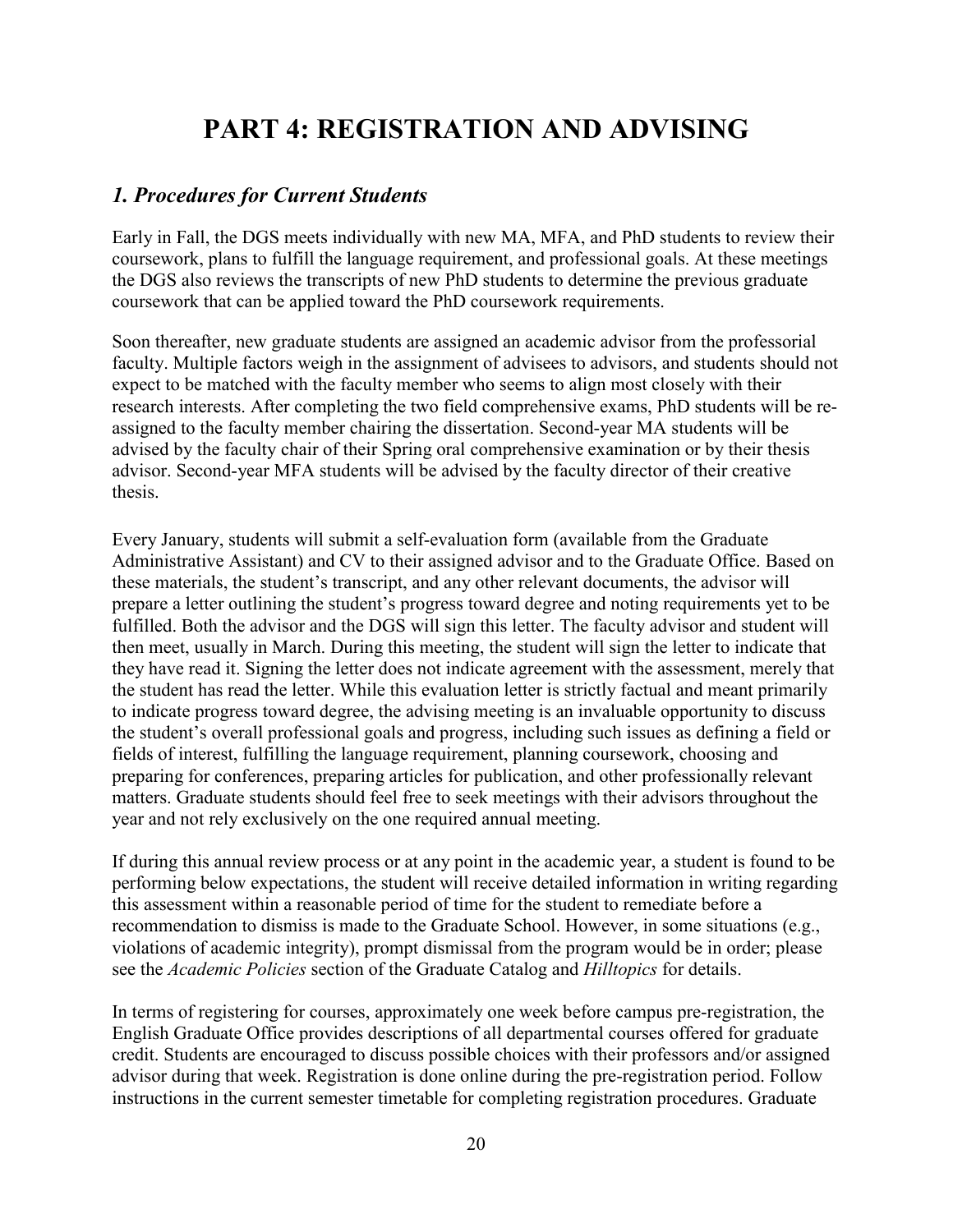# PART 4: REGISTRATION AND ADVISING

## *1. Procedures for Current Students*

Early in Fall, the DGS meets individually with new MA, MFA, and PhD students to review their coursework, plans to fulfill the language requirement, and professional goals. At these meetings the DGS also reviews the transcripts of new PhD students to determine the previous graduate coursework that can be applied toward the PhD coursework requirements.

Soon thereafter, new graduate students are assigned an academic advisor from the professorial faculty. Multiple factors weigh in the assignment of advisees to advisors, and students should not expect to be matched with the faculty member who seems to align most closely with their research interests. After completing the two field comprehensive exams, PhD students will be re-assigned to the faculty member chairing the dissertation. Second-year MA students will be advised by the faculty chair of their Spring oral comprehensive examination or by their thesis advisor. Second-year MFA students will be advised by the faculty director of their creative thesis.

Every January, students will submit a self-evaluation form (available from the Graduate Administrative Assistant) and CV to their assigned advisor and to the Graduate Office. Based on these materials, the student's transcript, and any other relevant documents, the advisor will prepare a letter outlining the student's progress toward degree and noting requirements yet to be fulfilled. Both the advisor and the DGS will sign this letter. The faculty advisor and student will then meet, usually in March. During this meeting, the student will sign the letter to indicate that they have read it. Signing the letter does not indicate agreement with the assessment, merely that the student has read the letter. While this evaluation letter is strictly factual and meant primarily to indicate progress toward degree, the advising meeting is an invaluable opportunity to discuss the student's overall professional goals and progress, including such issues as defining a field or fields of interest, fulfilling the language requirement, planning coursework, choosing and preparing for conferences, preparing articles for publication, and other professionally relevant matters. Graduate students should feel free to seek meetings with their advisors throughout the year and not rely exclusively on the one required annual meeting.

If during this annual review process or at any point in the academic year, a student is found to be performing below expectations, the student will receive detailed information in writing regarding this assessment within a reasonable period of time for the student to remediate before a recommendation to dismiss is made to the Graduate School. However, in some situations (e.g., violations of academic integrity), prompt dismissal from the program would be in order; please see the *Academic Policies* section of the Graduate Catalog and *Hilltopics* for details.

In terms of registering for courses, approximately one week before campus pre-registration, the English Graduate Office provides descriptions of all departmental courses offered for graduate credit. Students are encouraged to discuss possible choices with their professors and/or assigned advisor during that week. Registration is done online during the pre-registration period. Follow instructions in the current semester timetable for completing registration procedures. Graduate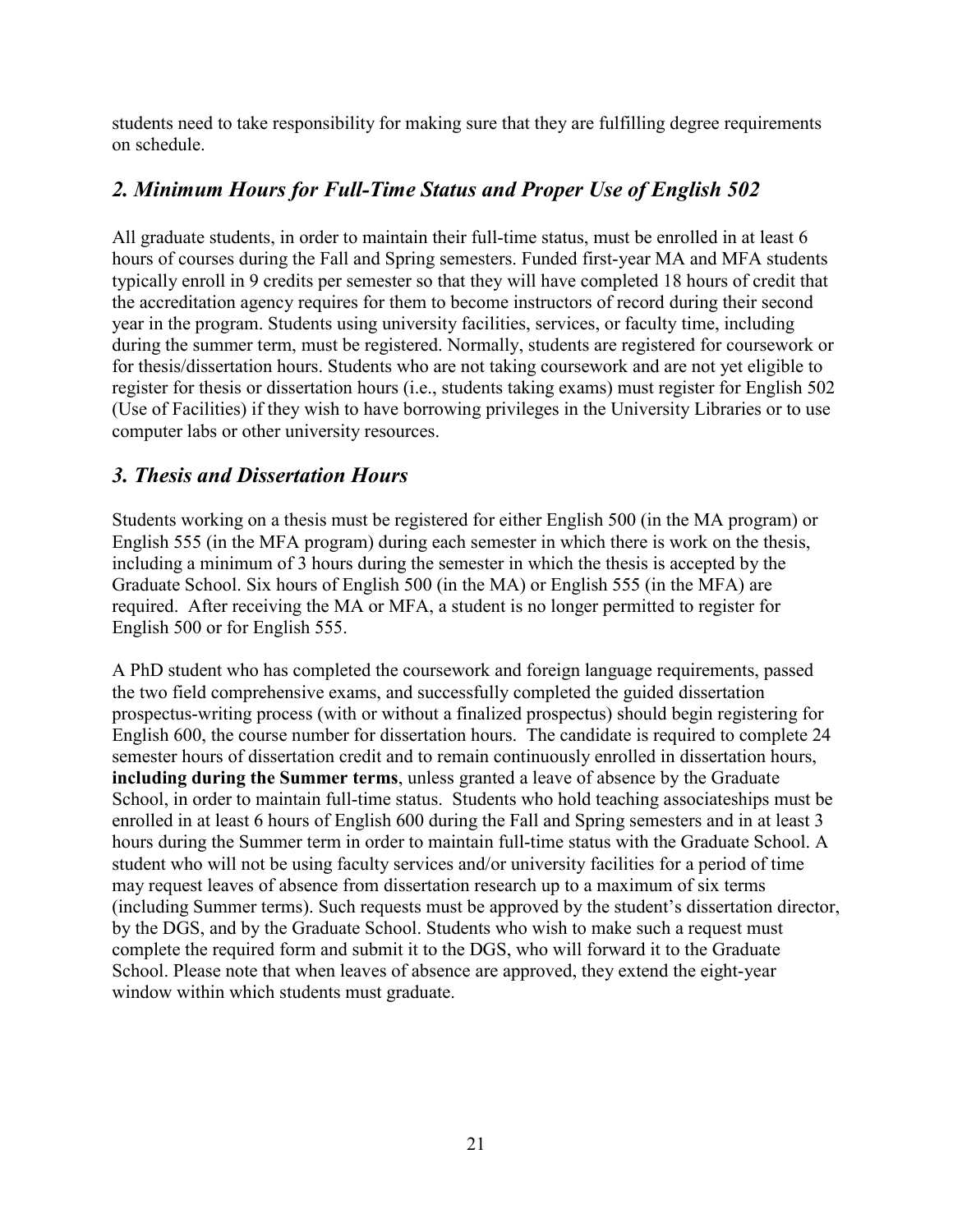students need to take responsibility for making sure that they are fulfilling degree requirements on schedule.

## *2. Minimum Hours for Full-Time Status and Proper Use of English 502*

All graduate students, in order to maintain their full-time status, must be enrolled in at least 6 hours of courses during the Fall and Spring semesters. Funded first-year MA and MFA students typically enroll in 9 credits per semester so that they will have completed 18 hours of credit that the accreditation agency requires for them to become instructors of record during their second year in the program. Students using university facilities, services, or faculty time, including during the summer term, must be registered. Normally, students are registered for coursework or for thesis/dissertation hours. Students who are not taking coursework and are not yet eligible to register for thesis or dissertation hours (i.e., students taking exams) must register for English 502 (Use of Facilities) if they wish to have borrowing privileges in the University Libraries or to use computer labs or other university resources.

## *3. Thesis and Dissertation Hours*

Students working on a thesis must be registered for either English 500 (in the MA program) or English 555 (in the MFA program) during each semester in which there is work on the thesis, including a minimum of 3 hours during the semester in which the thesis is accepted by the Graduate School. Six hours of English 500 (in the MA) or English 555 (in the MFA) are required. After receiving the MA or MFA, a student is no longer permitted to register for English 500 or for English 555.

A PhD student who has completed the coursework and foreign language requirements, passed the two field comprehensive exams, and successfully completed the guided dissertation prospectus-writing process (with or without a finalized prospectus) should begin registering for English 600, the course number for dissertation hours. The candidate is required to complete 24 semester hours of dissertation credit and to remain continuously enrolled in dissertation hours, **including during the Summer terms**, unless granted a leave of absence by the Graduate School, in order to maintain full-time status. Students who hold teaching associateships must be enrolled in at least 6 hours of English 600 during the Fall and Spring semesters and in at least 3 hours during the Summer term in order to maintain full-time status with the Graduate School. A student who will not be using faculty services and/or university facilities for a period of time may request leaves of absence from dissertation research up to a maximum of six terms (including Summer terms). Such requests must be approved by the student's dissertation director, by the DGS, and by the Graduate School. Students who wish to make such a request must complete the required form and submit it to the DGS, who will forward it to the Graduate School. Please note that when leaves of absence are approved, they extend the eight-year window within which students must graduate.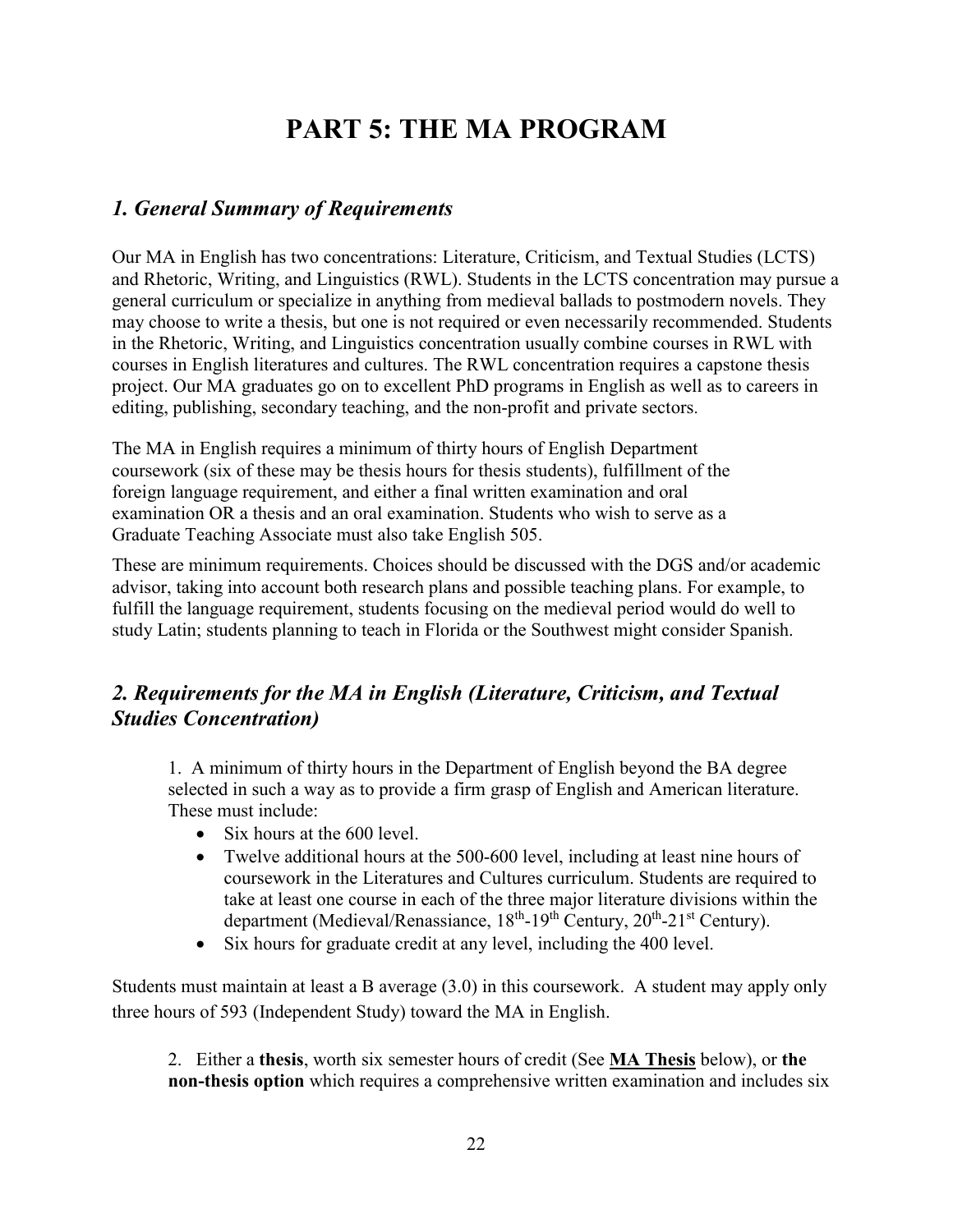# PART 5: THE MA PROGRAM

## *1. General Summary of Requirements*

Our MA in English has two concentrations: Literature, Criticism, and Textual Studies (LCTS) and Rhetoric, Writing, and Linguistics (RWL). Students in the LCTS concentration may pursue a general curriculum or specialize in anything from medieval ballads to postmodern novels. They may choose to write a thesis, but one is not required or even necessarily recommended. Students in the Rhetoric, Writing, and Linguistics concentration usually combine courses in RWL with courses in English literatures and cultures. The RWL concentration requires a capstone thesis project. Our MA graduates go on to excellent PhD programs in English as well as to careers in editing, publishing, secondary teaching, and the non-profit and private sectors.

The MA in English requires a minimum of thirty hours of English Department coursework (six of these may be thesis hours for thesis students), fulfillment of the foreign language requirement, and either a final written examination and oral examination OR a thesis and an oral examination. Students who wish to serve as a Graduate Teaching Associate must also take English 505.

These are minimum requirements. Choices should be discussed with the DGS and/or academic advisor, taking into account both research plans and possible teaching plans. For example, to fulfill the language requirement, students focusing on the medieval period would do well to study Latin; students planning to teach in Florida or the Southwest might consider Spanish.

## *2. Requirements for the MA in English (Literature, Criticism, and Textual Studies Concentration)*

1. A minimum of thirty hours in the Department of English beyond the BA degree selected in such a way as to provide a firm grasp of English and American literature. These must include:
   - Six hours at the 600 level.
   - Twelve additional hours at the 500-600 level, including at least nine hours of coursework in the Literatures and Cultures curriculum. Students are required to take at least one course in each of the three major literature divisions within the department (Medieval/Renaissance, 18th-19th Century, 20th-21st Century).
   - Six hours for graduate credit at any level, including the 400 level.

Students must maintain at least a B average (3.0) in this coursework. A student may apply only three hours of 593 (Independent Study) toward the MA in English.

2. Either a **thesis**, worth six semester hours of credit (See **MA Thesis** below), or **the non-thesis option** which requires a comprehensive written examination and includes six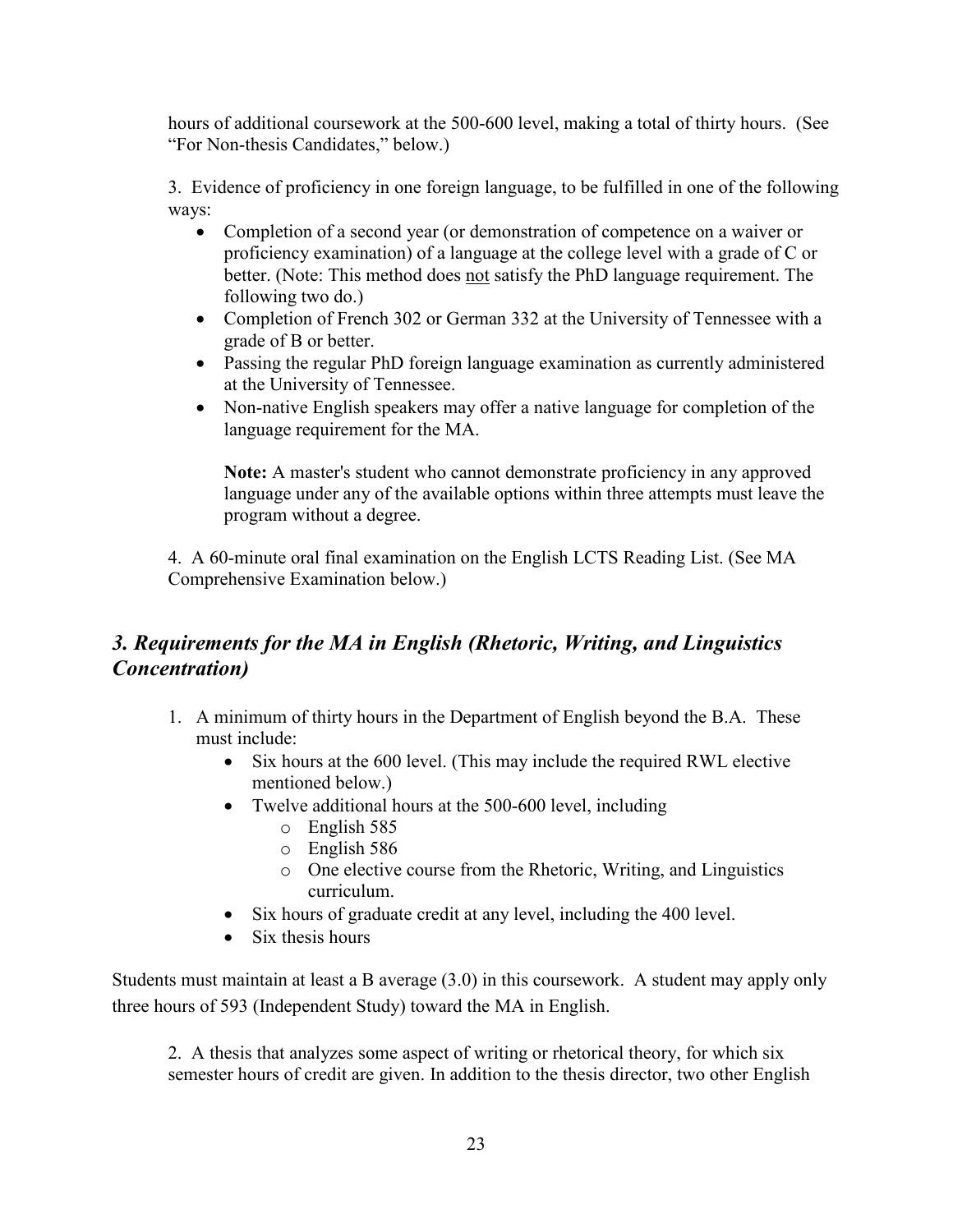hours of additional coursework at the 500-600 level, making a total of thirty hours. (See "For Non-thesis Candidates," below.)

3. Evidence of proficiency in one foreign language, to be fulfilled in one of the following ways:

- Completion of a second year (or demonstration of competence on a waiver or proficiency examination) of a language at the college level with a grade of C or better. (Note: This method does not satisfy the PhD language requirement. The following two do.)
- Completion of French 302 or German 332 at the University of Tennessee with a grade of B or better.
- Passing the regular PhD foreign language examination as currently administered at the University of Tennessee.
- Non-native English speakers may offer a native language for completion of the language requirement for the MA.

  **Note:** A master's student who cannot demonstrate proficiency in any approved language under any of the available options within three attempts must leave the program without a degree.

4. A 60-minute oral final examination on the English LCTS Reading List. (See MA Comprehensive Examination below.)

## *3. Requirements for the MA in English (Rhetoric, Writing, and Linguistics Concentration)*

1. A minimum of thirty hours in the Department of English beyond the B.A. These must include:
   - Six hours at the 600 level. (This may include the required RWL elective mentioned below.)
   - Twelve additional hours at the 500-600 level, including
     - English 585
     - English 586
     - One elective course from the Rhetoric, Writing, and Linguistics curriculum.
   - Six hours of graduate credit at any level, including the 400 level.
   - Six thesis hours

Students must maintain at least a B average (3.0) in this coursework. A student may apply only three hours of 593 (Independent Study) toward the MA in English.

2. A thesis that analyzes some aspect of writing or rhetorical theory, for which six semester hours of credit are given. In addition to the thesis director, two other English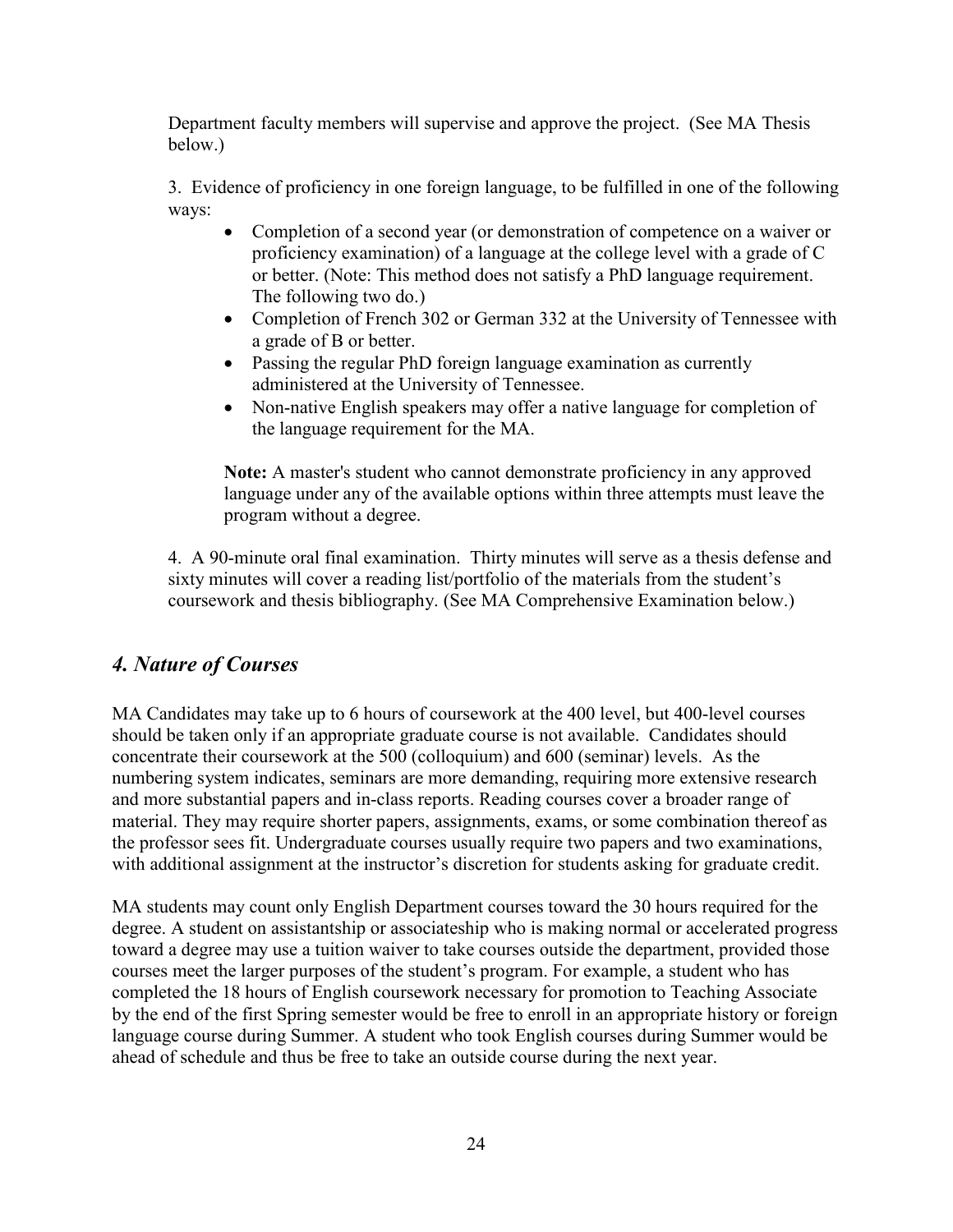Department faculty members will supervise and approve the project. (See MA Thesis below.)

3. Evidence of proficiency in one foreign language, to be fulfilled in one of the following ways:

- Completion of a second year (or demonstration of competence on a waiver or proficiency examination) of a language at the college level with a grade of C or better. (Note: This method does not satisfy a PhD language requirement. The following two do.)
- Completion of French 302 or German 332 at the University of Tennessee with a grade of B or better.
- Passing the regular PhD foreign language examination as currently administered at the University of Tennessee.
- Non-native English speakers may offer a native language for completion of the language requirement for the MA.

**Note:** A master's student who cannot demonstrate proficiency in any approved language under any of the available options within three attempts must leave the program without a degree.

4. A 90-minute oral final examination. Thirty minutes will serve as a thesis defense and sixty minutes will cover a reading list/portfolio of the materials from the student's coursework and thesis bibliography. (See MA Comprehensive Examination below.)

## *4. Nature of Courses*

MA Candidates may take up to 6 hours of coursework at the 400 level, but 400-level courses should be taken only if an appropriate graduate course is not available. Candidates should concentrate their coursework at the 500 (colloquium) and 600 (seminar) levels. As the numbering system indicates, seminars are more demanding, requiring more extensive research and more substantial papers and in-class reports. Reading courses cover a broader range of material. They may require shorter papers, assignments, exams, or some combination thereof as the professor sees fit. Undergraduate courses usually require two papers and two examinations, with additional assignment at the instructor's discretion for students asking for graduate credit.

MA students may count only English Department courses toward the 30 hours required for the degree. A student on assistantship or associateship who is making normal or accelerated progress toward a degree may use a tuition waiver to take courses outside the department, provided those courses meet the larger purposes of the student's program. For example, a student who has completed the 18 hours of English coursework necessary for promotion to Teaching Associate by the end of the first Spring semester would be free to enroll in an appropriate history or foreign language course during Summer. A student who took English courses during Summer would be ahead of schedule and thus be free to take an outside course during the next year.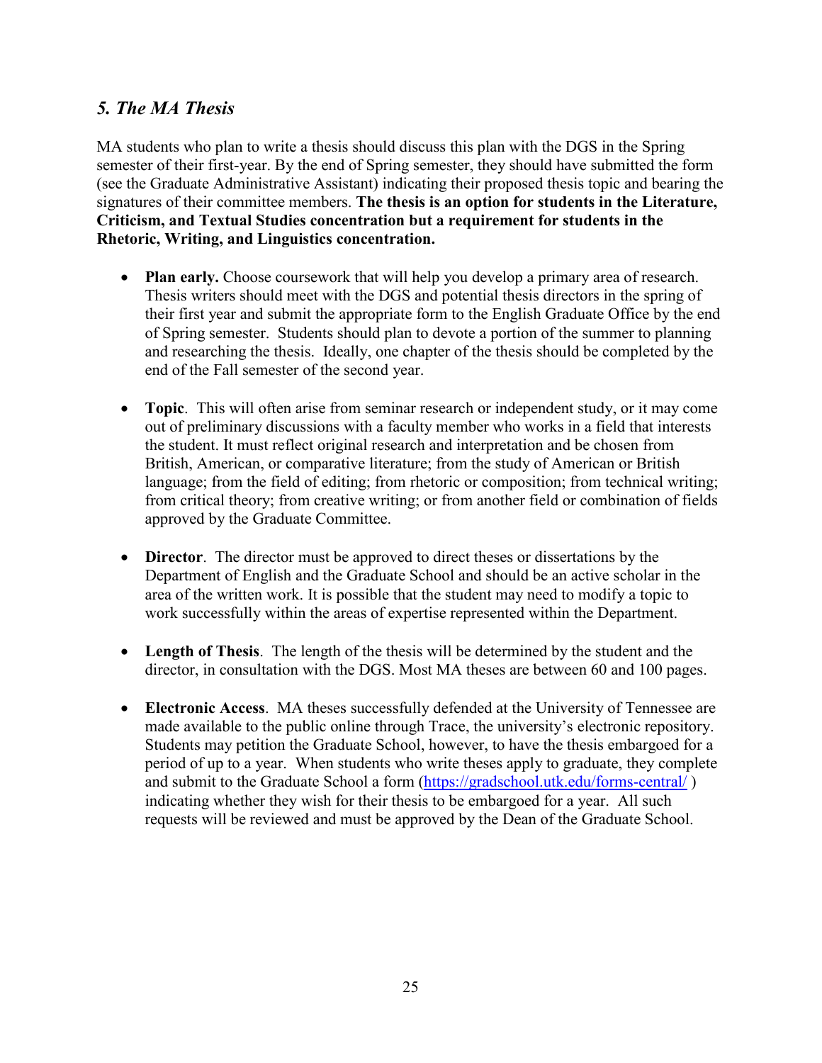## *5. The MA Thesis*

MA students who plan to write a thesis should discuss this plan with the DGS in the Spring semester of their first-year. By the end of Spring semester, they should have submitted the form (see the Graduate Administrative Assistant) indicating their proposed thesis topic and bearing the signatures of their committee members. **The thesis is an option for students in the Literature, Criticism, and Textual Studies concentration but a requirement for students in the Rhetoric, Writing, and Linguistics concentration.**

- **Plan early.** Choose coursework that will help you develop a primary area of research. Thesis writers should meet with the DGS and potential thesis directors in the spring of their first year and submit the appropriate form to the English Graduate Office by the end of Spring semester. Students should plan to devote a portion of the summer to planning and researching the thesis. Ideally, one chapter of the thesis should be completed by the end of the Fall semester of the second year.

- **Topic**. This will often arise from seminar research or independent study, or it may come out of preliminary discussions with a faculty member who works in a field that interests the student. It must reflect original research and interpretation and be chosen from British, American, or comparative literature; from the study of American or British language; from the field of editing; from rhetoric or composition; from technical writing; from critical theory; from creative writing; or from another field or combination of fields approved by the Graduate Committee.

- **Director**. The director must be approved to direct theses or dissertations by the Department of English and the Graduate School and should be an active scholar in the area of the written work. It is possible that the student may need to modify a topic to work successfully within the areas of expertise represented within the Department.

- **Length of Thesis**. The length of the thesis will be determined by the student and the director, in consultation with the DGS. Most MA theses are between 60 and 100 pages.

- **Electronic Access**. MA theses successfully defended at the University of Tennessee are made available to the public online through Trace, the university's electronic repository. Students may petition the Graduate School, however, to have the thesis embargoed for a period of up to a year. When students who write theses apply to graduate, they complete and submit to the Graduate School a form ([https://gradschool.utk.edu/forms-central/](https://gradschool.utk.edu/forms-central/) ) indicating whether they wish for their thesis to be embargoed for a year. All such requests will be reviewed and must be approved by the Dean of the Graduate School.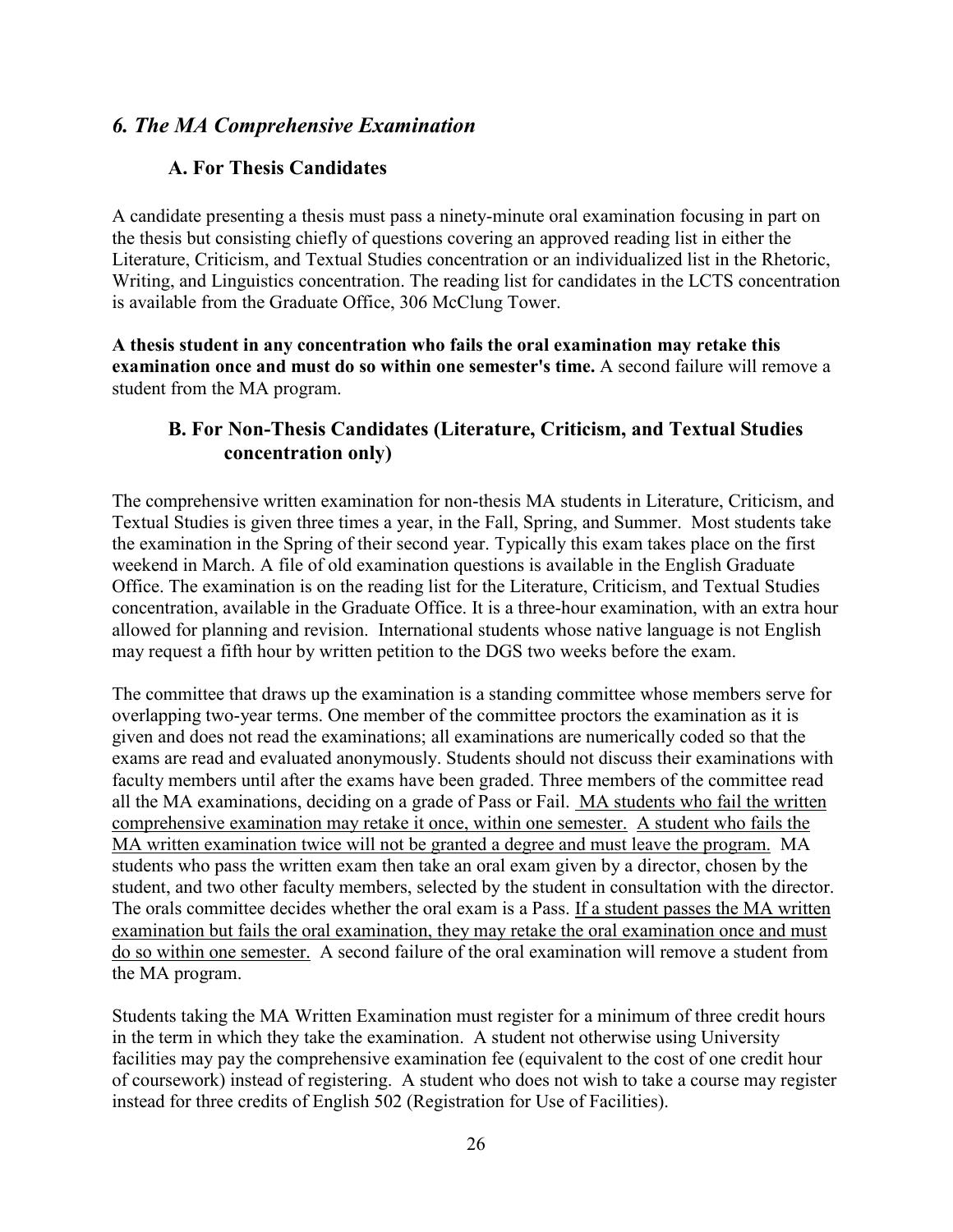## *6. The MA Comprehensive Examination*

### A. For Thesis Candidates

A candidate presenting a thesis must pass a ninety-minute oral examination focusing in part on the thesis but consisting chiefly of questions covering an approved reading list in either the Literature, Criticism, and Textual Studies concentration or an individualized list in the Rhetoric, Writing, and Linguistics concentration. The reading list for candidates in the LCTS concentration is available from the Graduate Office, 306 McClung Tower.

**A thesis student in any concentration who fails the oral examination may retake this examination once and must do so within one semester's time.** A second failure will remove a student from the MA program.

### B. For Non-Thesis Candidates (Literature, Criticism, and Textual Studies concentration only)

The comprehensive written examination for non-thesis MA students in Literature, Criticism, and Textual Studies is given three times a year, in the Fall, Spring, and Summer. Most students take the examination in the Spring of their second year. Typically this exam takes place on the first weekend in March. A file of old examination questions is available in the English Graduate Office. The examination is on the reading list for the Literature, Criticism, and Textual Studies concentration, available in the Graduate Office. It is a three-hour examination, with an extra hour allowed for planning and revision. International students whose native language is not English may request a fifth hour by written petition to the DGS two weeks before the exam.

The committee that draws up the examination is a standing committee whose members serve for overlapping two-year terms. One member of the committee proctors the examination as it is given and does not read the examinations; all examinations are numerically coded so that the exams are read and evaluated anonymously. Students should not discuss their examinations with faculty members until after the exams have been graded. Three members of the committee read all the MA examinations, deciding on a grade of Pass or Fail. MA students who fail the written comprehensive examination may retake it once, within one semester. A student who fails the MA written examination twice will not be granted a degree and must leave the program. MA students who pass the written exam then take an oral exam given by a director, chosen by the student, and two other faculty members, selected by the student in consultation with the director. The orals committee decides whether the oral exam is a Pass. If a student passes the MA written examination but fails the oral examination, they may retake the oral examination once and must do so within one semester. A second failure of the oral examination will remove a student from the MA program.

Students taking the MA Written Examination must register for a minimum of three credit hours in the term in which they take the examination. A student not otherwise using University facilities may pay the comprehensive examination fee (equivalent to the cost of one credit hour of coursework) instead of registering. A student who does not wish to take a course may register instead for three credits of English 502 (Registration for Use of Facilities).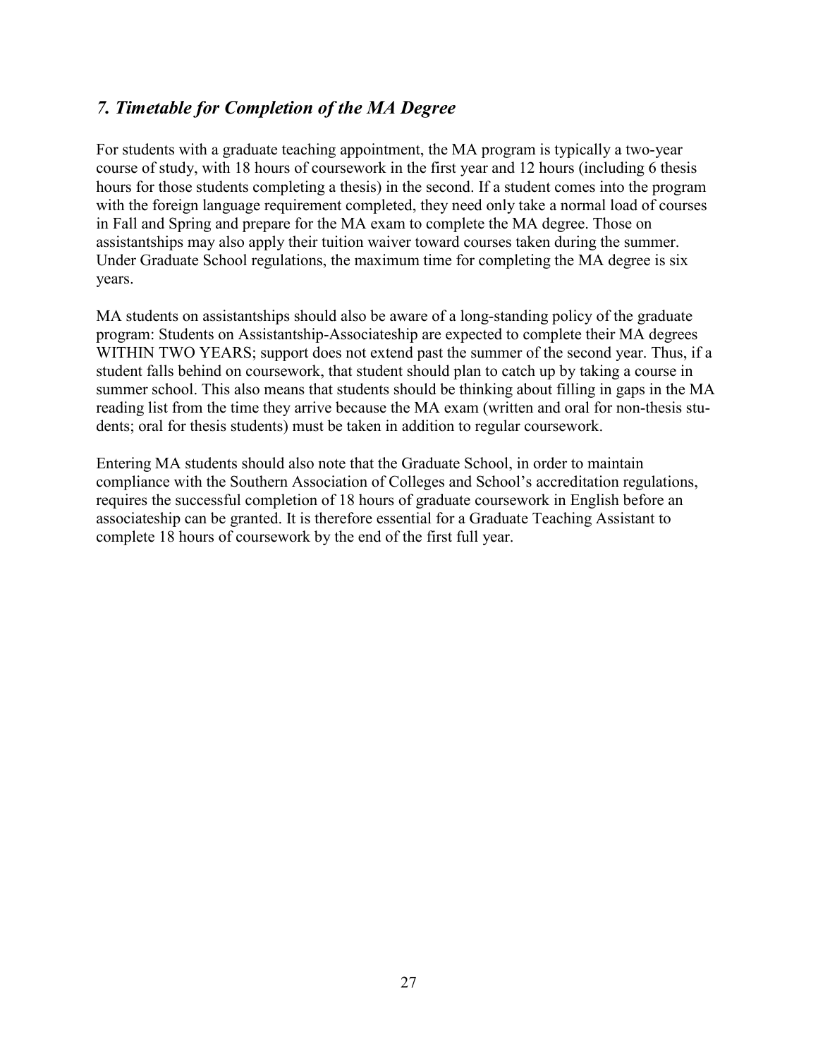## *7. Timetable for Completion of the MA Degree*

For students with a graduate teaching appointment, the MA program is typically a two-year course of study, with 18 hours of coursework in the first year and 12 hours (including 6 thesis hours for those students completing a thesis) in the second. If a student comes into the program with the foreign language requirement completed, they need only take a normal load of courses in Fall and Spring and prepare for the MA exam to complete the MA degree. Those on assistantships may also apply their tuition waiver toward courses taken during the summer. Under Graduate School regulations, the maximum time for completing the MA degree is six years.

MA students on assistantships should also be aware of a long-standing policy of the graduate program: Students on Assistantship-Associateship are expected to complete their MA degrees WITHIN TWO YEARS; support does not extend past the summer of the second year. Thus, if a student falls behind on coursework, that student should plan to catch up by taking a course in summer school. This also means that students should be thinking about filling in gaps in the MA reading list from the time they arrive because the MA exam (written and oral for non-thesis students; oral for thesis students) must be taken in addition to regular coursework.

Entering MA students should also note that the Graduate School, in order to maintain compliance with the Southern Association of Colleges and School's accreditation regulations, requires the successful completion of 18 hours of graduate coursework in English before an associateship can be granted. It is therefore essential for a Graduate Teaching Assistant to complete 18 hours of coursework by the end of the first full year.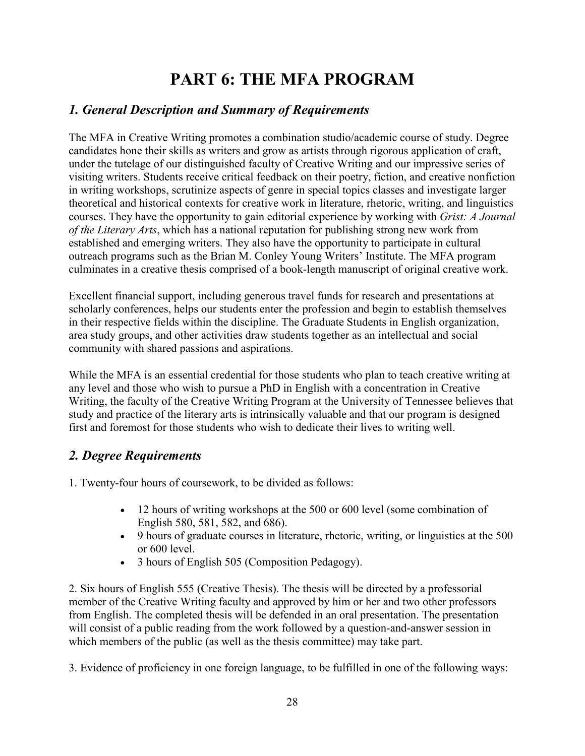# PART 6: THE MFA PROGRAM

## *1. General Description and Summary of Requirements*

The MFA in Creative Writing promotes a combination studio/academic course of study. Degree candidates hone their skills as writers and grow as artists through rigorous application of craft, under the tutelage of our distinguished faculty of Creative Writing and our impressive series of visiting writers. Students receive critical feedback on their poetry, fiction, and creative nonfiction in writing workshops, scrutinize aspects of genre in special topics classes and investigate larger theoretical and historical contexts for creative work in literature, rhetoric, writing, and linguistics courses. They have the opportunity to gain editorial experience by working with *Grist: A Journal of the Literary Arts*, which has a national reputation for publishing strong new work from established and emerging writers. They also have the opportunity to participate in cultural outreach programs such as the Brian M. Conley Young Writers' Institute. The MFA program culminates in a creative thesis comprised of a book-length manuscript of original creative work.

Excellent financial support, including generous travel funds for research and presentations at scholarly conferences, helps our students enter the profession and begin to establish themselves in their respective fields within the discipline. The Graduate Students in English organization, area study groups, and other activities draw students together as an intellectual and social community with shared passions and aspirations.

While the MFA is an essential credential for those students who plan to teach creative writing at any level and those who wish to pursue a PhD in English with a concentration in Creative Writing, the faculty of the Creative Writing Program at the University of Tennessee believes that study and practice of the literary arts is intrinsically valuable and that our program is designed first and foremost for those students who wish to dedicate their lives to writing well.

## *2. Degree Requirements*

1. Twenty-four hours of coursework, to be divided as follows:

- 12 hours of writing workshops at the 500 or 600 level (some combination of English 580, 581, 582, and 686).
- 9 hours of graduate courses in literature, rhetoric, writing, or linguistics at the 500 or 600 level.
- 3 hours of English 505 (Composition Pedagogy).

2. Six hours of English 555 (Creative Thesis). The thesis will be directed by a professorial member of the Creative Writing faculty and approved by him or her and two other professors from English. The completed thesis will be defended in an oral presentation. The presentation will consist of a public reading from the work followed by a question-and-answer session in which members of the public (as well as the thesis committee) may take part.

3. Evidence of proficiency in one foreign language, to be fulfilled in one of the following ways: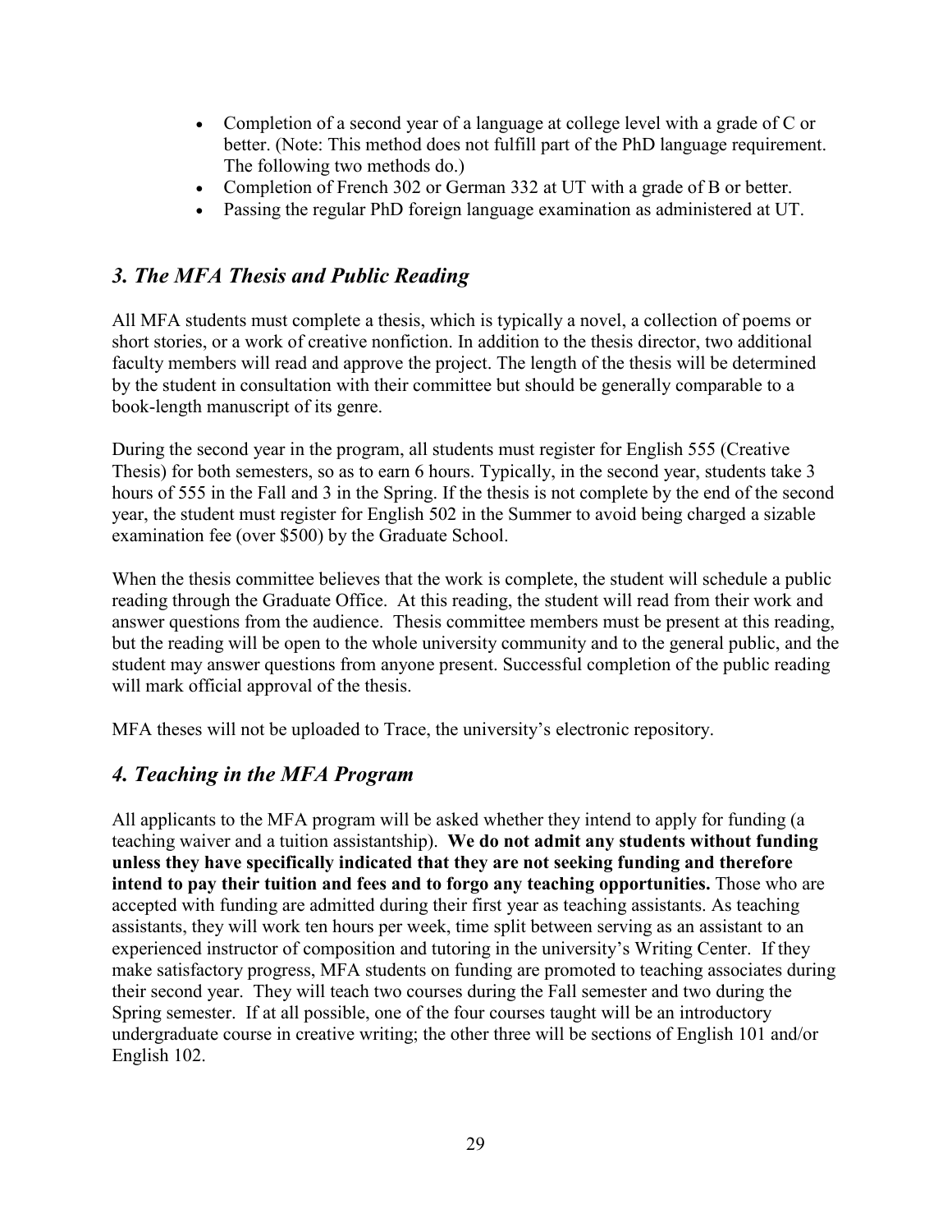- Completion of a second year of a language at college level with a grade of C or better. (Note: This method does not fulfill part of the PhD language requirement. The following two methods do.)
- Completion of French 302 or German 332 at UT with a grade of B or better.
- Passing the regular PhD foreign language examination as administered at UT.

## *3. The MFA Thesis and Public Reading*

All MFA students must complete a thesis, which is typically a novel, a collection of poems or short stories, or a work of creative nonfiction. In addition to the thesis director, two additional faculty members will read and approve the project. The length of the thesis will be determined by the student in consultation with their committee but should be generally comparable to a book-length manuscript of its genre.

During the second year in the program, all students must register for English 555 (Creative Thesis) for both semesters, so as to earn 6 hours. Typically, in the second year, students take 3 hours of 555 in the Fall and 3 in the Spring. If the thesis is not complete by the end of the second year, the student must register for English 502 in the Summer to avoid being charged a sizable examination fee (over $500) by the Graduate School.

When the thesis committee believes that the work is complete, the student will schedule a public reading through the Graduate Office. At this reading, the student will read from their work and answer questions from the audience. Thesis committee members must be present at this reading, but the reading will be open to the whole university community and to the general public, and the student may answer questions from anyone present. Successful completion of the public reading will mark official approval of the thesis.

MFA theses will not be uploaded to Trace, the university's electronic repository.

## *4. Teaching in the MFA Program*

All applicants to the MFA program will be asked whether they intend to apply for funding (a teaching waiver and a tuition assistantship). **We do not admit any students without funding unless they have specifically indicated that they are not seeking funding and therefore intend to pay their tuition and fees and to forgo any teaching opportunities.** Those who are accepted with funding are admitted during their first year as teaching assistants. As teaching assistants, they will work ten hours per week, time split between serving as an assistant to an experienced instructor of composition and tutoring in the university's Writing Center. If they make satisfactory progress, MFA students on funding are promoted to teaching associates during their second year. They will teach two courses during the Fall semester and two during the Spring semester. If at all possible, one of the four courses taught will be an introductory undergraduate course in creative writing; the other three will be sections of English 101 and/or English 102.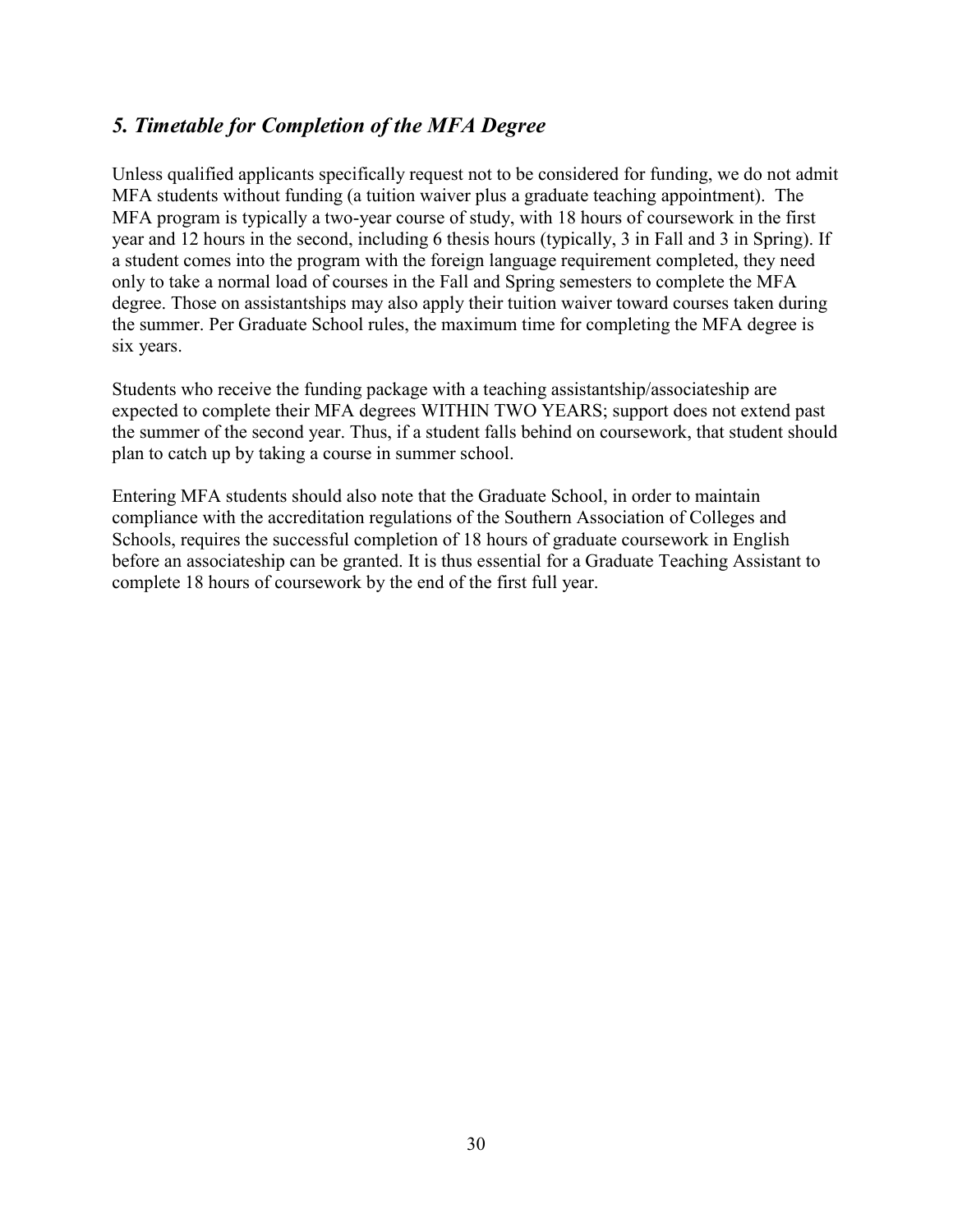### *5. Timetable for Completion of the MFA Degree*

Unless qualified applicants specifically request not to be considered for funding, we do not admit MFA students without funding (a tuition waiver plus a graduate teaching appointment). The MFA program is typically a two-year course of study, with 18 hours of coursework in the first year and 12 hours in the second, including 6 thesis hours (typically, 3 in Fall and 3 in Spring). If a student comes into the program with the foreign language requirement completed, they need only to take a normal load of courses in the Fall and Spring semesters to complete the MFA degree. Those on assistantships may also apply their tuition waiver toward courses taken during the summer. Per Graduate School rules, the maximum time for completing the MFA degree is six years.

Students who receive the funding package with a teaching assistantship/associateship are expected to complete their MFA degrees WITHIN TWO YEARS; support does not extend past the summer of the second year. Thus, if a student falls behind on coursework, that student should plan to catch up by taking a course in summer school.

Entering MFA students should also note that the Graduate School, in order to maintain compliance with the accreditation regulations of the Southern Association of Colleges and Schools, requires the successful completion of 18 hours of graduate coursework in English before an associateship can be granted. It is thus essential for a Graduate Teaching Assistant to complete 18 hours of coursework by the end of the first full year.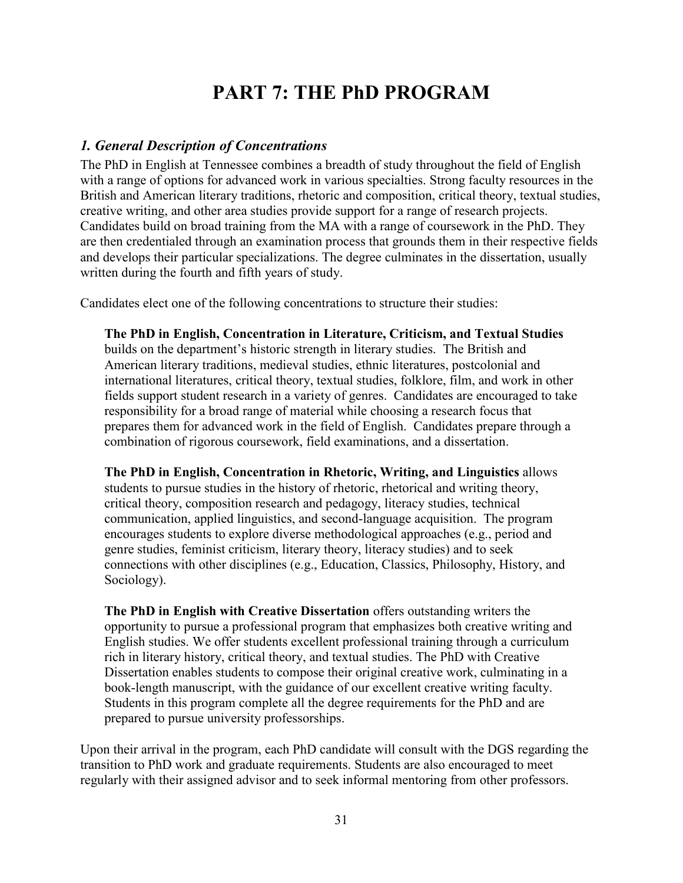# PART 7: THE PhD PROGRAM

## *1. General Description of Concentrations*

The PhD in English at Tennessee combines a breadth of study throughout the field of English with a range of options for advanced work in various specialties. Strong faculty resources in the British and American literary traditions, rhetoric and composition, critical theory, textual studies, creative writing, and other area studies provide support for a range of research projects. Candidates build on broad training from the MA with a range of coursework in the PhD. They are then credentialed through an examination process that grounds them in their respective fields and develops their particular specializations. The degree culminates in the dissertation, usually written during the fourth and fifth years of study.

Candidates elect one of the following concentrations to structure their studies:

> **The PhD in English, Concentration in Literature, Criticism, and Textual Studies** builds on the department's historic strength in literary studies. The British and American literary traditions, medieval studies, ethnic literatures, postcolonial and international literatures, critical theory, textual studies, folklore, film, and work in other fields support student research in a variety of genres. Candidates are encouraged to take responsibility for a broad range of material while choosing a research focus that prepares them for advanced work in the field of English. Candidates prepare through a combination of rigorous coursework, field examinations, and a dissertation.
>
> **The PhD in English, Concentration in Rhetoric, Writing, and Linguistics** allows students to pursue studies in the history of rhetoric, rhetorical and writing theory, critical theory, composition research and pedagogy, literacy studies, technical communication, applied linguistics, and second-language acquisition. The program encourages students to explore diverse methodological approaches (e.g., period and genre studies, feminist criticism, literary theory, literacy studies) and to seek connections with other disciplines (e.g., Education, Classics, Philosophy, History, and Sociology).
>
> **The PhD in English with Creative Dissertation** offers outstanding writers the opportunity to pursue a professional program that emphasizes both creative writing and English studies. We offer students excellent professional training through a curriculum rich in literary history, critical theory, and textual studies. The PhD with Creative Dissertation enables students to compose their original creative work, culminating in a book-length manuscript, with the guidance of our excellent creative writing faculty. Students in this program complete all the degree requirements for the PhD and are prepared to pursue university professorships.

Upon their arrival in the program, each PhD candidate will consult with the DGS regarding the transition to PhD work and graduate requirements. Students are also encouraged to meet regularly with their assigned advisor and to seek informal mentoring from other professors.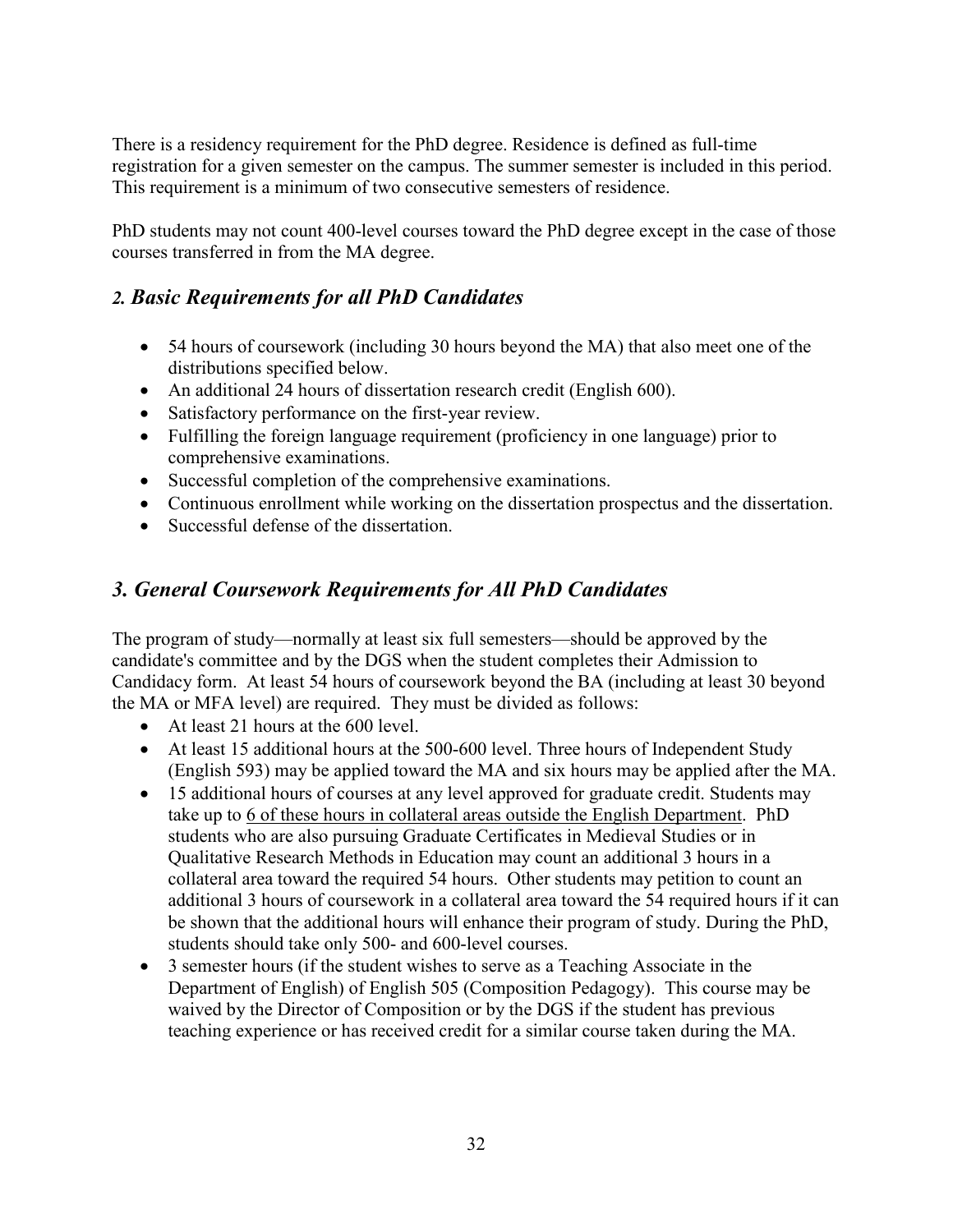There is a residency requirement for the PhD degree. Residence is defined as full-time registration for a given semester on the campus. The summer semester is included in this period. This requirement is a minimum of two consecutive semesters of residence.

PhD students may not count 400-level courses toward the PhD degree except in the case of those courses transferred in from the MA degree.

## *2. Basic Requirements for all PhD Candidates*

- 54 hours of coursework (including 30 hours beyond the MA) that also meet one of the distributions specified below.
- An additional 24 hours of dissertation research credit (English 600).
- Satisfactory performance on the first-year review.
- Fulfilling the foreign language requirement (proficiency in one language) prior to comprehensive examinations.
- Successful completion of the comprehensive examinations.
- Continuous enrollment while working on the dissertation prospectus and the dissertation.
- Successful defense of the dissertation.

## *3. General Coursework Requirements for All PhD Candidates*

The program of study—normally at least six full semesters—should be approved by the candidate's committee and by the DGS when the student completes their Admission to Candidacy form. At least 54 hours of coursework beyond the BA (including at least 30 beyond the MA or MFA level) are required. They must be divided as follows:

- At least 21 hours at the 600 level.
- At least 15 additional hours at the 500-600 level. Three hours of Independent Study (English 593) may be applied toward the MA and six hours may be applied after the MA.
- 15 additional hours of courses at any level approved for graduate credit. Students may take up to <u>6 of these hours in collateral areas outside the English Department</u>. PhD students who are also pursuing Graduate Certificates in Medieval Studies or in Qualitative Research Methods in Education may count an additional 3 hours in a collateral area toward the required 54 hours. Other students may petition to count an additional 3 hours of coursework in a collateral area toward the 54 required hours if it can be shown that the additional hours will enhance their program of study. During the PhD, students should take only 500- and 600-level courses.
- 3 semester hours (if the student wishes to serve as a Teaching Associate in the Department of English) of English 505 (Composition Pedagogy). This course may be waived by the Director of Composition or by the DGS if the student has previous teaching experience or has received credit for a similar course taken during the MA.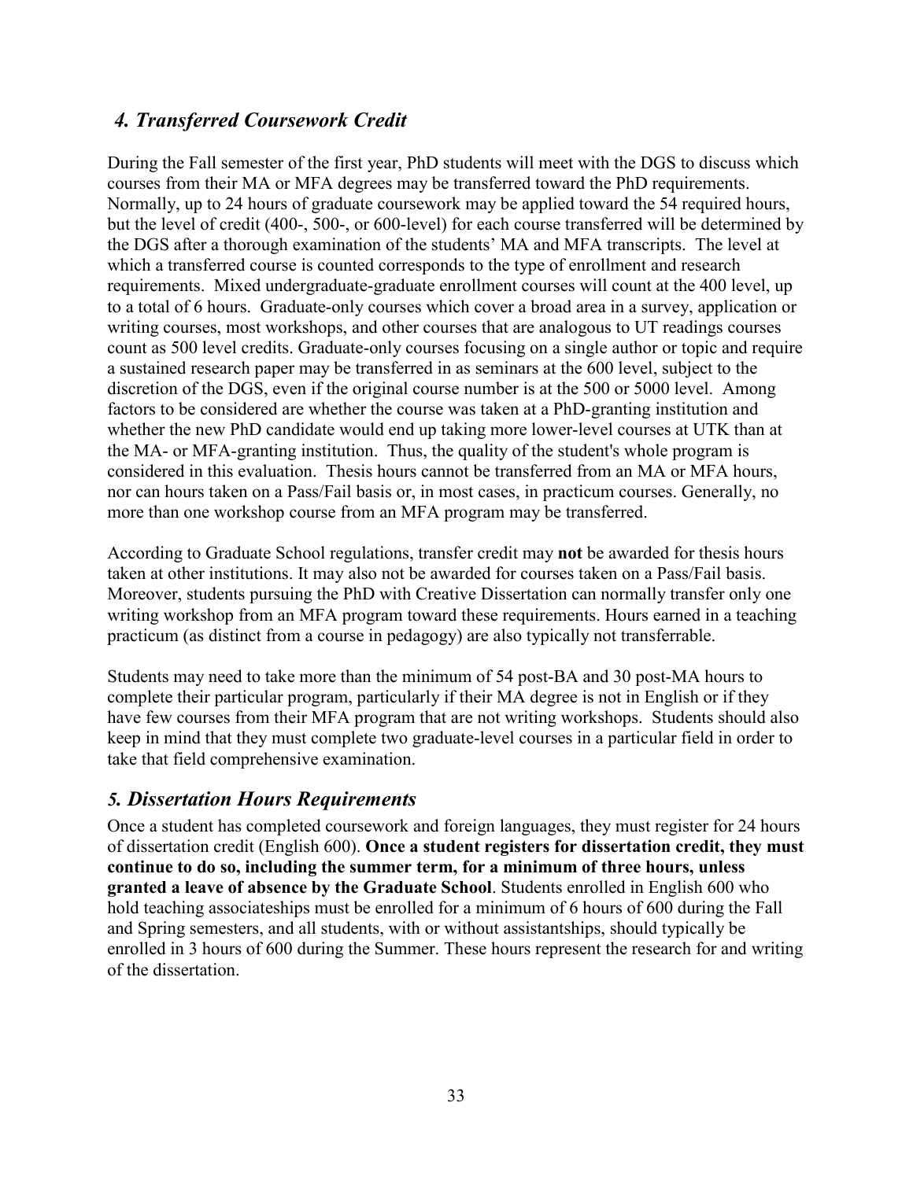## *4. Transferred Coursework Credit*

During the Fall semester of the first year, PhD students will meet with the DGS to discuss which courses from their MA or MFA degrees may be transferred toward the PhD requirements. Normally, up to 24 hours of graduate coursework may be applied toward the 54 required hours, but the level of credit (400-, 500-, or 600-level) for each course transferred will be determined by the DGS after a thorough examination of the students' MA and MFA transcripts. The level at which a transferred course is counted corresponds to the type of enrollment and research requirements. Mixed undergraduate-graduate enrollment courses will count at the 400 level, up to a total of 6 hours. Graduate-only courses which cover a broad area in a survey, application or writing courses, most workshops, and other courses that are analogous to UT readings courses count as 500 level credits. Graduate-only courses focusing on a single author or topic and require a sustained research paper may be transferred in as seminars at the 600 level, subject to the discretion of the DGS, even if the original course number is at the 500 or 5000 level. Among factors to be considered are whether the course was taken at a PhD-granting institution and whether the new PhD candidate would end up taking more lower-level courses at UTK than at the MA- or MFA-granting institution. Thus, the quality of the student's whole program is considered in this evaluation. Thesis hours cannot be transferred from an MA or MFA hours, nor can hours taken on a Pass/Fail basis or, in most cases, in practicum courses. Generally, no more than one workshop course from an MFA program may be transferred.

According to Graduate School regulations, transfer credit may **not** be awarded for thesis hours taken at other institutions. It may also not be awarded for courses taken on a Pass/Fail basis. Moreover, students pursuing the PhD with Creative Dissertation can normally transfer only one writing workshop from an MFA program toward these requirements. Hours earned in a teaching practicum (as distinct from a course in pedagogy) are also typically not transferrable.

Students may need to take more than the minimum of 54 post-BA and 30 post-MA hours to complete their particular program, particularly if their MA degree is not in English or if they have few courses from their MFA program that are not writing workshops. Students should also keep in mind that they must complete two graduate-level courses in a particular field in order to take that field comprehensive examination.

## *5. Dissertation Hours Requirements*

Once a student has completed coursework and foreign languages, they must register for 24 hours of dissertation credit (English 600). **Once a student registers for dissertation credit, they must continue to do so, including the summer term, for a minimum of three hours, unless granted a leave of absence by the Graduate School**. Students enrolled in English 600 who hold teaching associateships must be enrolled for a minimum of 6 hours of 600 during the Fall and Spring semesters, and all students, with or without assistantships, should typically be enrolled in 3 hours of 600 during the Summer. These hours represent the research for and writing of the dissertation.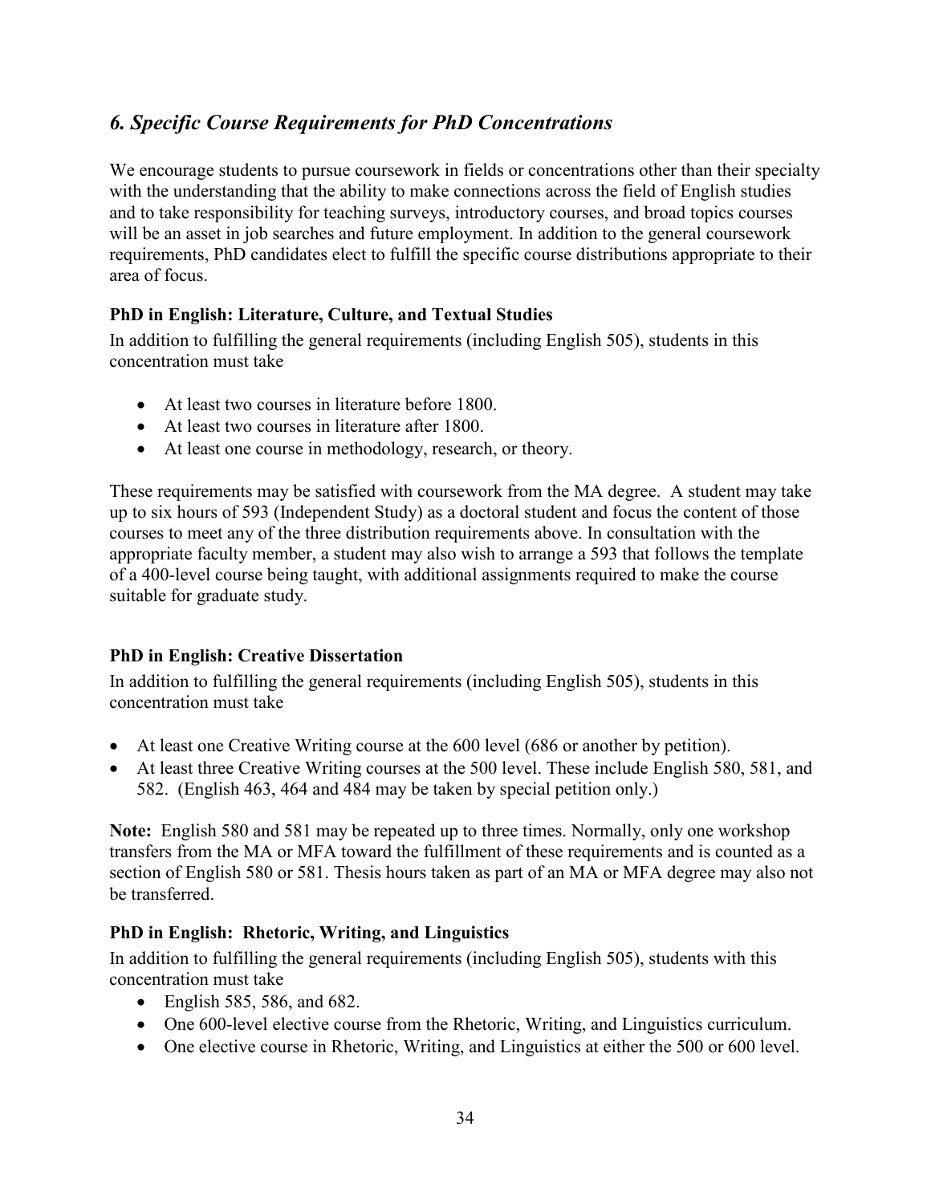## *6. Specific Course Requirements for PhD Concentrations*

We encourage students to pursue coursework in fields or concentrations other than their specialty with the understanding that the ability to make connections across the field of English studies and to take responsibility for teaching surveys, introductory courses, and broad topics courses will be an asset in job searches and future employment. In addition to the general coursework requirements, PhD candidates elect to fulfill the specific course distributions appropriate to their area of focus.

### PhD in English: Literature, Culture, and Textual Studies

In addition to fulfilling the general requirements (including English 505), students in this concentration must take

- At least two courses in literature before 1800.
- At least two courses in literature after 1800.
- At least one course in methodology, research, or theory.

These requirements may be satisfied with coursework from the MA degree. A student may take up to six hours of 593 (Independent Study) as a doctoral student and focus the content of those courses to meet any of the three distribution requirements above. In consultation with the appropriate faculty member, a student may also wish to arrange a 593 that follows the template of a 400-level course being taught, with additional assignments required to make the course suitable for graduate study.

### PhD in English: Creative Dissertation

In addition to fulfilling the general requirements (including English 505), students in this concentration must take

- At least one Creative Writing course at the 600 level (686 or another by petition).
- At least three Creative Writing courses at the 500 level. These include English 580, 581, and 582. (English 463, 464 and 484 may be taken by special petition only.)

**Note:** English 580 and 581 may be repeated up to three times. Normally, only one workshop transfers from the MA or MFA toward the fulfillment of these requirements and is counted as a section of English 580 or 581. Thesis hours taken as part of an MA or MFA degree may also not be transferred.

### PhD in English: Rhetoric, Writing, and Linguistics

In addition to fulfilling the general requirements (including English 505), students with this concentration must take

- English 585, 586, and 682.
- One 600-level elective course from the Rhetoric, Writing, and Linguistics curriculum.
- One elective course in Rhetoric, Writing, and Linguistics at either the 500 or 600 level.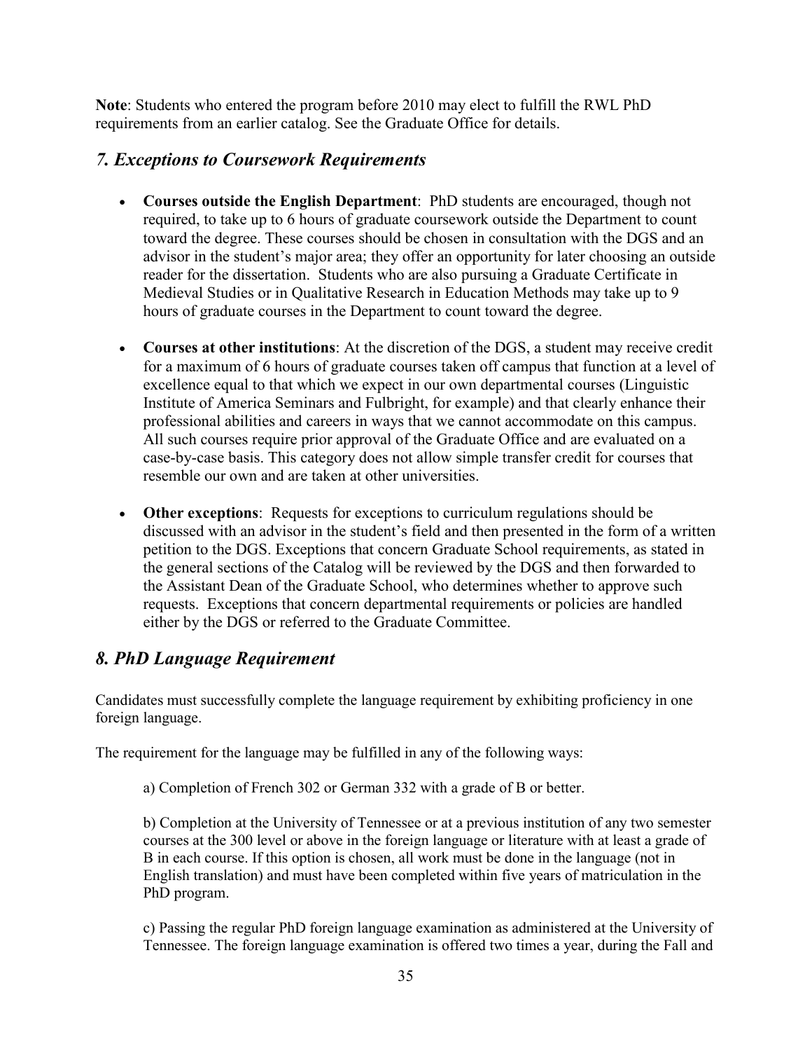**Note**: Students who entered the program before 2010 may elect to fulfill the RWL PhD requirements from an earlier catalog. See the Graduate Office for details.

## *7. Exceptions to Coursework Requirements*

- **Courses outside the English Department**: PhD students are encouraged, though not required, to take up to 6 hours of graduate coursework outside the Department to count toward the degree. These courses should be chosen in consultation with the DGS and an advisor in the student's major area; they offer an opportunity for later choosing an outside reader for the dissertation. Students who are also pursuing a Graduate Certificate in Medieval Studies or in Qualitative Research in Education Methods may take up to 9 hours of graduate courses in the Department to count toward the degree.

- **Courses at other institutions**: At the discretion of the DGS, a student may receive credit for a maximum of 6 hours of graduate courses taken off campus that function at a level of excellence equal to that which we expect in our own departmental courses (Linguistic Institute of America Seminars and Fulbright, for example) and that clearly enhance their professional abilities and careers in ways that we cannot accommodate on this campus. All such courses require prior approval of the Graduate Office and are evaluated on a case-by-case basis. This category does not allow simple transfer credit for courses that resemble our own and are taken at other universities.

- **Other exceptions**: Requests for exceptions to curriculum regulations should be discussed with an advisor in the student's field and then presented in the form of a written petition to the DGS. Exceptions that concern Graduate School requirements, as stated in the general sections of the Catalog will be reviewed by the DGS and then forwarded to the Assistant Dean of the Graduate School, who determines whether to approve such requests. Exceptions that concern departmental requirements or policies are handled either by the DGS or referred to the Graduate Committee.

## *8. PhD Language Requirement*

Candidates must successfully complete the language requirement by exhibiting proficiency in one foreign language.

The requirement for the language may be fulfilled in any of the following ways:

a) Completion of French 302 or German 332 with a grade of B or better.

b) Completion at the University of Tennessee or at a previous institution of any two semester courses at the 300 level or above in the foreign language or literature with at least a grade of B in each course. If this option is chosen, all work must be done in the language (not in English translation) and must have been completed within five years of matriculation in the PhD program.

c) Passing the regular PhD foreign language examination as administered at the University of Tennessee. The foreign language examination is offered two times a year, during the Fall and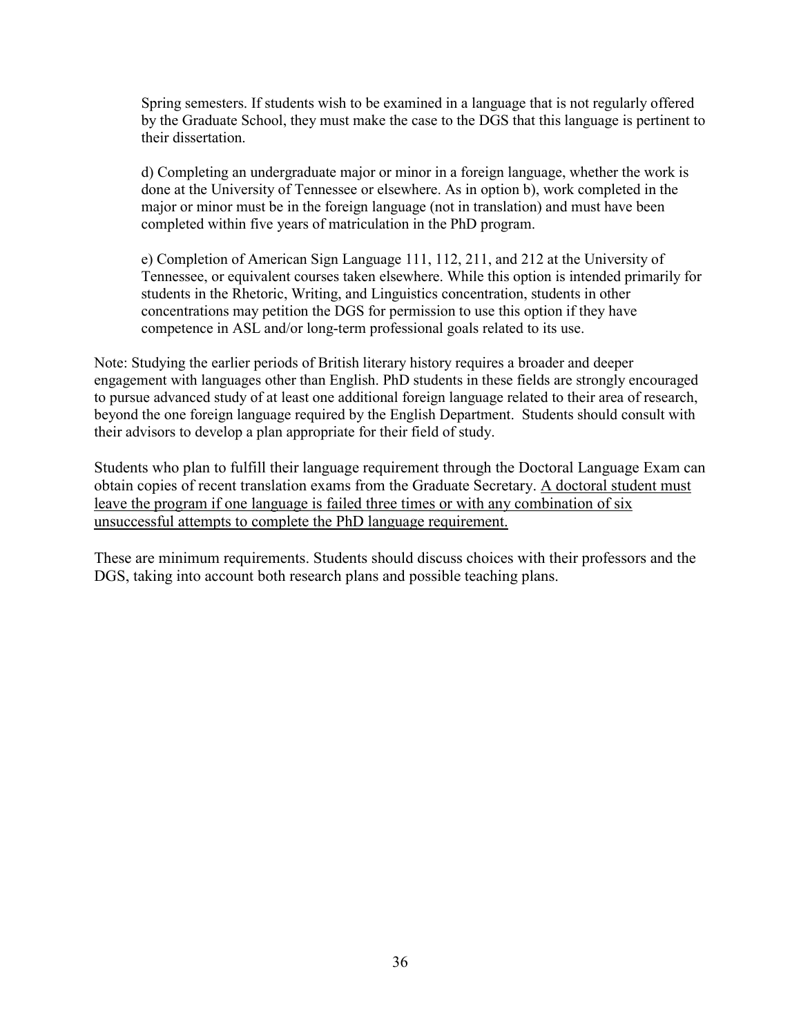Spring semesters. If students wish to be examined in a language that is not regularly offered by the Graduate School, they must make the case to the DGS that this language is pertinent to their dissertation.

d) Completing an undergraduate major or minor in a foreign language, whether the work is done at the University of Tennessee or elsewhere. As in option b), work completed in the major or minor must be in the foreign language (not in translation) and must have been completed within five years of matriculation in the PhD program.

e) Completion of American Sign Language 111, 112, 211, and 212 at the University of Tennessee, or equivalent courses taken elsewhere. While this option is intended primarily for students in the Rhetoric, Writing, and Linguistics concentration, students in other concentrations may petition the DGS for permission to use this option if they have competence in ASL and/or long-term professional goals related to its use.

Note: Studying the earlier periods of British literary history requires a broader and deeper engagement with languages other than English. PhD students in these fields are strongly encouraged to pursue advanced study of at least one additional foreign language related to their area of research, beyond the one foreign language required by the English Department. Students should consult with their advisors to develop a plan appropriate for their field of study.

Students who plan to fulfill their language requirement through the Doctoral Language Exam can obtain copies of recent translation exams from the Graduate Secretary. <u>A doctoral student must leave the program if one language is failed three times or with any combination of six unsuccessful attempts to complete the PhD language requirement.</u>

These are minimum requirements. Students should discuss choices with their professors and the DGS, taking into account both research plans and possible teaching plans.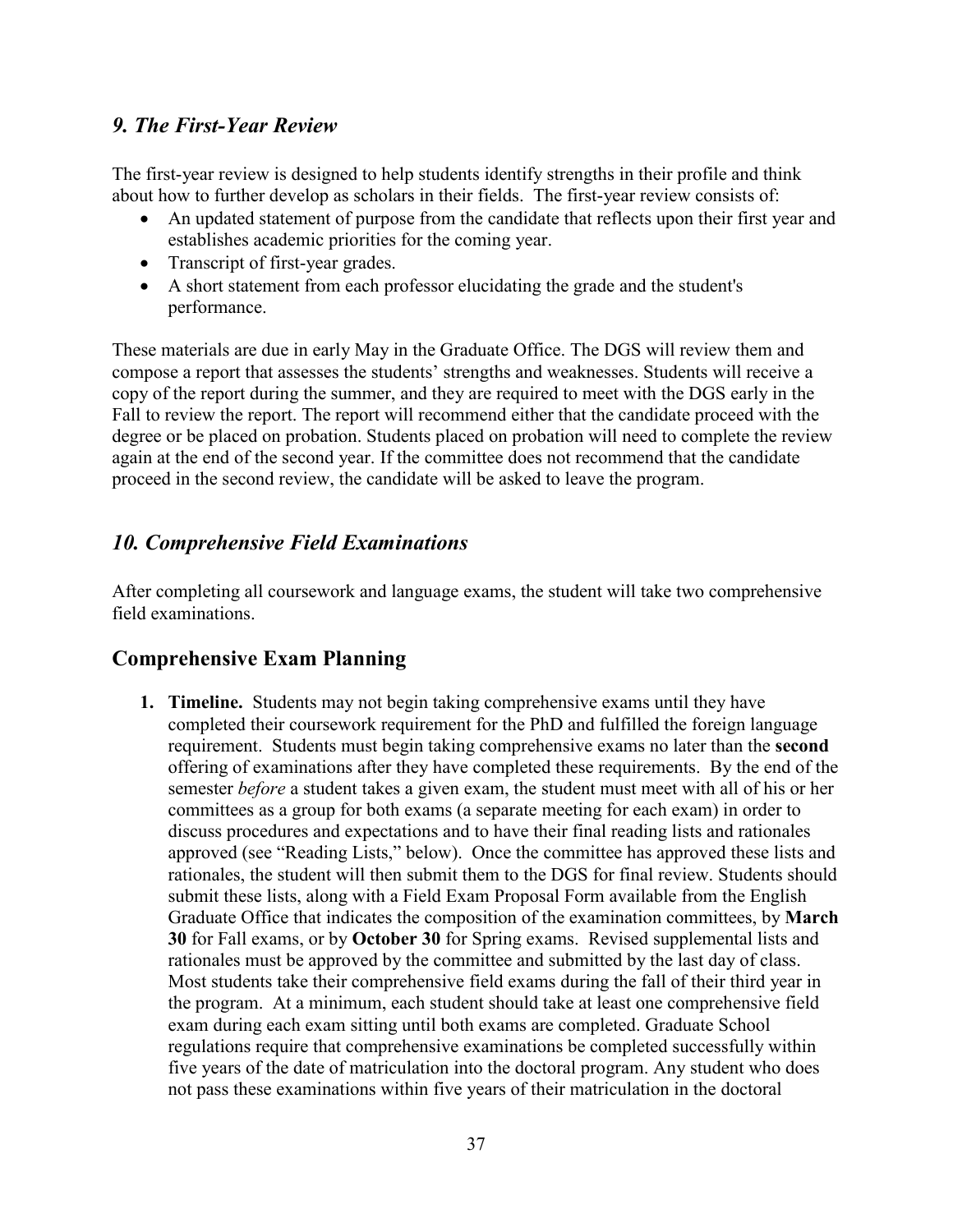## *9. The First-Year Review*

The first-year review is designed to help students identify strengths in their profile and think about how to further develop as scholars in their fields. The first-year review consists of:

- An updated statement of purpose from the candidate that reflects upon their first year and establishes academic priorities for the coming year.
- Transcript of first-year grades.
- A short statement from each professor elucidating the grade and the student's performance.

These materials are due in early May in the Graduate Office. The DGS will review them and compose a report that assesses the students' strengths and weaknesses. Students will receive a copy of the report during the summer, and they are required to meet with the DGS early in the Fall to review the report. The report will recommend either that the candidate proceed with the degree or be placed on probation. Students placed on probation will need to complete the review again at the end of the second year. If the committee does not recommend that the candidate proceed in the second review, the candidate will be asked to leave the program.

## *10. Comprehensive Field Examinations*

After completing all coursework and language exams, the student will take two comprehensive field examinations.

### Comprehensive Exam Planning

1. **Timeline.** Students may not begin taking comprehensive exams until they have completed their coursework requirement for the PhD and fulfilled the foreign language requirement. Students must begin taking comprehensive exams no later than the **second** offering of examinations after they have completed these requirements. By the end of the semester *before* a student takes a given exam, the student must meet with all of his or her committees as a group for both exams (a separate meeting for each exam) in order to discuss procedures and expectations and to have their final reading lists and rationales approved (see "Reading Lists," below). Once the committee has approved these lists and rationales, the student will then submit them to the DGS for final review. Students should submit these lists, along with a Field Exam Proposal Form available from the English Graduate Office that indicates the composition of the examination committees, by **March 30** for Fall exams, or by **October 30** for Spring exams. Revised supplemental lists and rationales must be approved by the committee and submitted by the last day of class. Most students take their comprehensive field exams during the fall of their third year in the program. At a minimum, each student should take at least one comprehensive field exam during each exam sitting until both exams are completed. Graduate School regulations require that comprehensive examinations be completed successfully within five years of the date of matriculation into the doctoral program. Any student who does not pass these examinations within five years of their matriculation in the doctoral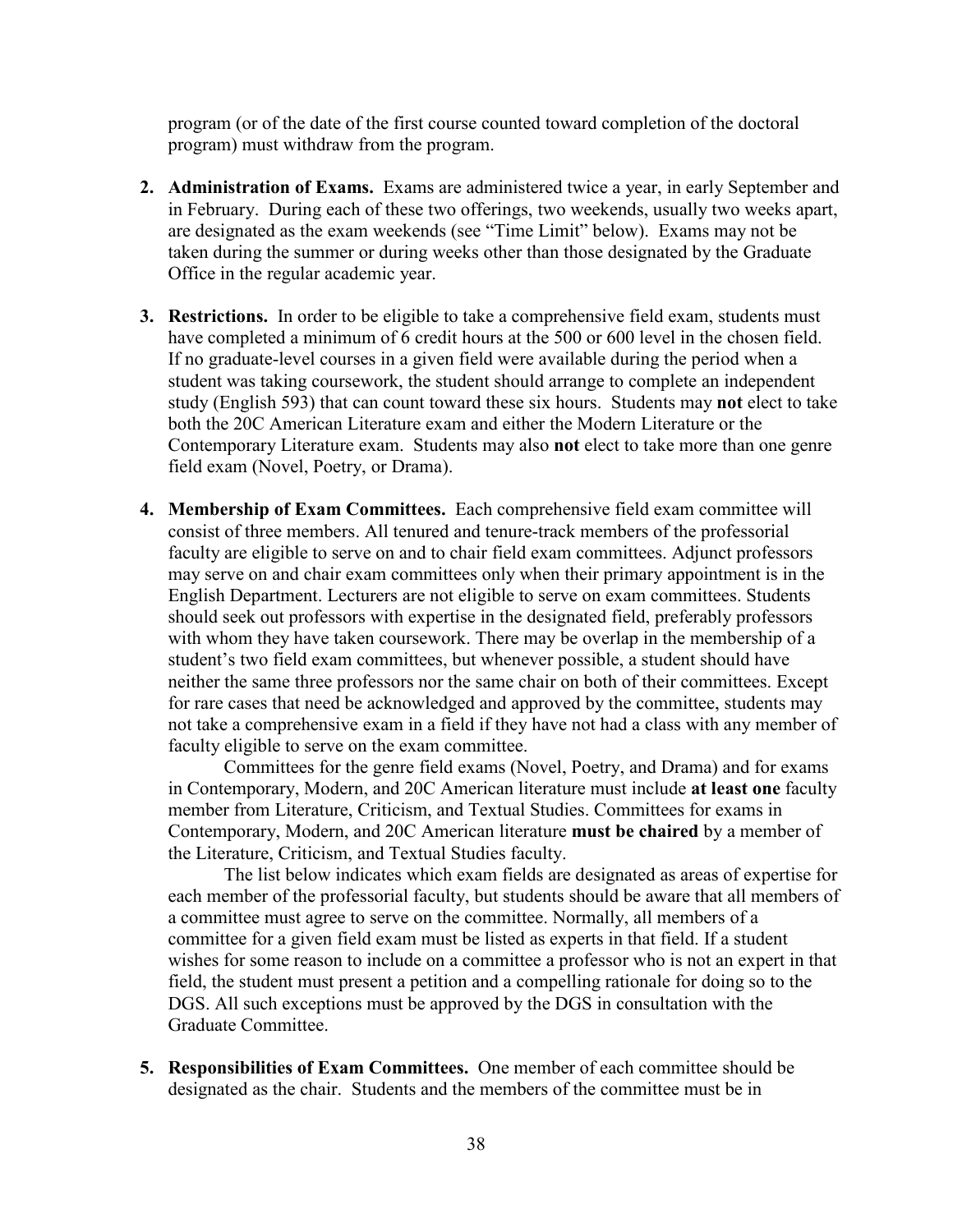program (or of the date of the first course counted toward completion of the doctoral program) must withdraw from the program.

2. **Administration of Exams.** Exams are administered twice a year, in early September and in February. During each of these two offerings, two weekends, usually two weeks apart, are designated as the exam weekends (see "Time Limit" below). Exams may not be taken during the summer or during weeks other than those designated by the Graduate Office in the regular academic year.

3. **Restrictions.** In order to be eligible to take a comprehensive field exam, students must have completed a minimum of 6 credit hours at the 500 or 600 level in the chosen field. If no graduate-level courses in a given field were available during the period when a student was taking coursework, the student should arrange to complete an independent study (English 593) that can count toward these six hours. Students may **not** elect to take both the 20C American Literature exam and either the Modern Literature or the Contemporary Literature exam. Students may also **not** elect to take more than one genre field exam (Novel, Poetry, or Drama).

4. **Membership of Exam Committees.** Each comprehensive field exam committee will consist of three members. All tenured and tenure-track members of the professorial faculty are eligible to serve on and to chair field exam committees. Adjunct professors may serve on and chair exam committees only when their primary appointment is in the English Department. Lecturers are not eligible to serve on exam committees. Students should seek out professors with expertise in the designated field, preferably professors with whom they have taken coursework. There may be overlap in the membership of a student's two field exam committees, but whenever possible, a student should have neither the same three professors nor the same chair on both of their committees. Except for rare cases that need be acknowledged and approved by the committee, students may not take a comprehensive exam in a field if they have not had a class with any member of faculty eligible to serve on the exam committee.

   Committees for the genre field exams (Novel, Poetry, and Drama) and for exams in Contemporary, Modern, and 20C American literature must include **at least one** faculty member from Literature, Criticism, and Textual Studies. Committees for exams in Contemporary, Modern, and 20C American literature **must be chaired** by a member of the Literature, Criticism, and Textual Studies faculty.

   The list below indicates which exam fields are designated as areas of expertise for each member of the professorial faculty, but students should be aware that all members of a committee must agree to serve on the committee. Normally, all members of a committee for a given field exam must be listed as experts in that field. If a student wishes for some reason to include on a committee a professor who is not an expert in that field, the student must present a petition and a compelling rationale for doing so to the DGS. All such exceptions must be approved by the DGS in consultation with the Graduate Committee.

5. **Responsibilities of Exam Committees.** One member of each committee should be designated as the chair. Students and the members of the committee must be in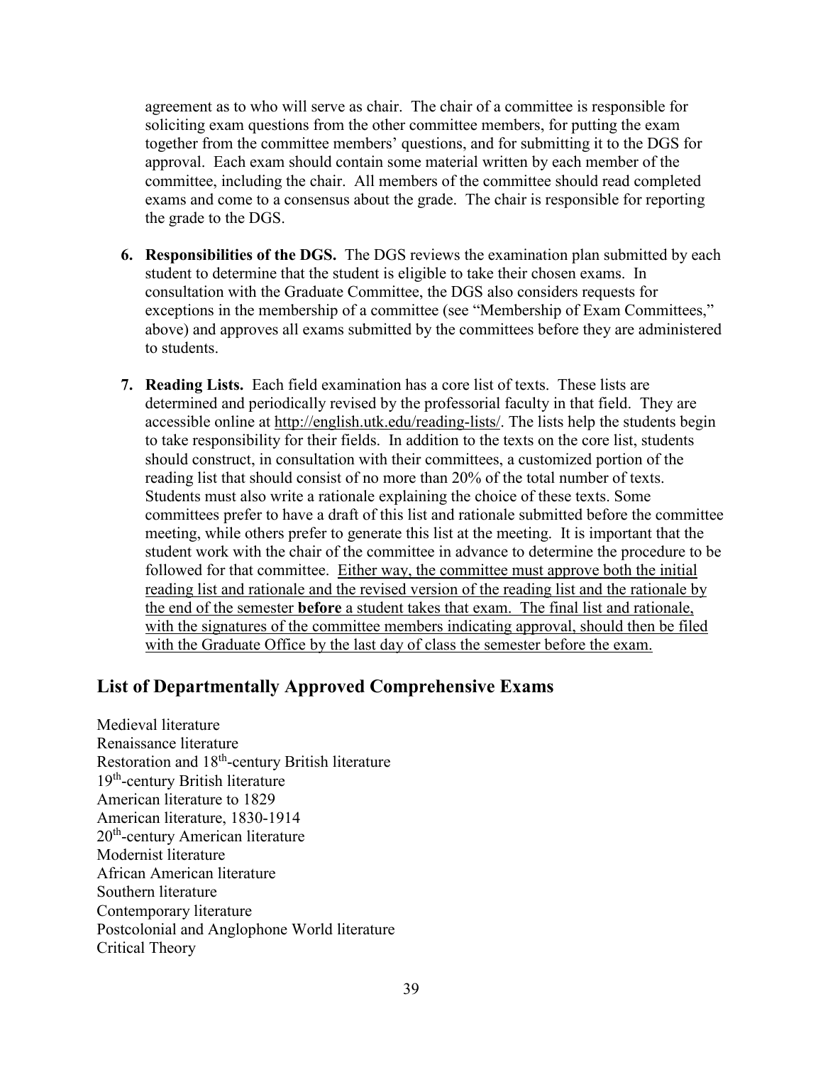agreement as to who will serve as chair. The chair of a committee is responsible for soliciting exam questions from the other committee members, for putting the exam together from the committee members' questions, and for submitting it to the DGS for approval. Each exam should contain some material written by each member of the committee, including the chair. All members of the committee should read completed exams and come to a consensus about the grade. The chair is responsible for reporting the grade to the DGS.

6. **Responsibilities of the DGS.** The DGS reviews the examination plan submitted by each student to determine that the student is eligible to take their chosen exams. In consultation with the Graduate Committee, the DGS also considers requests for exceptions in the membership of a committee (see "Membership of Exam Committees," above) and approves all exams submitted by the committees before they are administered to students.

7. **Reading Lists.** Each field examination has a core list of texts. These lists are determined and periodically revised by the professorial faculty in that field. They are accessible online at http://english.utk.edu/reading-lists/. The lists help the students begin to take responsibility for their fields. In addition to the texts on the core list, students should construct, in consultation with their committees, a customized portion of the reading list that should consist of no more than 20% of the total number of texts. Students must also write a rationale explaining the choice of these texts. Some committees prefer to have a draft of this list and rationale submitted before the committee meeting, while others prefer to generate this list at the meeting. It is important that the student work with the chair of the committee in advance to determine the procedure to be followed for that committee. <u>Either way, the committee must approve both the initial reading list and rationale and the revised version of the reading list and the rationale by the end of the semester **before** a student takes that exam. The final list and rationale, with the signatures of the committee members indicating approval, should then be filed with the Graduate Office by the last day of class the semester before the exam.</u>

## List of Departmentally Approved Comprehensive Exams

Medieval literature
Renaissance literature
Restoration and 18th-century British literature
19th-century British literature
American literature to 1829
American literature, 1830-1914
20th-century American literature
Modernist literature
African American literature
Southern literature
Contemporary literature
Postcolonial and Anglophone World literature
Critical Theory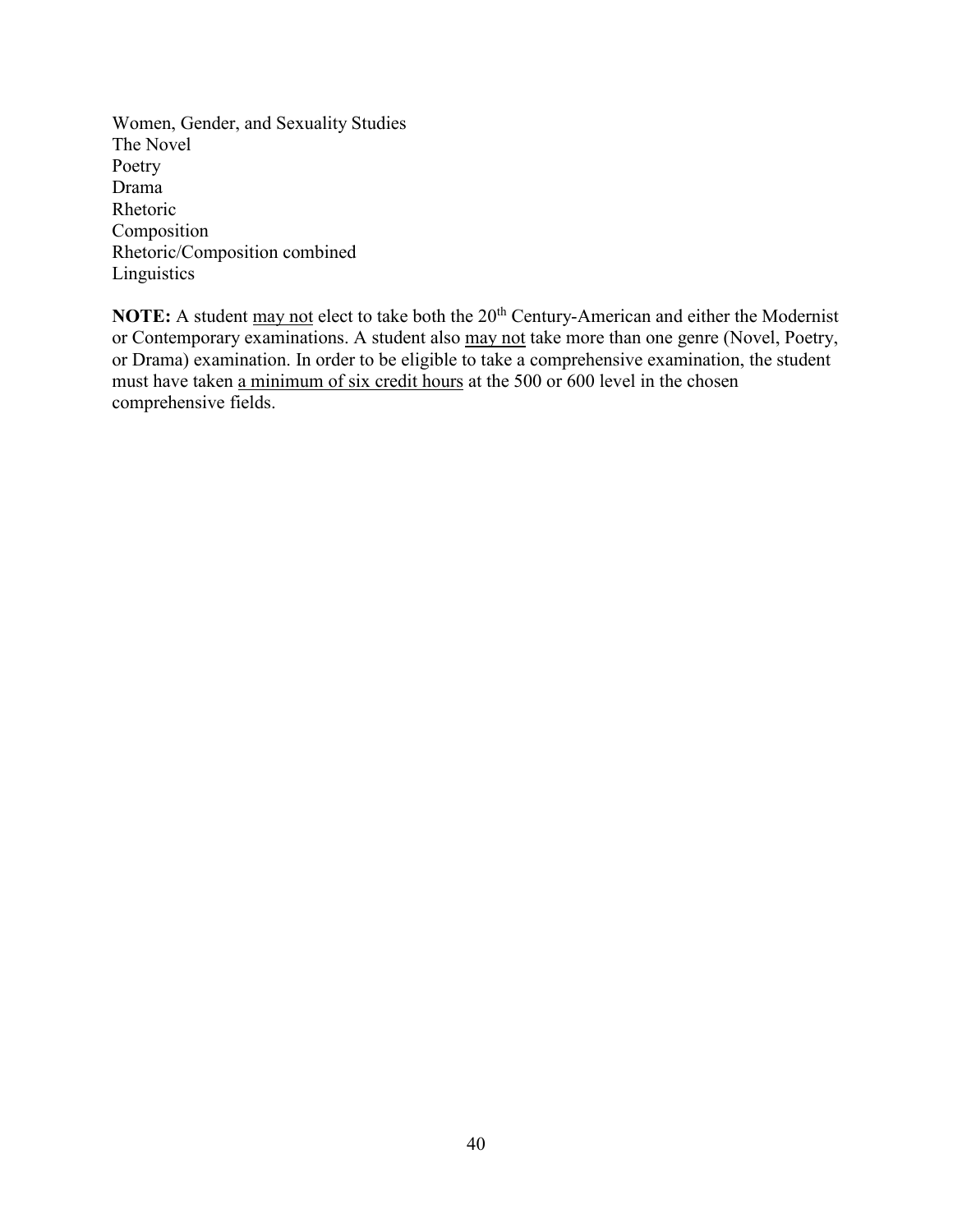Women, Gender, and Sexuality Studies
The Novel
Poetry
Drama
Rhetoric
Composition
Rhetoric/Composition combined
Linguistics

**NOTE:** A student <u>may not</u> elect to take both the 20th Century-American and either the Modernist or Contemporary examinations. A student also <u>may not</u> take more than one genre (Novel, Poetry, or Drama) examination. In order to be eligible to take a comprehensive examination, the student must have taken <u>a minimum of six credit hours</u> at the 500 or 600 level in the chosen comprehensive fields.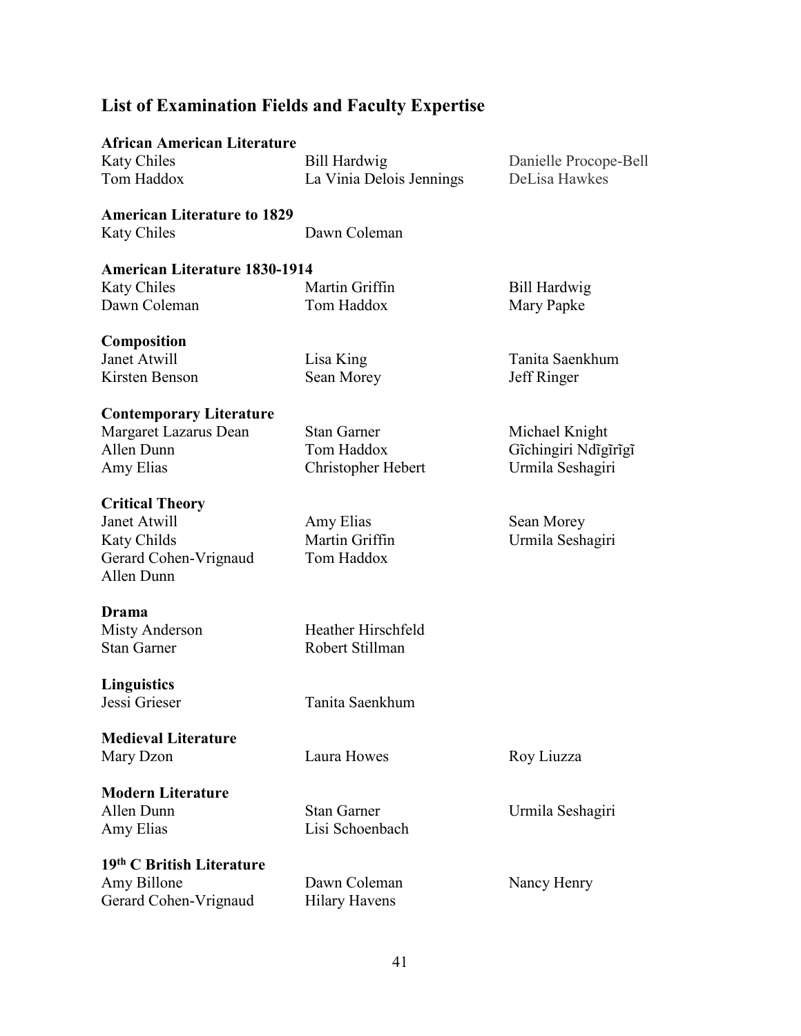## List of Examination Fields and Faculty Expertise

**African American Literature**

Katy Chiles, Bill Hardwig, Danielle Procope-Bell, Tom Haddox, La Vinia Delois Jennings, DeLisa Hawkes

**American Literature to 1829**

Katy Chiles, Dawn Coleman

**American Literature 1830-1914**

Katy Chiles, Martin Griffin, Bill Hardwig, Dawn Coleman, Tom Haddox, Mary Papke

**Composition**

Janet Atwill, Lisa King, Tanita Saenkhum, Kirsten Benson, Sean Morey, Jeff Ringer

**Contemporary Literature**

Margaret Lazarus Dean, Stan Garner, Michael Knight, Allen Dunn, Tom Haddox, Gĩchingiri Ndĩgĩrĩgĩ, Amy Elias, Christopher Hebert, Urmila Seshagiri

**Critical Theory**

Janet Atwill, Amy Elias, Sean Morey, Katy Childs, Martin Griffin, Urmila Seshagiri, Gerard Cohen-Vrignaud, Tom Haddox, Allen Dunn

**Drama**

Misty Anderson, Heather Hirschfeld, Stan Garner, Robert Stillman

**Linguistics**

Jessi Grieser, Tanita Saenkhum

**Medieval Literature**

Mary Dzon, Laura Howes, Roy Liuzza

**Modern Literature**

Allen Dunn, Stan Garner, Urmila Seshagiri, Amy Elias, Lisi Schoenbach

**19th C British Literature**

Amy Billone, Dawn Coleman, Nancy Henry, Gerard Cohen-Vrignaud, Hilary Havens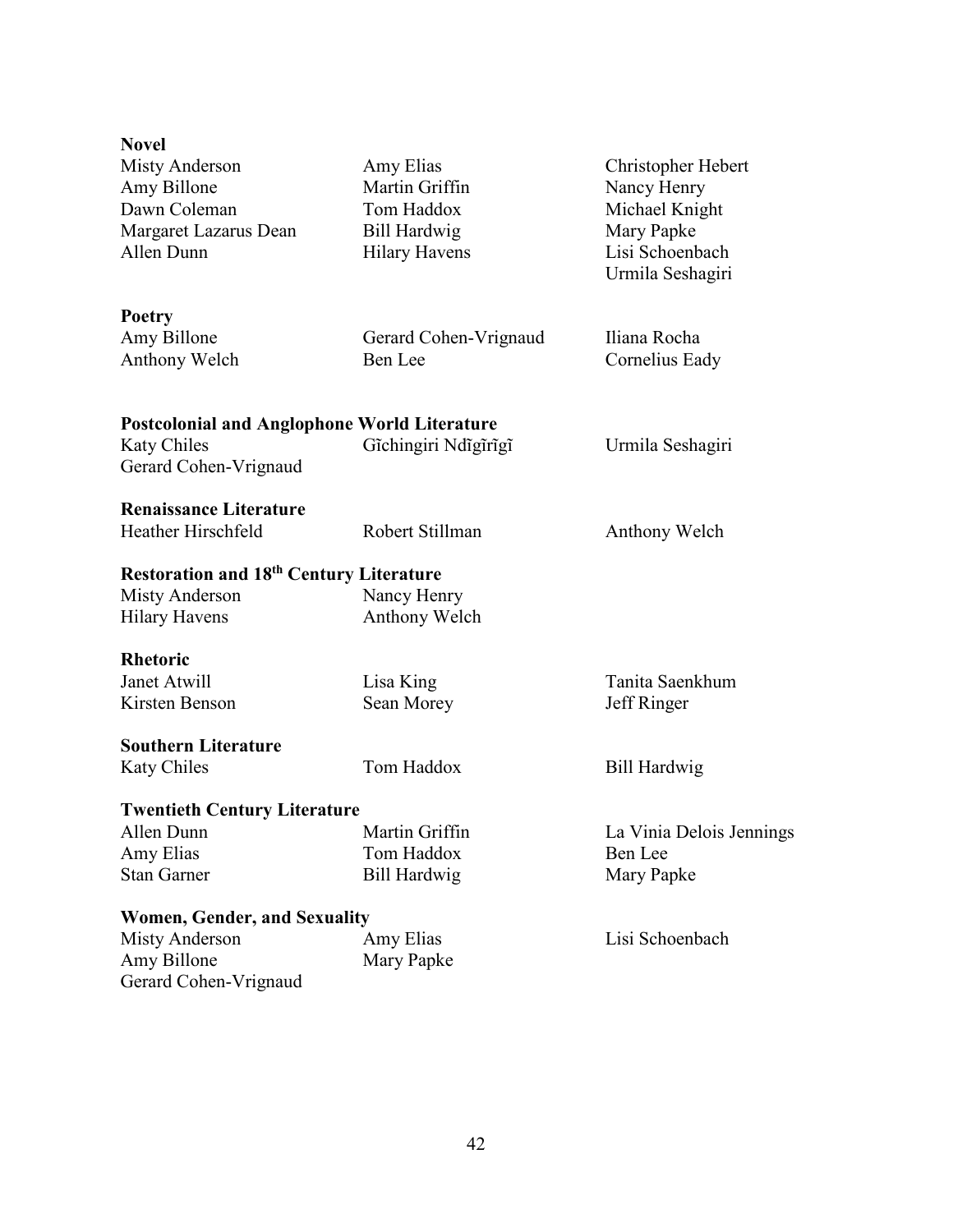**Novel**

Misty Anderson
Amy Billone
Dawn Coleman
Margaret Lazarus Dean
Allen Dunn
Amy Elias
Martin Griffin
Tom Haddox
Bill Hardwig
Hilary Havens
Christopher Hebert
Nancy Henry
Michael Knight
Mary Papke
Lisi Schoenbach
Urmila Seshagiri

**Poetry**

Amy Billone
Anthony Welch
Gerard Cohen-Vrignaud
Ben Lee
Iliana Rocha
Cornelius Eady

**Postcolonial and Anglophone World Literature**

Katy Chiles
Gerard Cohen-Vrignaud
Gĩchingiri Ndĩgĩrĩgĩ
Urmila Seshagiri

**Renaissance Literature**

Heather Hirschfeld
Robert Stillman
Anthony Welch

**Restoration and 18th Century Literature**

Misty Anderson
Hilary Havens
Nancy Henry
Anthony Welch

**Rhetoric**

Janet Atwill
Kirsten Benson
Lisa King
Sean Morey
Tanita Saenkhum
Jeff Ringer

**Southern Literature**

Katy Chiles
Tom Haddox
Bill Hardwig

**Twentieth Century Literature**

Allen Dunn
Amy Elias
Stan Garner
Martin Griffin
Tom Haddox
Bill Hardwig
La Vinia Delois Jennings
Ben Lee
Mary Papke

**Women, Gender, and Sexuality**

Misty Anderson
Amy Billone
Gerard Cohen-Vrignaud
Amy Elias
Mary Papke
Lisi Schoenbach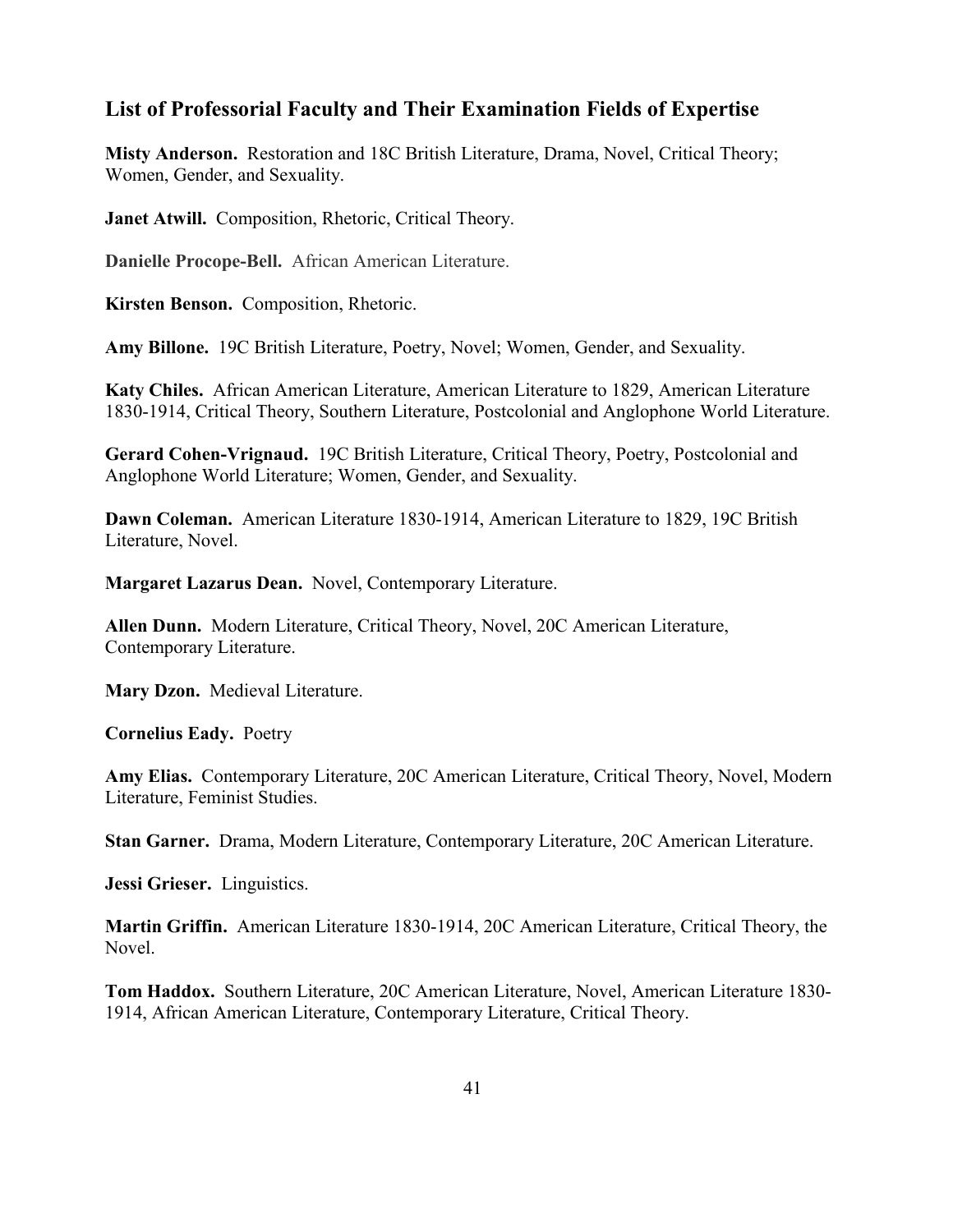## List of Professorial Faculty and Their Examination Fields of Expertise

**Misty Anderson.** Restoration and 18C British Literature, Drama, Novel, Critical Theory; Women, Gender, and Sexuality.

**Janet Atwill.** Composition, Rhetoric, Critical Theory.

**Danielle Procope-Bell.** African American Literature.

**Kirsten Benson.** Composition, Rhetoric.

**Amy Billone.** 19C British Literature, Poetry, Novel; Women, Gender, and Sexuality.

**Katy Chiles.** African American Literature, American Literature to 1829, American Literature 1830-1914, Critical Theory, Southern Literature, Postcolonial and Anglophone World Literature.

**Gerard Cohen-Vrignaud.** 19C British Literature, Critical Theory, Poetry, Postcolonial and Anglophone World Literature; Women, Gender, and Sexuality.

**Dawn Coleman.** American Literature 1830-1914, American Literature to 1829, 19C British Literature, Novel.

**Margaret Lazarus Dean.** Novel, Contemporary Literature.

**Allen Dunn.** Modern Literature, Critical Theory, Novel, 20C American Literature, Contemporary Literature.

**Mary Dzon.** Medieval Literature.

**Cornelius Eady.** Poetry

**Amy Elias.** Contemporary Literature, 20C American Literature, Critical Theory, Novel, Modern Literature, Feminist Studies.

**Stan Garner.** Drama, Modern Literature, Contemporary Literature, 20C American Literature.

**Jessi Grieser.** Linguistics.

**Martin Griffin.** American Literature 1830-1914, 20C American Literature, Critical Theory, the Novel.

**Tom Haddox.** Southern Literature, 20C American Literature, Novel, American Literature 1830-1914, African American Literature, Contemporary Literature, Critical Theory.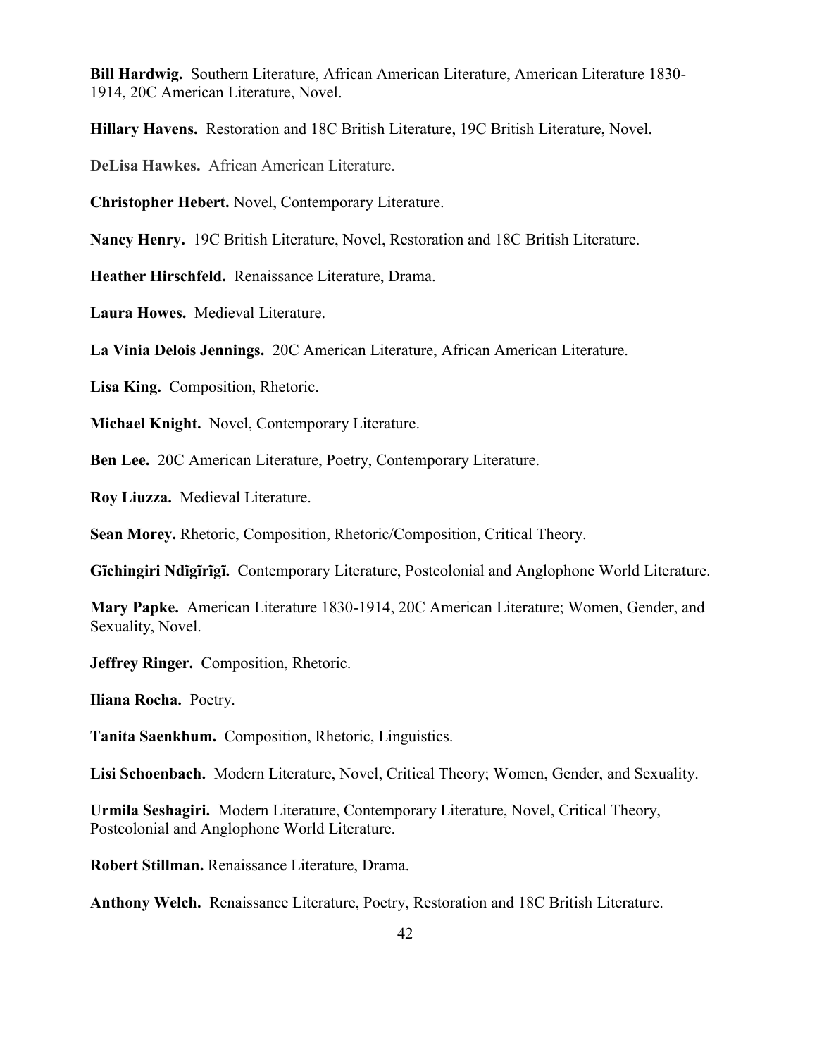**Bill Hardwig.** Southern Literature, African American Literature, American Literature 1830-1914, 20C American Literature, Novel.

**Hillary Havens.** Restoration and 18C British Literature, 19C British Literature, Novel.

**DeLisa Hawkes.** African American Literature.

**Christopher Hebert.** Novel, Contemporary Literature.

**Nancy Henry.** 19C British Literature, Novel, Restoration and 18C British Literature.

**Heather Hirschfeld.** Renaissance Literature, Drama.

**Laura Howes.** Medieval Literature.

**La Vinia Delois Jennings.** 20C American Literature, African American Literature.

**Lisa King.** Composition, Rhetoric.

**Michael Knight.** Novel, Contemporary Literature.

**Ben Lee.** 20C American Literature, Poetry, Contemporary Literature.

**Roy Liuzza.** Medieval Literature.

**Sean Morey.** Rhetoric, Composition, Rhetoric/Composition, Critical Theory.

**Gĩchingiri Ndĩgĩrĩgĩ.** Contemporary Literature, Postcolonial and Anglophone World Literature.

**Mary Papke.** American Literature 1830-1914, 20C American Literature; Women, Gender, and Sexuality, Novel.

**Jeffrey Ringer.** Composition, Rhetoric.

**Iliana Rocha.** Poetry.

**Tanita Saenkhum.** Composition, Rhetoric, Linguistics.

**Lisi Schoenbach.** Modern Literature, Novel, Critical Theory; Women, Gender, and Sexuality.

**Urmila Seshagiri.** Modern Literature, Contemporary Literature, Novel, Critical Theory, Postcolonial and Anglophone World Literature.

**Robert Stillman.** Renaissance Literature, Drama.

**Anthony Welch.** Renaissance Literature, Poetry, Restoration and 18C British Literature.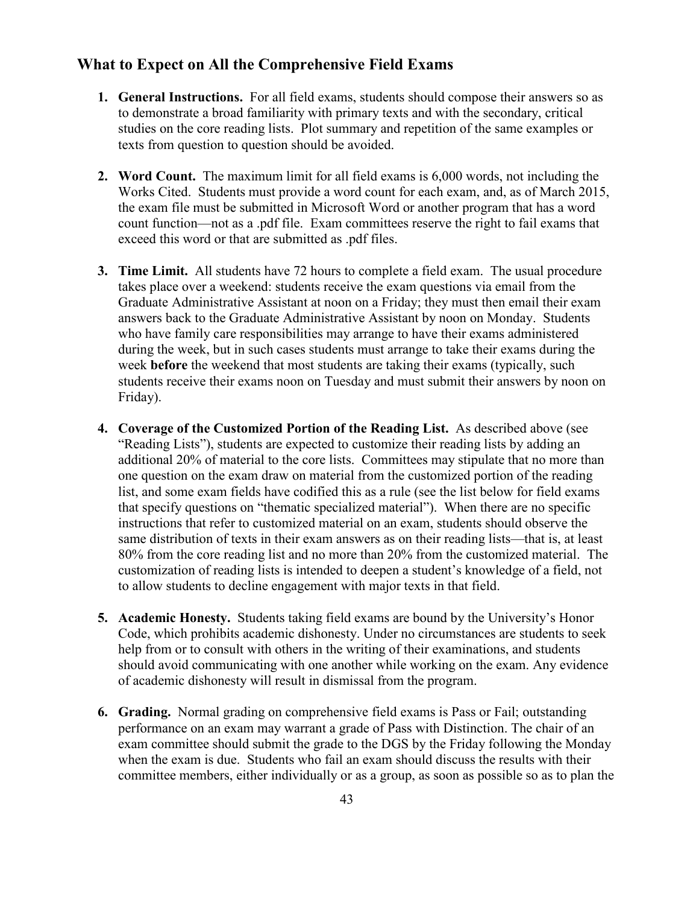## What to Expect on All the Comprehensive Field Exams

1. **General Instructions.** For all field exams, students should compose their answers so as to demonstrate a broad familiarity with primary texts and with the secondary, critical studies on the core reading lists. Plot summary and repetition of the same examples or texts from question to question should be avoided.

2. **Word Count.** The maximum limit for all field exams is 6,000 words, not including the Works Cited. Students must provide a word count for each exam, and, as of March 2015, the exam file must be submitted in Microsoft Word or another program that has a word count function—not as a .pdf file. Exam committees reserve the right to fail exams that exceed this word or that are submitted as .pdf files.

3. **Time Limit.** All students have 72 hours to complete a field exam. The usual procedure takes place over a weekend: students receive the exam questions via email from the Graduate Administrative Assistant at noon on a Friday; they must then email their exam answers back to the Graduate Administrative Assistant by noon on Monday. Students who have family care responsibilities may arrange to have their exams administered during the week, but in such cases students must arrange to take their exams during the week **before** the weekend that most students are taking their exams (typically, such students receive their exams noon on Tuesday and must submit their answers by noon on Friday).

4. **Coverage of the Customized Portion of the Reading List.** As described above (see "Reading Lists"), students are expected to customize their reading lists by adding an additional 20% of material to the core lists. Committees may stipulate that no more than one question on the exam draw on material from the customized portion of the reading list, and some exam fields have codified this as a rule (see the list below for field exams that specify questions on "thematic specialized material"). When there are no specific instructions that refer to customized material on an exam, students should observe the same distribution of texts in their exam answers as on their reading lists—that is, at least 80% from the core reading list and no more than 20% from the customized material. The customization of reading lists is intended to deepen a student's knowledge of a field, not to allow students to decline engagement with major texts in that field.

5. **Academic Honesty.** Students taking field exams are bound by the University's Honor Code, which prohibits academic dishonesty. Under no circumstances are students to seek help from or to consult with others in the writing of their examinations, and students should avoid communicating with one another while working on the exam. Any evidence of academic dishonesty will result in dismissal from the program.

6. **Grading.** Normal grading on comprehensive field exams is Pass or Fail; outstanding performance on an exam may warrant a grade of Pass with Distinction. The chair of an exam committee should submit the grade to the DGS by the Friday following the Monday when the exam is due. Students who fail an exam should discuss the results with their committee members, either individually or as a group, as soon as possible so as to plan the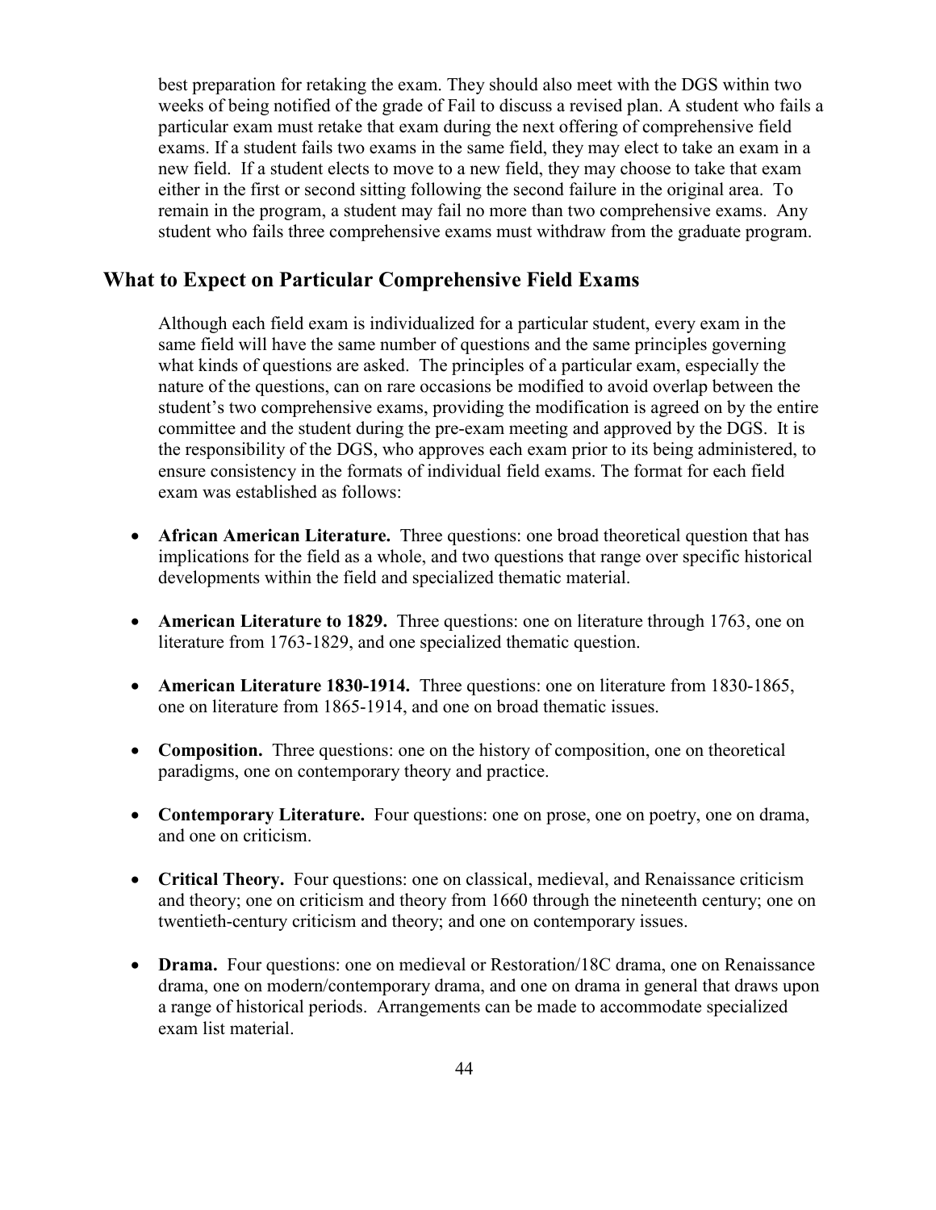best preparation for retaking the exam. They should also meet with the DGS within two weeks of being notified of the grade of Fail to discuss a revised plan. A student who fails a particular exam must retake that exam during the next offering of comprehensive field exams. If a student fails two exams in the same field, they may elect to take an exam in a new field. If a student elects to move to a new field, they may choose to take that exam either in the first or second sitting following the second failure in the original area. To remain in the program, a student may fail no more than two comprehensive exams. Any student who fails three comprehensive exams must withdraw from the graduate program.

## What to Expect on Particular Comprehensive Field Exams

Although each field exam is individualized for a particular student, every exam in the same field will have the same number of questions and the same principles governing what kinds of questions are asked. The principles of a particular exam, especially the nature of the questions, can on rare occasions be modified to avoid overlap between the student's two comprehensive exams, providing the modification is agreed on by the entire committee and the student during the pre-exam meeting and approved by the DGS. It is the responsibility of the DGS, who approves each exam prior to its being administered, to ensure consistency in the formats of individual field exams. The format for each field exam was established as follows:

- **African American Literature.** Three questions: one broad theoretical question that has implications for the field as a whole, and two questions that range over specific historical developments within the field and specialized thematic material.

- **American Literature to 1829.** Three questions: one on literature through 1763, one on literature from 1763-1829, and one specialized thematic question.

- **American Literature 1830-1914.** Three questions: one on literature from 1830-1865, one on literature from 1865-1914, and one on broad thematic issues.

- **Composition.** Three questions: one on the history of composition, one on theoretical paradigms, one on contemporary theory and practice.

- **Contemporary Literature.** Four questions: one on prose, one on poetry, one on drama, and one on criticism.

- **Critical Theory.** Four questions: one on classical, medieval, and Renaissance criticism and theory; one on criticism and theory from 1660 through the nineteenth century; one on twentieth-century criticism and theory; and one on contemporary issues.

- **Drama.** Four questions: one on medieval or Restoration/18C drama, one on Renaissance drama, one on modern/contemporary drama, and one on drama in general that draws upon a range of historical periods. Arrangements can be made to accommodate specialized exam list material.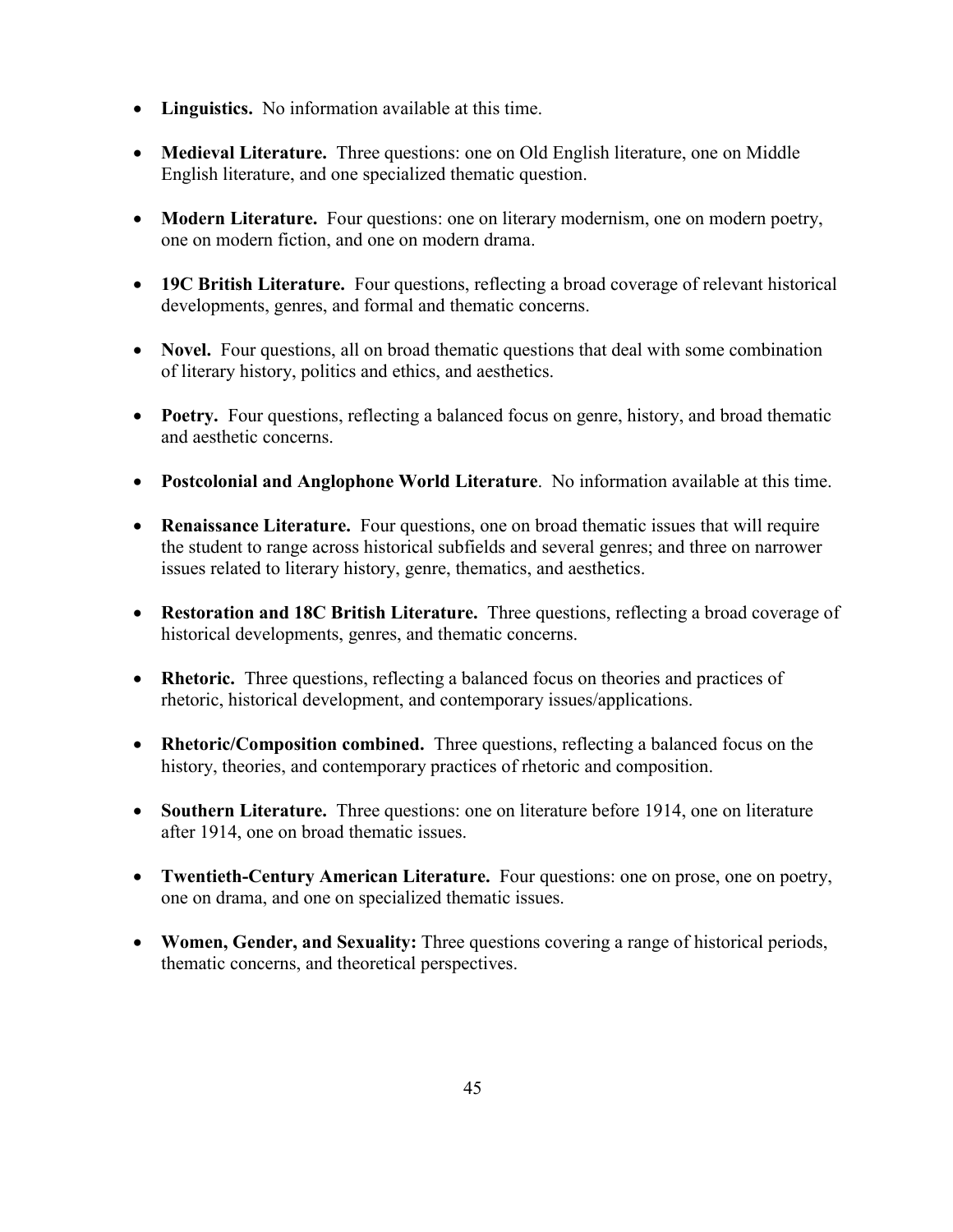- **Linguistics.** No information available at this time.

- **Medieval Literature.** Three questions: one on Old English literature, one on Middle English literature, and one specialized thematic question.

- **Modern Literature.** Four questions: one on literary modernism, one on modern poetry, one on modern fiction, and one on modern drama.

- **19C British Literature.** Four questions, reflecting a broad coverage of relevant historical developments, genres, and formal and thematic concerns.

- **Novel.** Four questions, all on broad thematic questions that deal with some combination of literary history, politics and ethics, and aesthetics.

- **Poetry.** Four questions, reflecting a balanced focus on genre, history, and broad thematic and aesthetic concerns.

- **Postcolonial and Anglophone World Literature**. No information available at this time.

- **Renaissance Literature.** Four questions, one on broad thematic issues that will require the student to range across historical subfields and several genres; and three on narrower issues related to literary history, genre, thematics, and aesthetics.

- **Restoration and 18C British Literature.** Three questions, reflecting a broad coverage of historical developments, genres, and thematic concerns.

- **Rhetoric.** Three questions, reflecting a balanced focus on theories and practices of rhetoric, historical development, and contemporary issues/applications.

- **Rhetoric/Composition combined.** Three questions, reflecting a balanced focus on the history, theories, and contemporary practices of rhetoric and composition.

- **Southern Literature.** Three questions: one on literature before 1914, one on literature after 1914, one on broad thematic issues.

- **Twentieth-Century American Literature.** Four questions: one on prose, one on poetry, one on drama, and one on specialized thematic issues.

- **Women, Gender, and Sexuality:** Three questions covering a range of historical periods, thematic concerns, and theoretical perspectives.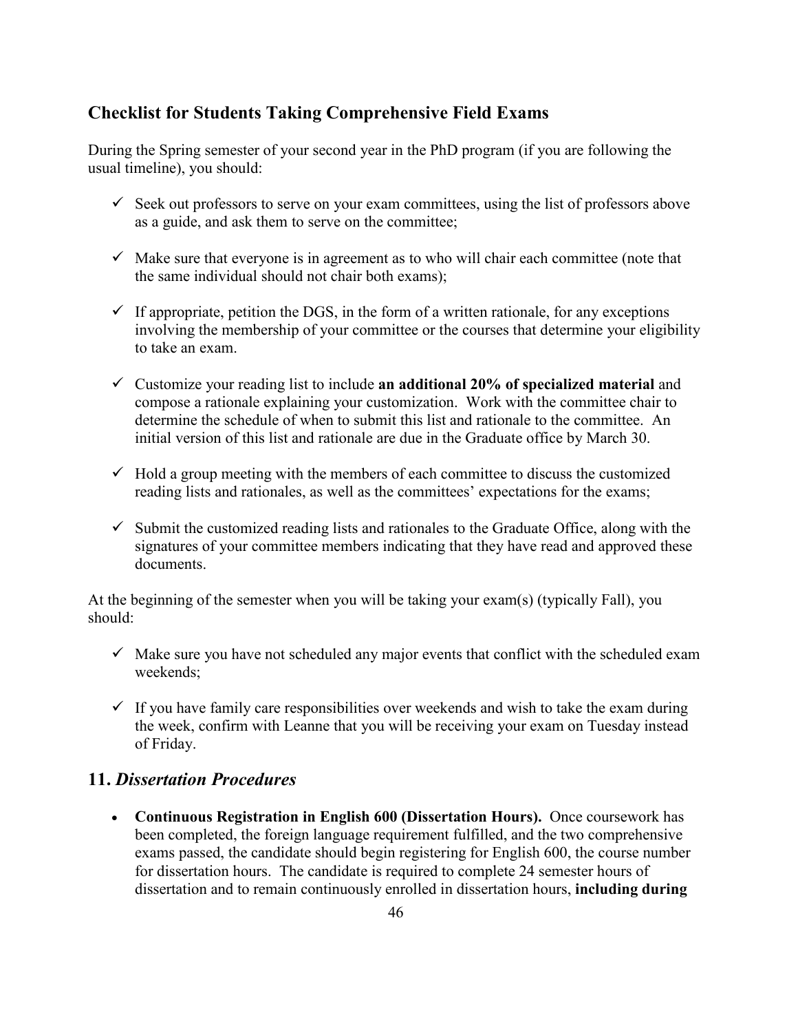## Checklist for Students Taking Comprehensive Field Exams

During the Spring semester of your second year in the PhD program (if you are following the usual timeline), you should:

- ✓ Seek out professors to serve on your exam committees, using the list of professors above as a guide, and ask them to serve on the committee;
- ✓ Make sure that everyone is in agreement as to who will chair each committee (note that the same individual should not chair both exams);
- ✓ If appropriate, petition the DGS, in the form of a written rationale, for any exceptions involving the membership of your committee or the courses that determine your eligibility to take an exam.
- ✓ Customize your reading list to include **an additional 20% of specialized material** and compose a rationale explaining your customization. Work with the committee chair to determine the schedule of when to submit this list and rationale to the committee. An initial version of this list and rationale are due in the Graduate office by March 30.
- ✓ Hold a group meeting with the members of each committee to discuss the customized reading lists and rationales, as well as the committees' expectations for the exams;
- ✓ Submit the customized reading lists and rationales to the Graduate Office, along with the signatures of your committee members indicating that they have read and approved these documents.

At the beginning of the semester when you will be taking your exam(s) (typically Fall), you should:

- ✓ Make sure you have not scheduled any major events that conflict with the scheduled exam weekends;
- ✓ If you have family care responsibilities over weekends and wish to take the exam during the week, confirm with Leanne that you will be receiving your exam on Tuesday instead of Friday.

## 11. *Dissertation Procedures*

- **Continuous Registration in English 600 (Dissertation Hours).** Once coursework has been completed, the foreign language requirement fulfilled, and the two comprehensive exams passed, the candidate should begin registering for English 600, the course number for dissertation hours. The candidate is required to complete 24 semester hours of dissertation and to remain continuously enrolled in dissertation hours, **including during**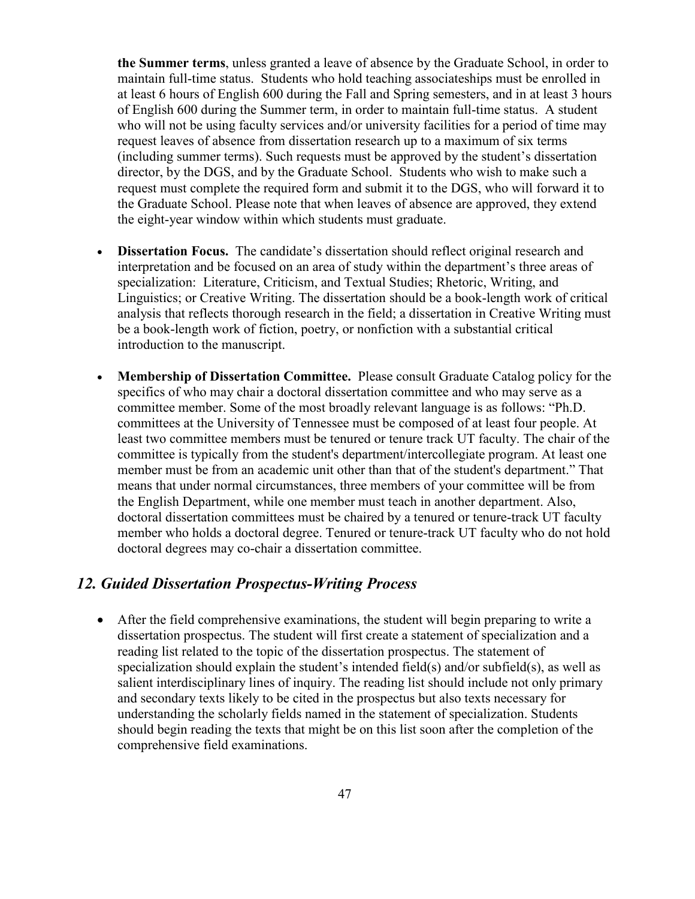**the Summer terms**, unless granted a leave of absence by the Graduate School, in order to maintain full-time status. Students who hold teaching associateships must be enrolled in at least 6 hours of English 600 during the Fall and Spring semesters, and in at least 3 hours of English 600 during the Summer term, in order to maintain full-time status. A student who will not be using faculty services and/or university facilities for a period of time may request leaves of absence from dissertation research up to a maximum of six terms (including summer terms). Such requests must be approved by the student's dissertation director, by the DGS, and by the Graduate School. Students who wish to make such a request must complete the required form and submit it to the DGS, who will forward it to the Graduate School. Please note that when leaves of absence are approved, they extend the eight-year window within which students must graduate.

- **Dissertation Focus.** The candidate's dissertation should reflect original research and interpretation and be focused on an area of study within the department's three areas of specialization: Literature, Criticism, and Textual Studies; Rhetoric, Writing, and Linguistics; or Creative Writing. The dissertation should be a book-length work of critical analysis that reflects thorough research in the field; a dissertation in Creative Writing must be a book-length work of fiction, poetry, or nonfiction with a substantial critical introduction to the manuscript.

- **Membership of Dissertation Committee.** Please consult Graduate Catalog policy for the specifics of who may chair a doctoral dissertation committee and who may serve as a committee member. Some of the most broadly relevant language is as follows: "Ph.D. committees at the University of Tennessee must be composed of at least four people. At least two committee members must be tenured or tenure track UT faculty. The chair of the committee is typically from the student's department/intercollegiate program. At least one member must be from an academic unit other than that of the student's department." That means that under normal circumstances, three members of your committee will be from the English Department, while one member must teach in another department. Also, doctoral dissertation committees must be chaired by a tenured or tenure-track UT faculty member who holds a doctoral degree. Tenured or tenure-track UT faculty who do not hold doctoral degrees may co-chair a dissertation committee.

## *12. Guided Dissertation Prospectus-Writing Process*

- After the field comprehensive examinations, the student will begin preparing to write a dissertation prospectus. The student will first create a statement of specialization and a reading list related to the topic of the dissertation prospectus. The statement of specialization should explain the student's intended field(s) and/or subfield(s), as well as salient interdisciplinary lines of inquiry. The reading list should include not only primary and secondary texts likely to be cited in the prospectus but also texts necessary for understanding the scholarly fields named in the statement of specialization. Students should begin reading the texts that might be on this list soon after the completion of the comprehensive field examinations.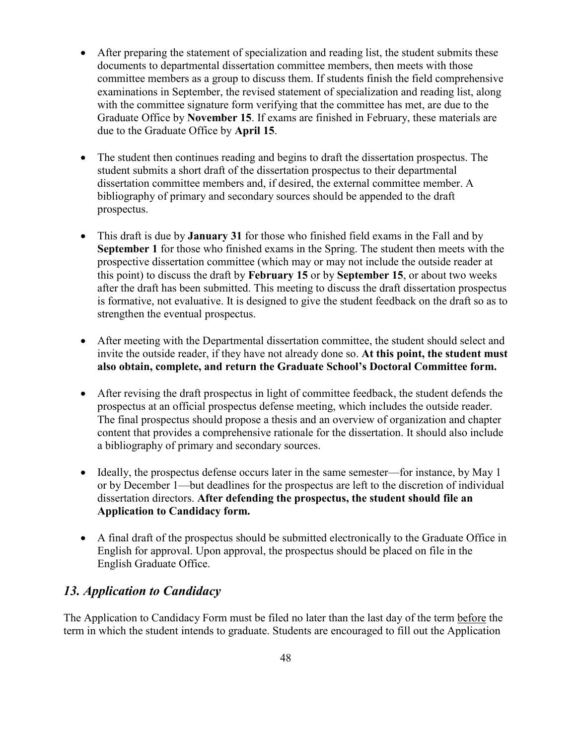- After preparing the statement of specialization and reading list, the student submits these documents to departmental dissertation committee members, then meets with those committee members as a group to discuss them. If students finish the field comprehensive examinations in September, the revised statement of specialization and reading list, along with the committee signature form verifying that the committee has met, are due to the Graduate Office by **November 15**. If exams are finished in February, these materials are due to the Graduate Office by **April 15**.

- The student then continues reading and begins to draft the dissertation prospectus. The student submits a short draft of the dissertation prospectus to their departmental dissertation committee members and, if desired, the external committee member. A bibliography of primary and secondary sources should be appended to the draft prospectus.

- This draft is due by **January 31** for those who finished field exams in the Fall and by **September 1** for those who finished exams in the Spring. The student then meets with the prospective dissertation committee (which may or may not include the outside reader at this point) to discuss the draft by **February 15** or by **September 15**, or about two weeks after the draft has been submitted. This meeting to discuss the draft dissertation prospectus is formative, not evaluative. It is designed to give the student feedback on the draft so as to strengthen the eventual prospectus.

- After meeting with the Departmental dissertation committee, the student should select and invite the outside reader, if they have not already done so. **At this point, the student must also obtain, complete, and return the Graduate School's Doctoral Committee form.**

- After revising the draft prospectus in light of committee feedback, the student defends the prospectus at an official prospectus defense meeting, which includes the outside reader. The final prospectus should propose a thesis and an overview of organization and chapter content that provides a comprehensive rationale for the dissertation. It should also include a bibliography of primary and secondary sources.

- Ideally, the prospectus defense occurs later in the same semester—for instance, by May 1 or by December 1—but deadlines for the prospectus are left to the discretion of individual dissertation directors. **After defending the prospectus, the student should file an Application to Candidacy form.**

- A final draft of the prospectus should be submitted electronically to the Graduate Office in English for approval. Upon approval, the prospectus should be placed on file in the English Graduate Office.

## *13. Application to Candidacy*

The Application to Candidacy Form must be filed no later than the last day of the term before the term in which the student intends to graduate. Students are encouraged to fill out the Application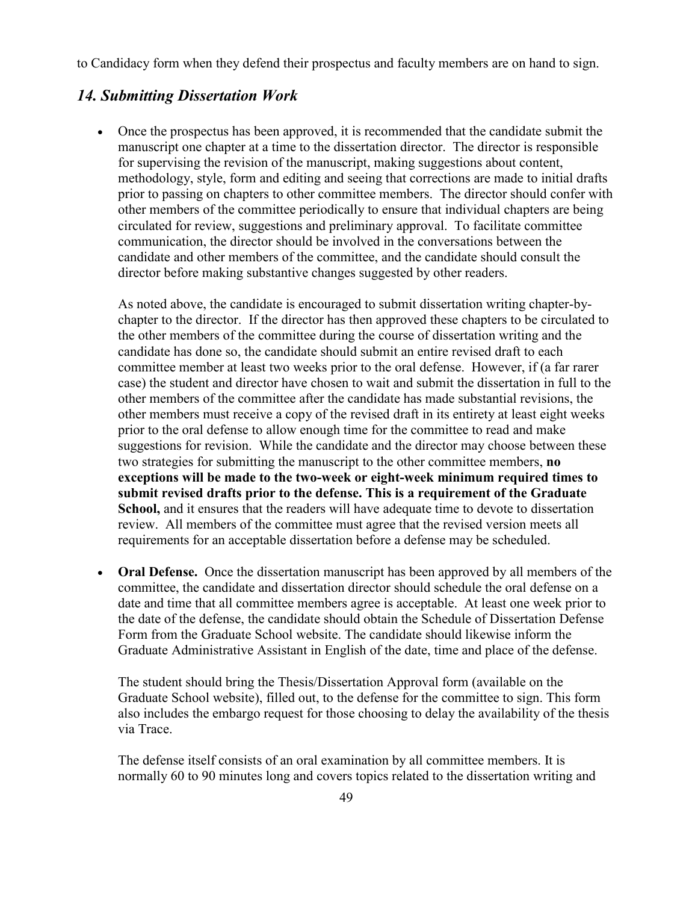to Candidacy form when they defend their prospectus and faculty members are on hand to sign.

## *14. Submitting Dissertation Work*

- Once the prospectus has been approved, it is recommended that the candidate submit the manuscript one chapter at a time to the dissertation director. The director is responsible for supervising the revision of the manuscript, making suggestions about content, methodology, style, form and editing and seeing that corrections are made to initial drafts prior to passing on chapters to other committee members. The director should confer with other members of the committee periodically to ensure that individual chapters are being circulated for review, suggestions and preliminary approval. To facilitate committee communication, the director should be involved in the conversations between the candidate and other members of the committee, and the candidate should consult the director before making substantive changes suggested by other readers.

  As noted above, the candidate is encouraged to submit dissertation writing chapter-by-chapter to the director. If the director has then approved these chapters to be circulated to the other members of the committee during the course of dissertation writing and the candidate has done so, the candidate should submit an entire revised draft to each committee member at least two weeks prior to the oral defense. However, if (a far rarer case) the student and director have chosen to wait and submit the dissertation in full to the other members of the committee after the candidate has made substantial revisions, the other members must receive a copy of the revised draft in its entirety at least eight weeks prior to the oral defense to allow enough time for the committee to read and make suggestions for revision. While the candidate and the director may choose between these two strategies for submitting the manuscript to the other committee members, **no exceptions will be made to the two-week or eight-week minimum required times to submit revised drafts prior to the defense. This is a requirement of the Graduate School,** and it ensures that the readers will have adequate time to devote to dissertation review. All members of the committee must agree that the revised version meets all requirements for an acceptable dissertation before a defense may be scheduled.

- **Oral Defense.** Once the dissertation manuscript has been approved by all members of the committee, the candidate and dissertation director should schedule the oral defense on a date and time that all committee members agree is acceptable. At least one week prior to the date of the defense, the candidate should obtain the Schedule of Dissertation Defense Form from the Graduate School website. The candidate should likewise inform the Graduate Administrative Assistant in English of the date, time and place of the defense.

  The student should bring the Thesis/Dissertation Approval form (available on the Graduate School website), filled out, to the defense for the committee to sign. This form also includes the embargo request for those choosing to delay the availability of the thesis via Trace.

  The defense itself consists of an oral examination by all committee members. It is normally 60 to 90 minutes long and covers topics related to the dissertation writing and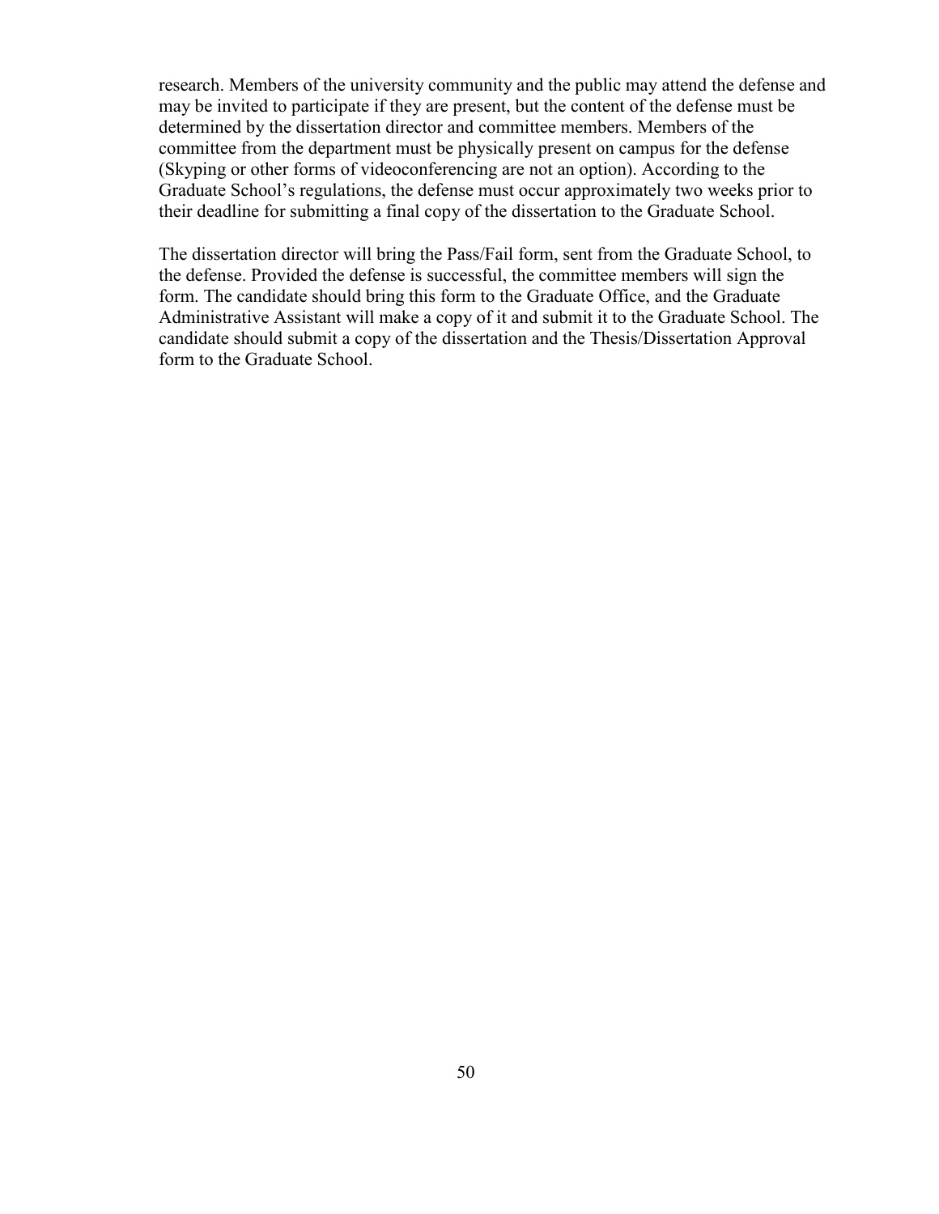research. Members of the university community and the public may attend the defense and may be invited to participate if they are present, but the content of the defense must be determined by the dissertation director and committee members. Members of the committee from the department must be physically present on campus for the defense (Skyping or other forms of videoconferencing are not an option). According to the Graduate School's regulations, the defense must occur approximately two weeks prior to their deadline for submitting a final copy of the dissertation to the Graduate School.

The dissertation director will bring the Pass/Fail form, sent from the Graduate School, to the defense. Provided the defense is successful, the committee members will sign the form. The candidate should bring this form to the Graduate Office, and the Graduate Administrative Assistant will make a copy of it and submit it to the Graduate School. The candidate should submit a copy of the dissertation and the Thesis/Dissertation Approval form to the Graduate School.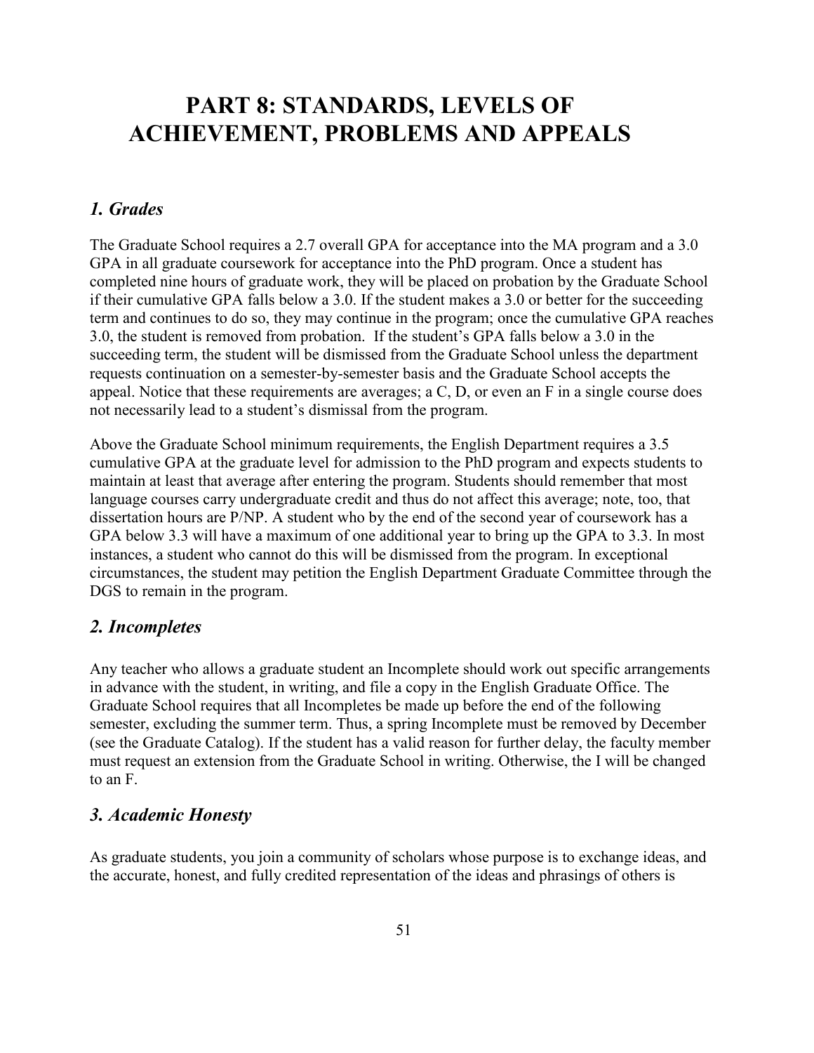# PART 8: STANDARDS, LEVELS OF ACHIEVEMENT, PROBLEMS AND APPEALS

## *1. Grades*

The Graduate School requires a 2.7 overall GPA for acceptance into the MA program and a 3.0 GPA in all graduate coursework for acceptance into the PhD program. Once a student has completed nine hours of graduate work, they will be placed on probation by the Graduate School if their cumulative GPA falls below a 3.0. If the student makes a 3.0 or better for the succeeding term and continues to do so, they may continue in the program; once the cumulative GPA reaches 3.0, the student is removed from probation. If the student's GPA falls below a 3.0 in the succeeding term, the student will be dismissed from the Graduate School unless the department requests continuation on a semester-by-semester basis and the Graduate School accepts the appeal. Notice that these requirements are averages; a C, D, or even an F in a single course does not necessarily lead to a student's dismissal from the program.

Above the Graduate School minimum requirements, the English Department requires a 3.5 cumulative GPA at the graduate level for admission to the PhD program and expects students to maintain at least that average after entering the program. Students should remember that most language courses carry undergraduate credit and thus do not affect this average; note, too, that dissertation hours are P/NP. A student who by the end of the second year of coursework has a GPA below 3.3 will have a maximum of one additional year to bring up the GPA to 3.3. In most instances, a student who cannot do this will be dismissed from the program. In exceptional circumstances, the student may petition the English Department Graduate Committee through the DGS to remain in the program.

## *2. Incompletes*

Any teacher who allows a graduate student an Incomplete should work out specific arrangements in advance with the student, in writing, and file a copy in the English Graduate Office. The Graduate School requires that all Incompletes be made up before the end of the following semester, excluding the summer term. Thus, a spring Incomplete must be removed by December (see the Graduate Catalog). If the student has a valid reason for further delay, the faculty member must request an extension from the Graduate School in writing. Otherwise, the I will be changed to an F.

## *3. Academic Honesty*

As graduate students, you join a community of scholars whose purpose is to exchange ideas, and the accurate, honest, and fully credited representation of the ideas and phrasings of others is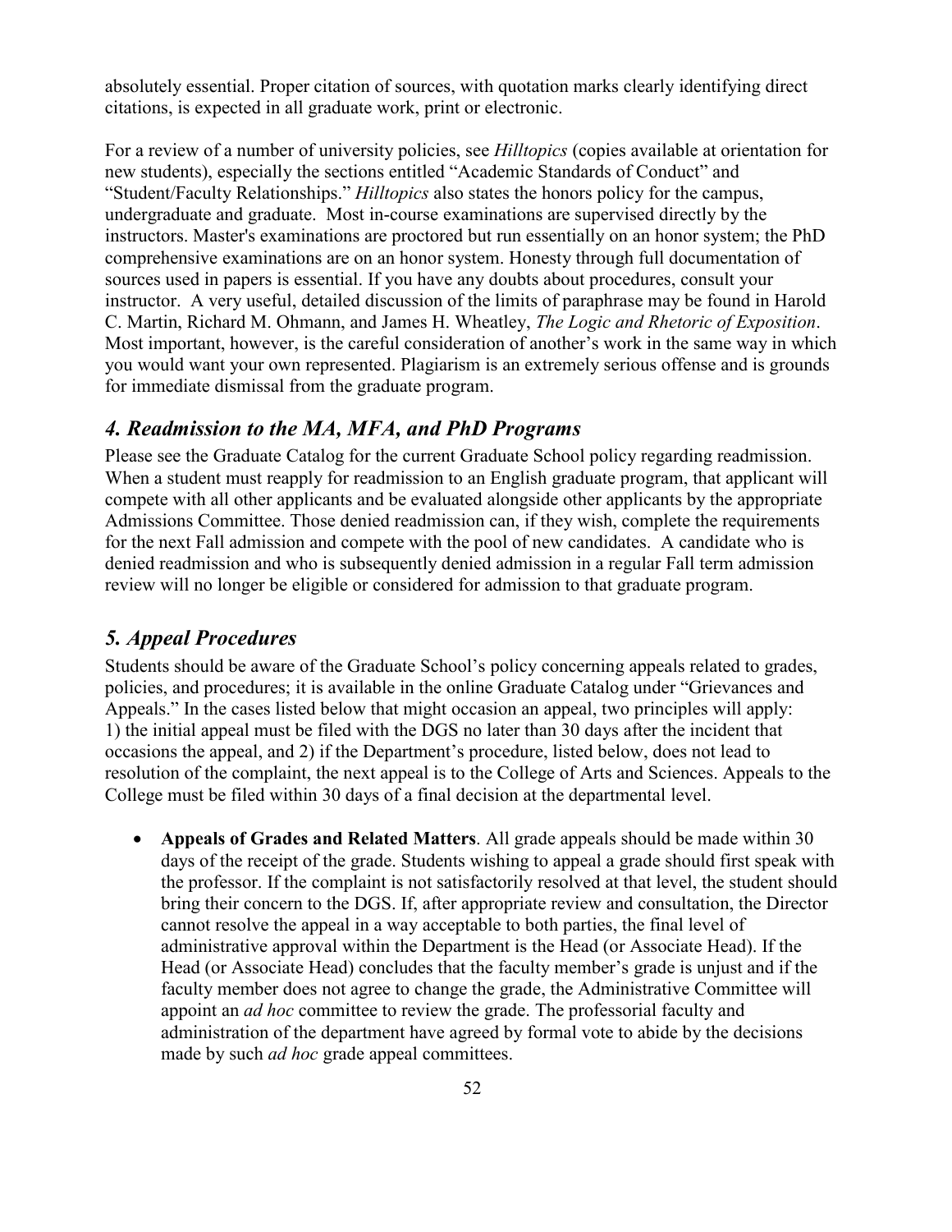absolutely essential. Proper citation of sources, with quotation marks clearly identifying direct citations, is expected in all graduate work, print or electronic.

For a review of a number of university policies, see *Hilltopics* (copies available at orientation for new students), especially the sections entitled "Academic Standards of Conduct" and "Student/Faculty Relationships." *Hilltopics* also states the honors policy for the campus, undergraduate and graduate. Most in-course examinations are supervised directly by the instructors. Master's examinations are proctored but run essentially on an honor system; the PhD comprehensive examinations are on an honor system. Honesty through full documentation of sources used in papers is essential. If you have any doubts about procedures, consult your instructor. A very useful, detailed discussion of the limits of paraphrase may be found in Harold C. Martin, Richard M. Ohmann, and James H. Wheatley, *The Logic and Rhetoric of Exposition*. Most important, however, is the careful consideration of another's work in the same way in which you would want your own represented. Plagiarism is an extremely serious offense and is grounds for immediate dismissal from the graduate program.

## *4. Readmission to the MA, MFA, and PhD Programs*

Please see the Graduate Catalog for the current Graduate School policy regarding readmission. When a student must reapply for readmission to an English graduate program, that applicant will compete with all other applicants and be evaluated alongside other applicants by the appropriate Admissions Committee. Those denied readmission can, if they wish, complete the requirements for the next Fall admission and compete with the pool of new candidates. A candidate who is denied readmission and who is subsequently denied admission in a regular Fall term admission review will no longer be eligible or considered for admission to that graduate program.

## *5. Appeal Procedures*

Students should be aware of the Graduate School's policy concerning appeals related to grades, policies, and procedures; it is available in the online Graduate Catalog under "Grievances and Appeals." In the cases listed below that might occasion an appeal, two principles will apply: 1) the initial appeal must be filed with the DGS no later than 30 days after the incident that occasions the appeal, and 2) if the Department's procedure, listed below, does not lead to resolution of the complaint, the next appeal is to the College of Arts and Sciences. Appeals to the College must be filed within 30 days of a final decision at the departmental level.

- **Appeals of Grades and Related Matters**. All grade appeals should be made within 30 days of the receipt of the grade. Students wishing to appeal a grade should first speak with the professor. If the complaint is not satisfactorily resolved at that level, the student should bring their concern to the DGS. If, after appropriate review and consultation, the Director cannot resolve the appeal in a way acceptable to both parties, the final level of administrative approval within the Department is the Head (or Associate Head). If the Head (or Associate Head) concludes that the faculty member's grade is unjust and if the faculty member does not agree to change the grade, the Administrative Committee will appoint an *ad hoc* committee to review the grade. The professorial faculty and administration of the department have agreed by formal vote to abide by the decisions made by such *ad hoc* grade appeal committees.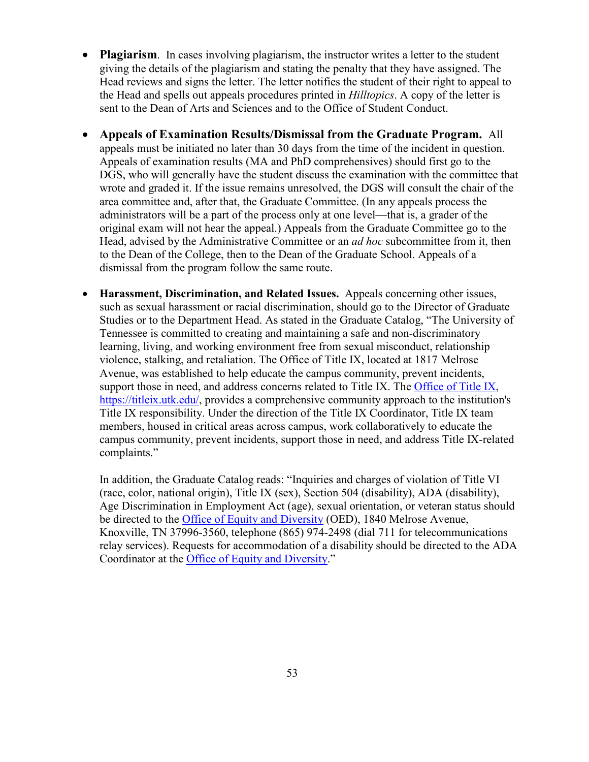- **Plagiarism**. In cases involving plagiarism, the instructor writes a letter to the student giving the details of the plagiarism and stating the penalty that they have assigned. The Head reviews and signs the letter. The letter notifies the student of their right to appeal to the Head and spells out appeals procedures printed in *Hilltopics*. A copy of the letter is sent to the Dean of Arts and Sciences and to the Office of Student Conduct.

- **Appeals of Examination Results/Dismissal from the Graduate Program.** All appeals must be initiated no later than 30 days from the time of the incident in question. Appeals of examination results (MA and PhD comprehensives) should first go to the DGS, who will generally have the student discuss the examination with the committee that wrote and graded it. If the issue remains unresolved, the DGS will consult the chair of the area committee and, after that, the Graduate Committee. (In any appeals process the administrators will be a part of the process only at one level—that is, a grader of the original exam will not hear the appeal.) Appeals from the Graduate Committee go to the Head, advised by the Administrative Committee or an *ad hoc* subcommittee from it, then to the Dean of the College, then to the Dean of the Graduate School. Appeals of a dismissal from the program follow the same route.

- **Harassment, Discrimination, and Related Issues.** Appeals concerning other issues, such as sexual harassment or racial discrimination, should go to the Director of Graduate Studies or to the Department Head. As stated in the Graduate Catalog, "The University of Tennessee is committed to creating and maintaining a safe and non-discriminatory learning, living, and working environment free from sexual misconduct, relationship violence, stalking, and retaliation. The Office of Title IX, located at 1817 Melrose Avenue, was established to help educate the campus community, prevent incidents, support those in need, and address concerns related to Title IX. The [Office of Title IX](https://titleix.utk.edu/), https://titleix.utk.edu/, provides a comprehensive community approach to the institution's Title IX responsibility. Under the direction of the Title IX Coordinator, Title IX team members, housed in critical areas across campus, work collaboratively to educate the campus community, prevent incidents, support those in need, and address Title IX-related complaints."

  In addition, the Graduate Catalog reads: "Inquiries and charges of violation of Title VI (race, color, national origin), Title IX (sex), Section 504 (disability), ADA (disability), Age Discrimination in Employment Act (age), sexual orientation, or veteran status should be directed to the Office of Equity and Diversity (OED), 1840 Melrose Avenue, Knoxville, TN 37996-3560, telephone (865) 974-2498 (dial 711 for telecommunications relay services). Requests for accommodation of a disability should be directed to the ADA Coordinator at the Office of Equity and Diversity."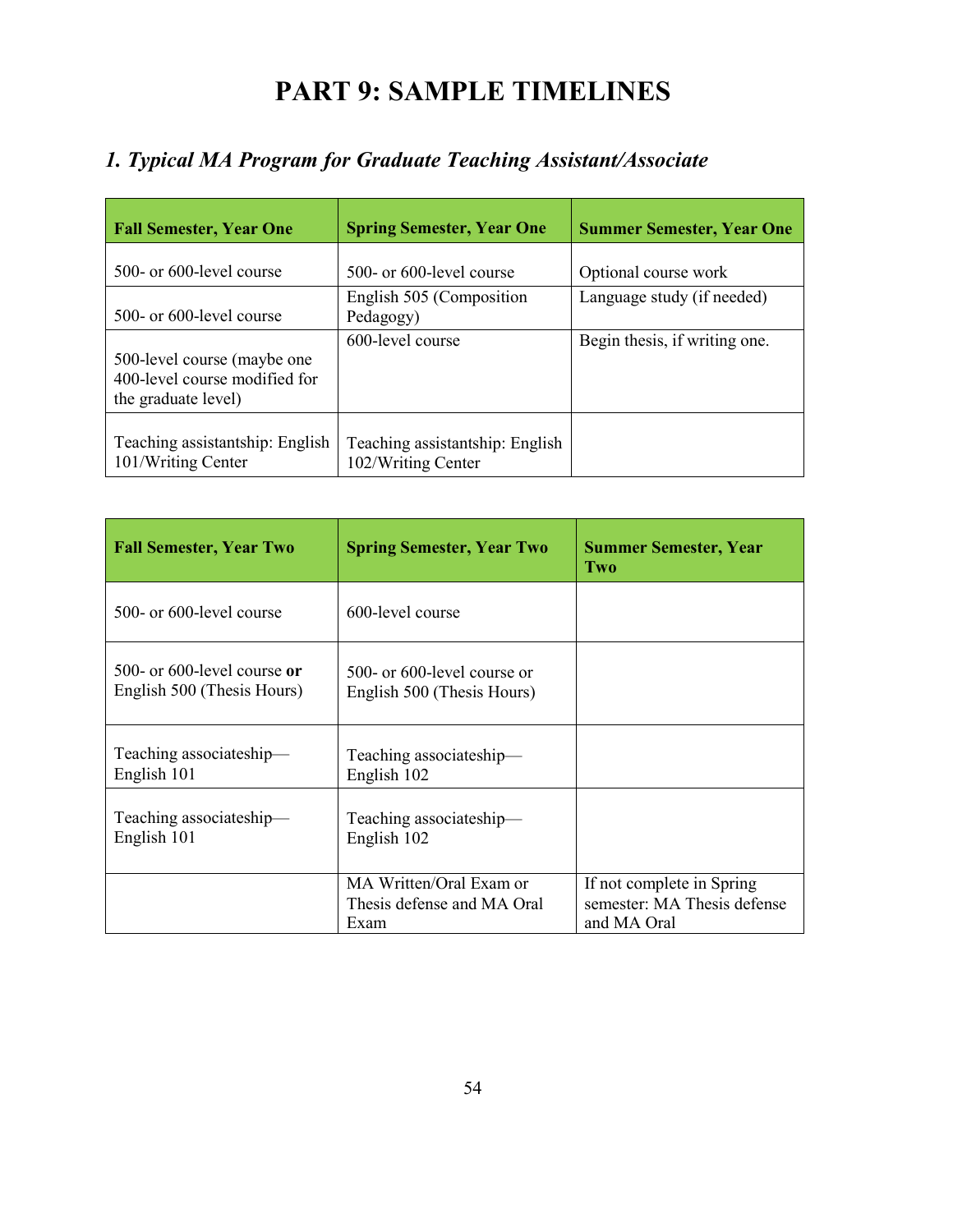# PART 9: SAMPLE TIMELINES

## *1. Typical MA Program for Graduate Teaching Assistant/Associate*

| Fall Semester, Year One | Spring Semester, Year One | Summer Semester, Year One |
|---|---|---|
| 500- or 600-level course | 500- or 600-level course | Optional course work |
| 500- or 600-level course | English 505 (Composition Pedagogy) | Language study (if needed) |
| 500-level course (maybe one 400-level course modified for the graduate level) | 600-level course | Begin thesis, if writing one. |
| Teaching assistantship: English 101/Writing Center | Teaching assistantship: English 102/Writing Center | |

| Fall Semester, Year Two | Spring Semester, Year Two | Summer Semester, Year Two |
|---|---|---|
| 500- or 600-level course | 600-level course | |
| 500- or 600-level course **or** English 500 (Thesis Hours) | 500- or 600-level course or English 500 (Thesis Hours) | |
| Teaching associateship—English 101 | Teaching associateship—English 102 | |
| Teaching associateship—English 101 | Teaching associateship—English 102 | |
| | MA Written/Oral Exam or Thesis defense and MA Oral Exam | If not complete in Spring semester: MA Thesis defense and MA Oral |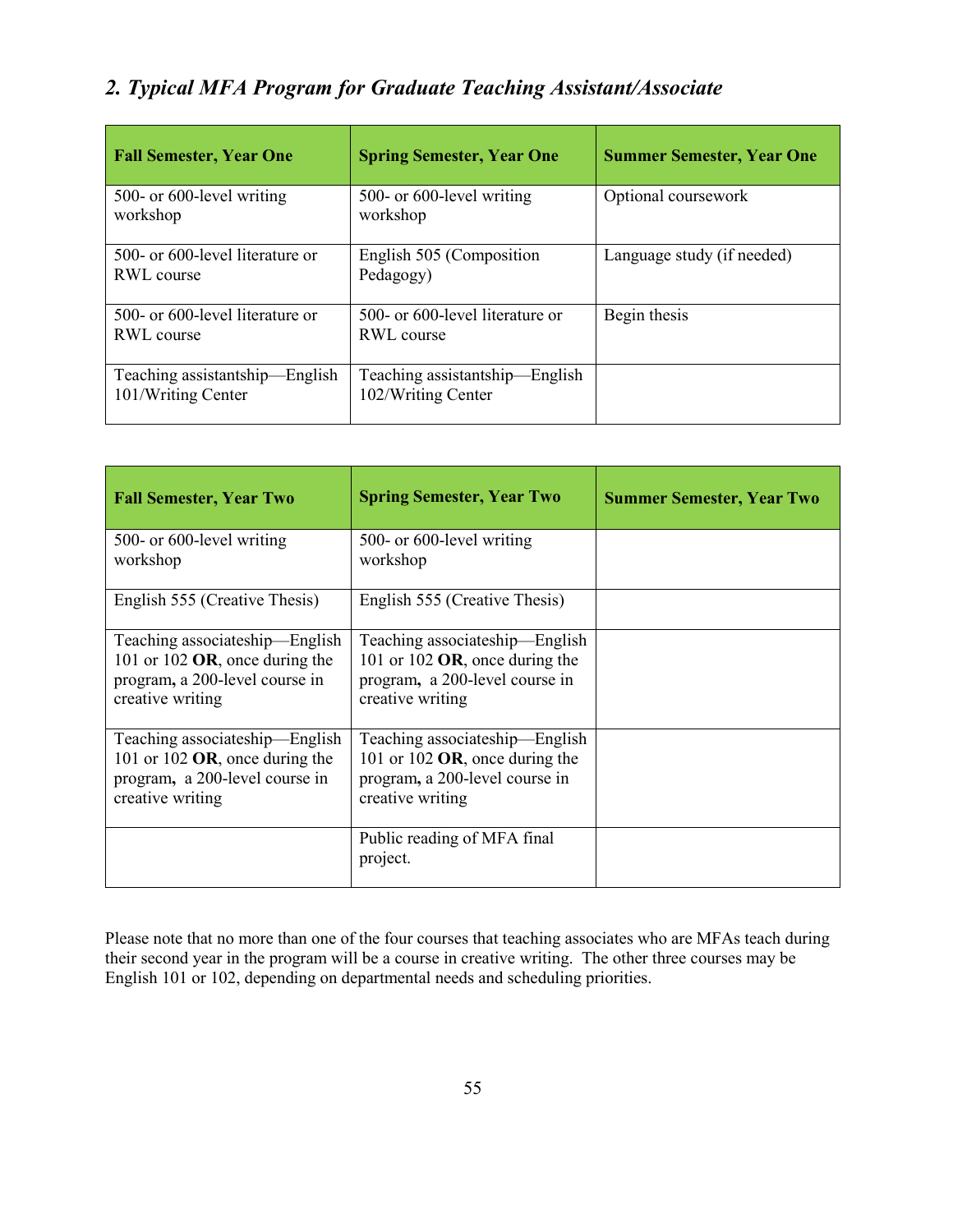## *2. Typical MFA Program for Graduate Teaching Assistant/Associate*

| Fall Semester, Year One | Spring Semester, Year One | Summer Semester, Year One |
|---|---|---|
| 500- or 600-level writing workshop | 500- or 600-level writing workshop | Optional coursework |
| 500- or 600-level literature or RWL course | English 505 (Composition Pedagogy) | Language study (if needed) |
| 500- or 600-level literature or RWL course | 500- or 600-level literature or RWL course | Begin thesis |
| Teaching assistantship—English 101/Writing Center | Teaching assistantship—English 102/Writing Center | |

| Fall Semester, Year Two | Spring Semester, Year Two | Summer Semester, Year Two |
|---|---|---|
| 500- or 600-level writing workshop | 500- or 600-level writing workshop | |
| English 555 (Creative Thesis) | English 555 (Creative Thesis) | |
| Teaching associateship—English 101 or 102 **OR**, once during the program**,** a 200-level course in creative writing | Teaching associateship—English 101 or 102 **OR**, once during the program**,** a 200-level course in creative writing | |
| Teaching associateship—English 101 or 102 **OR**, once during the program**,** a 200-level course in creative writing | Teaching associateship—English 101 or 102 **OR**, once during the program**,** a 200-level course in creative writing | |
| | Public reading of MFA final project. | |

Please note that no more than one of the four courses that teaching associates who are MFAs teach during their second year in the program will be a course in creative writing. The other three courses may be English 101 or 102, depending on departmental needs and scheduling priorities.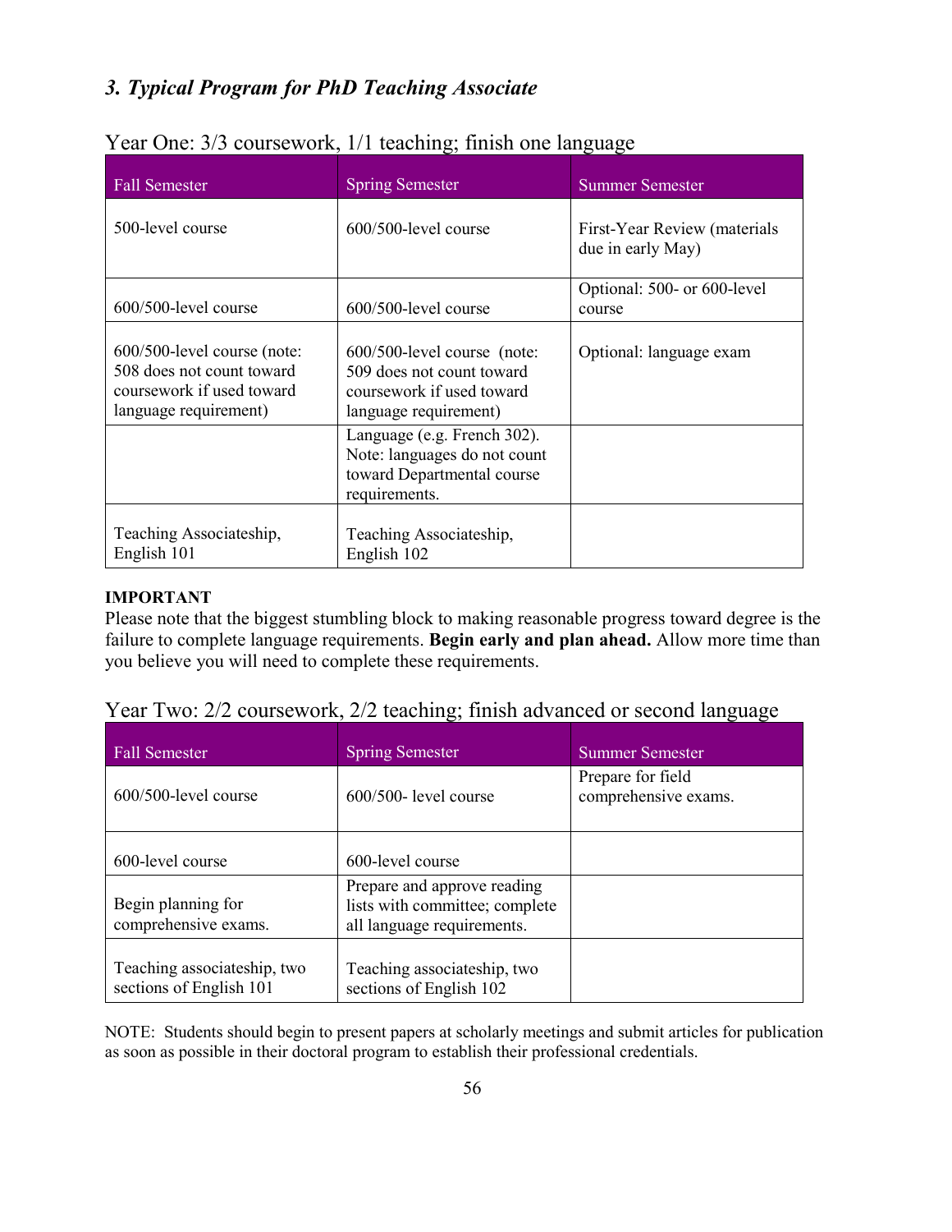### *3. Typical Program for PhD Teaching Associate*

Year One: 3/3 coursework, 1/1 teaching; finish one language

| Fall Semester | Spring Semester | Summer Semester |
|---|---|---|
| 500-level course | 600/500-level course | First-Year Review (materials due in early May) |
| 600/500-level course | 600/500-level course | Optional: 500- or 600-level course |
| 600/500-level course (note: 508 does not count toward coursework if used toward language requirement) | 600/500-level course (note: 509 does not count toward coursework if used toward language requirement) | Optional: language exam |
| | Language (e.g. French 302). Note: languages do not count toward Departmental course requirements. | |
| Teaching Associateship, English 101 | Teaching Associateship, English 102 | |

**IMPORTANT**
Please note that the biggest stumbling block to making reasonable progress toward degree is the failure to complete language requirements. **Begin early and plan ahead.** Allow more time than you believe you will need to complete these requirements.

Year Two: 2/2 coursework, 2/2 teaching; finish advanced or second language

| Fall Semester | Spring Semester | Summer Semester |
|---|---|---|
| 600/500-level course | 600/500- level course | Prepare for field comprehensive exams. |
| 600-level course | 600-level course | |
| Begin planning for comprehensive exams. | Prepare and approve reading lists with committee; complete all language requirements. | |
| Teaching associateship, two sections of English 101 | Teaching associateship, two sections of English 102 | |

NOTE: Students should begin to present papers at scholarly meetings and submit articles for publication as soon as possible in their doctoral program to establish their professional credentials.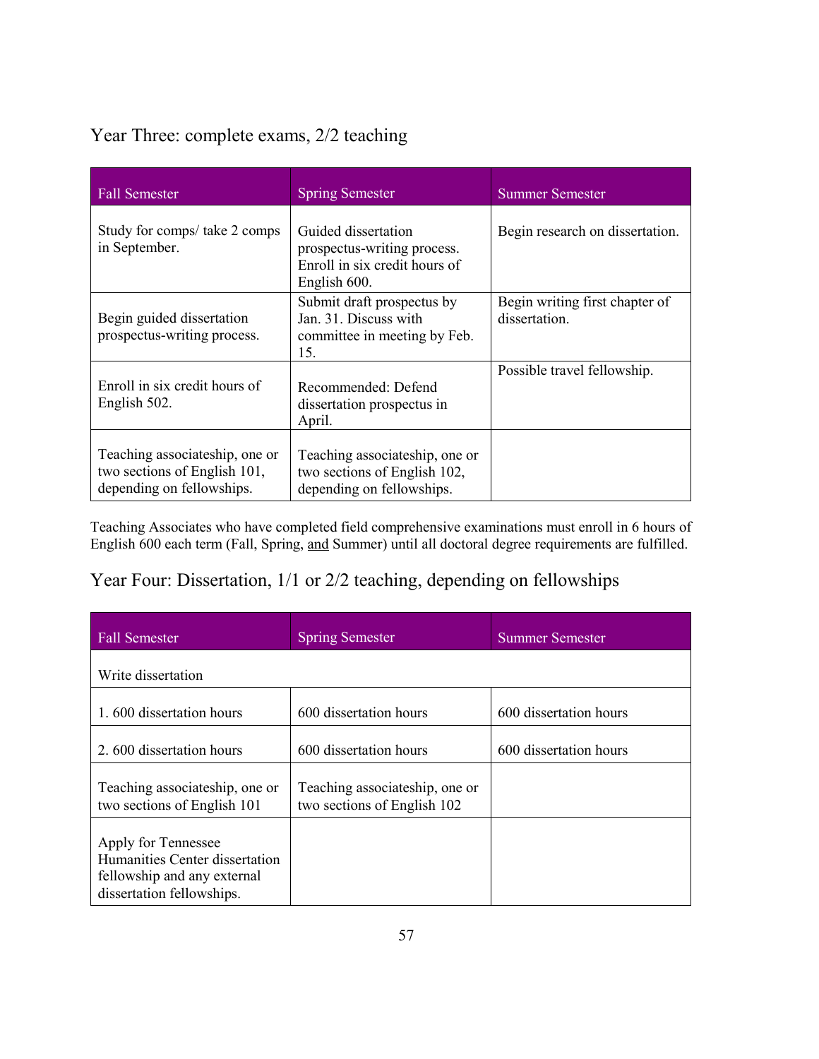## Year Three: complete exams, 2/2 teaching

| Fall Semester | Spring Semester | Summer Semester |
|---|---|---|
| Study for comps/ take 2 comps in September. | Guided dissertation prospectus-writing process. Enroll in six credit hours of English 600. | Begin research on dissertation. |
| Begin guided dissertation prospectus-writing process. | Submit draft prospectus by Jan. 31. Discuss with committee in meeting by Feb. 15. | Begin writing first chapter of dissertation. |
| Enroll in six credit hours of English 502. | Recommended: Defend dissertation prospectus in April. | Possible travel fellowship. |
| Teaching associateship, one or two sections of English 101, depending on fellowships. | Teaching associateship, one or two sections of English 102, depending on fellowships. | |

Teaching Associates who have completed field comprehensive examinations must enroll in 6 hours of English 600 each term (Fall, Spring, <u>and</u> Summer) until all doctoral degree requirements are fulfilled.

## Year Four: Dissertation, 1/1 or 2/2 teaching, depending on fellowships

| Fall Semester | Spring Semester | Summer Semester |
|---|---|---|
| Write dissertation | | |
| 1. 600 dissertation hours | 600 dissertation hours | 600 dissertation hours |
| 2. 600 dissertation hours | 600 dissertation hours | 600 dissertation hours |
| Teaching associateship, one or two sections of English 101 | Teaching associateship, one or two sections of English 102 | |
| Apply for Tennessee Humanities Center dissertation fellowship and any external dissertation fellowships. | | |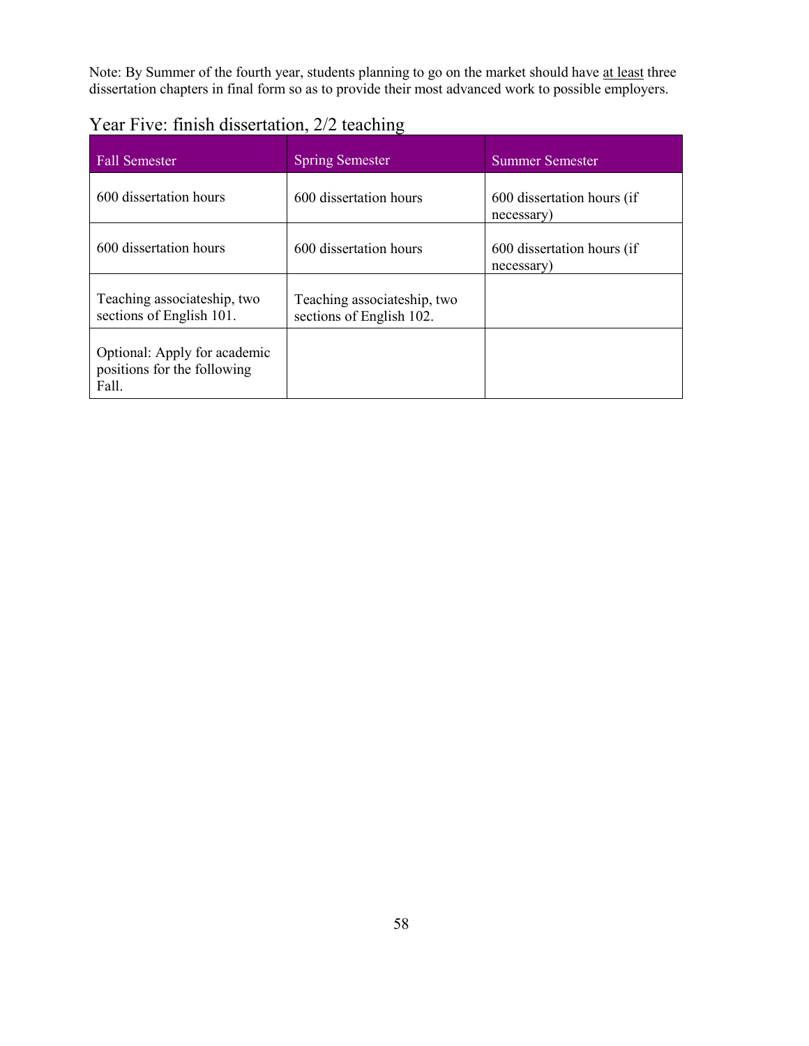Note: By Summer of the fourth year, students planning to go on the market should have <u>at least</u> three dissertation chapters in final form so as to provide their most advanced work to possible employers.

## Year Five: finish dissertation, 2/2 teaching

| Fall Semester | Spring Semester | Summer Semester |
|---|---|---|
| 600 dissertation hours | 600 dissertation hours | 600 dissertation hours (if necessary) |
| 600 dissertation hours | 600 dissertation hours | 600 dissertation hours (if necessary) |
| Teaching associateship, two sections of English 101. | Teaching associateship, two sections of English 102. | |
| Optional: Apply for academic positions for the following Fall. | | |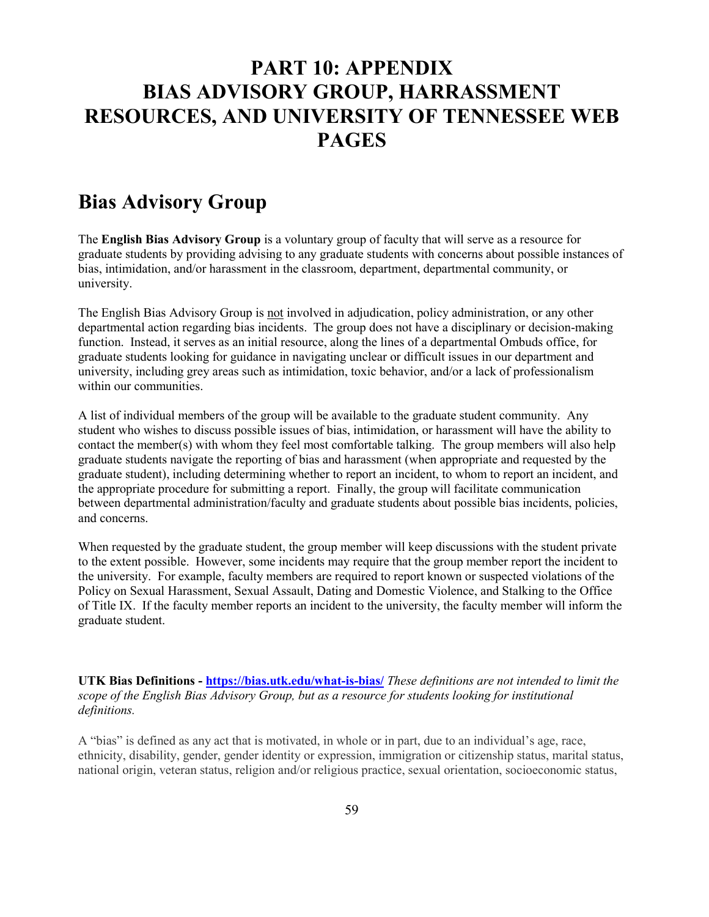# PART 10: APPENDIX BIAS ADVISORY GROUP, HARRASSMENT RESOURCES, AND UNIVERSITY OF TENNESSEE WEB PAGES

## Bias Advisory Group

The **English Bias Advisory Group** is a voluntary group of faculty that will serve as a resource for graduate students by providing advising to any graduate students with concerns about possible instances of bias, intimidation, and/or harassment in the classroom, department, departmental community, or university.

The English Bias Advisory Group is <u>not</u> involved in adjudication, policy administration, or any other departmental action regarding bias incidents. The group does not have a disciplinary or decision-making function. Instead, it serves as an initial resource, along the lines of a departmental Ombuds office, for graduate students looking for guidance in navigating unclear or difficult issues in our department and university, including grey areas such as intimidation, toxic behavior, and/or a lack of professionalism within our communities.

A list of individual members of the group will be available to the graduate student community. Any student who wishes to discuss possible issues of bias, intimidation, or harassment will have the ability to contact the member(s) with whom they feel most comfortable talking. The group members will also help graduate students navigate the reporting of bias and harassment (when appropriate and requested by the graduate student), including determining whether to report an incident, to whom to report an incident, and the appropriate procedure for submitting a report. Finally, the group will facilitate communication between departmental administration/faculty and graduate students about possible bias incidents, policies, and concerns.

When requested by the graduate student, the group member will keep discussions with the student private to the extent possible. However, some incidents may require that the group member report the incident to the university. For example, faculty members are required to report known or suspected violations of the Policy on Sexual Harassment, Sexual Assault, Dating and Domestic Violence, and Stalking to the Office of Title IX. If the faculty member reports an incident to the university, the faculty member will inform the graduate student.

**UTK Bias Definitions - [https://bias.utk.edu/what-is-bias/](https://bias.utk.edu/what-is-bias/)** *These definitions are not intended to limit the scope of the English Bias Advisory Group, but as a resource for students looking for institutional definitions.*

A "bias" is defined as any act that is motivated, in whole or in part, due to an individual's age, race, ethnicity, disability, gender, gender identity or expression, immigration or citizenship status, marital status, national origin, veteran status, religion and/or religious practice, sexual orientation, socioeconomic status,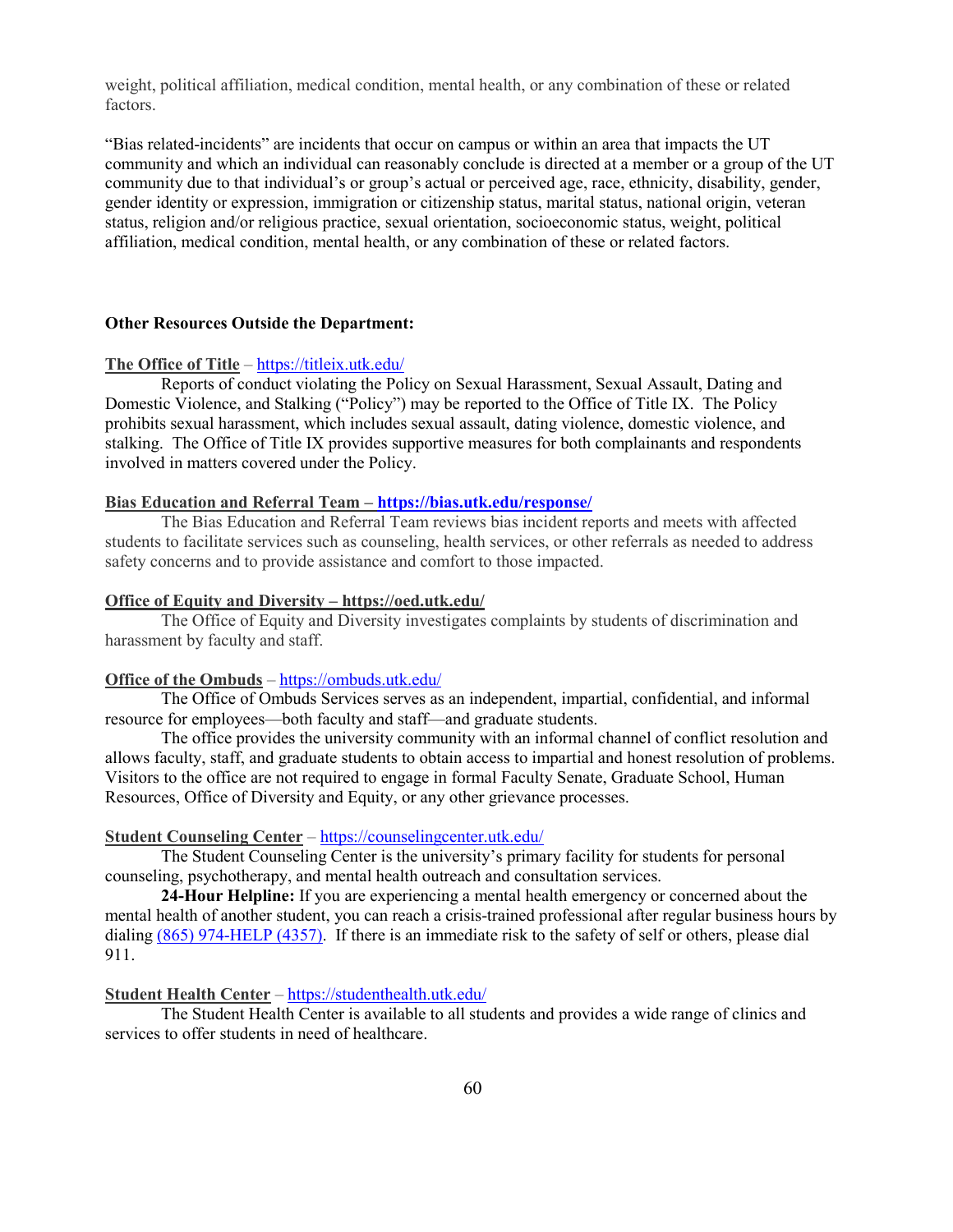weight, political affiliation, medical condition, mental health, or any combination of these or related factors.

"Bias related-incidents" are incidents that occur on campus or within an area that impacts the UT community and which an individual can reasonably conclude is directed at a member or a group of the UT community due to that individual's or group's actual or perceived age, race, ethnicity, disability, gender, gender identity or expression, immigration or citizenship status, marital status, national origin, veteran status, religion and/or religious practice, sexual orientation, socioeconomic status, weight, political affiliation, medical condition, mental health, or any combination of these or related factors.

**Other Resources Outside the Department:**

**The Office of Title** – https://titleix.utk.edu/

Reports of conduct violating the Policy on Sexual Harassment, Sexual Assault, Dating and Domestic Violence, and Stalking ("Policy") may be reported to the Office of Title IX. The Policy prohibits sexual harassment, which includes sexual assault, dating violence, domestic violence, and stalking. The Office of Title IX provides supportive measures for both complainants and respondents involved in matters covered under the Policy.

**Bias Education and Referral Team – https://bias.utk.edu/response/**

The Bias Education and Referral Team reviews bias incident reports and meets with affected students to facilitate services such as counseling, health services, or other referrals as needed to address safety concerns and to provide assistance and comfort to those impacted.

**Office of Equity and Diversity – https://oed.utk.edu/**

The Office of Equity and Diversity investigates complaints by students of discrimination and harassment by faculty and staff.

**Office of the Ombuds** – https://ombuds.utk.edu/

The Office of Ombuds Services serves as an independent, impartial, confidential, and informal resource for employees—both faculty and staff—and graduate students.

The office provides the university community with an informal channel of conflict resolution and allows faculty, staff, and graduate students to obtain access to impartial and honest resolution of problems. Visitors to the office are not required to engage in formal Faculty Senate, Graduate School, Human Resources, Office of Diversity and Equity, or any other grievance processes.

**Student Counseling Center** – https://counselingcenter.utk.edu/

The Student Counseling Center is the university's primary facility for students for personal counseling, psychotherapy, and mental health outreach and consultation services.

**24-Hour Helpline:** If you are experiencing a mental health emergency or concerned about the mental health of another student, you can reach a crisis-trained professional after regular business hours by dialing (865) 974-HELP (4357). If there is an immediate risk to the safety of self or others, please dial 911.

**Student Health Center** – https://studenthealth.utk.edu/

The Student Health Center is available to all students and provides a wide range of clinics and services to offer students in need of healthcare.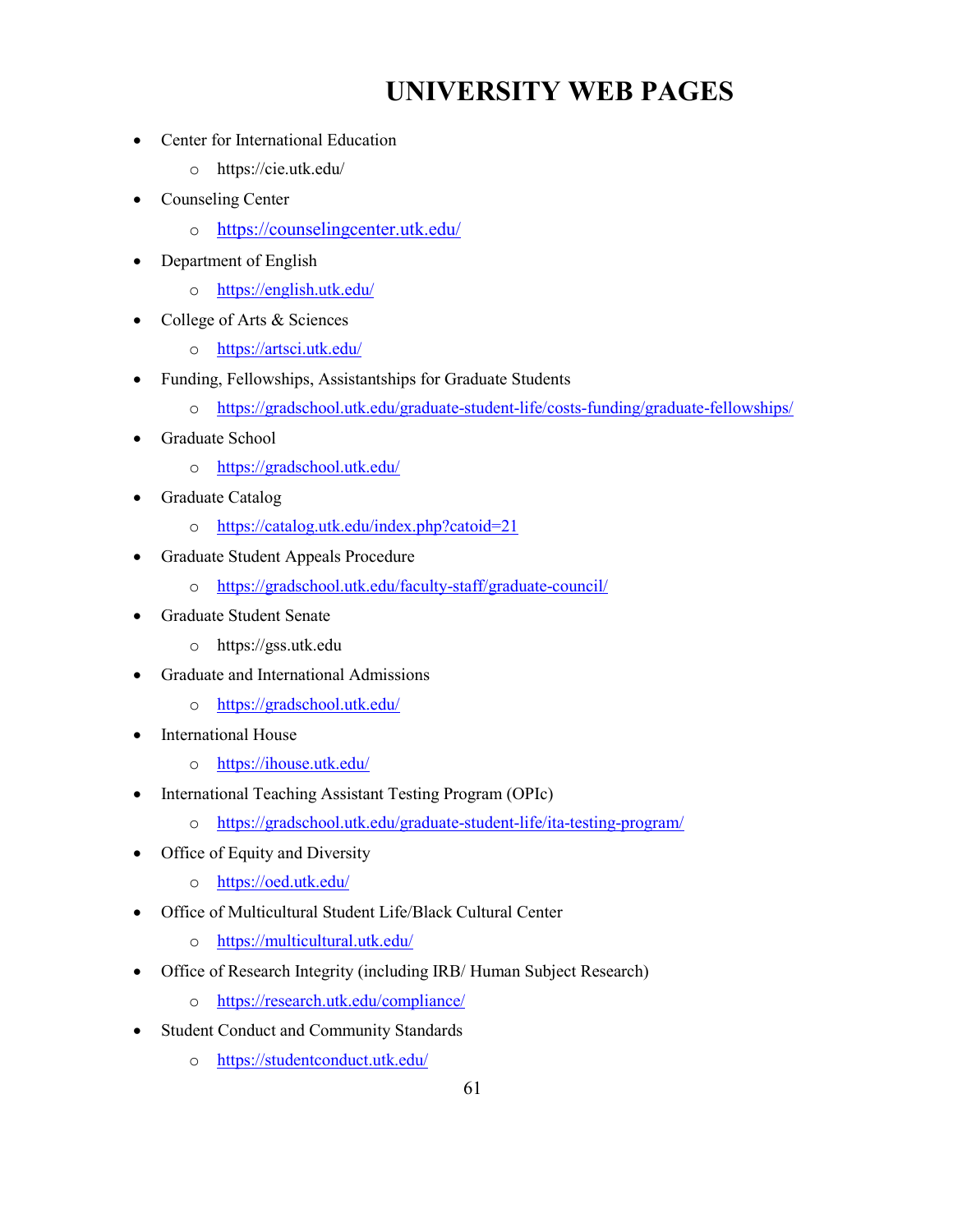# UNIVERSITY WEB PAGES

- Center for International Education
  - https://cie.utk.edu/
- Counseling Center
  - https://counselingcenter.utk.edu/
- Department of English
  - https://english.utk.edu/
- College of Arts & Sciences
  - https://artsci.utk.edu/
- Funding, Fellowships, Assistantships for Graduate Students
  - https://gradschool.utk.edu/graduate-student-life/costs-funding/graduate-fellowships/
- Graduate School
  - https://gradschool.utk.edu/
- Graduate Catalog
  - https://catalog.utk.edu/index.php?catoid=21
- Graduate Student Appeals Procedure
  - https://gradschool.utk.edu/faculty-staff/graduate-council/
- Graduate Student Senate
  - https://gss.utk.edu
- Graduate and International Admissions
  - https://gradschool.utk.edu/
- International House
  - https://ihouse.utk.edu/
- International Teaching Assistant Testing Program (OPIc)
  - https://gradschool.utk.edu/graduate-student-life/ita-testing-program/
- Office of Equity and Diversity
  - https://oed.utk.edu/
- Office of Multicultural Student Life/Black Cultural Center
  - https://multicultural.utk.edu/
- Office of Research Integrity (including IRB/ Human Subject Research)
  - https://research.utk.edu/compliance/
- Student Conduct and Community Standards
  - https://studentconduct.utk.edu/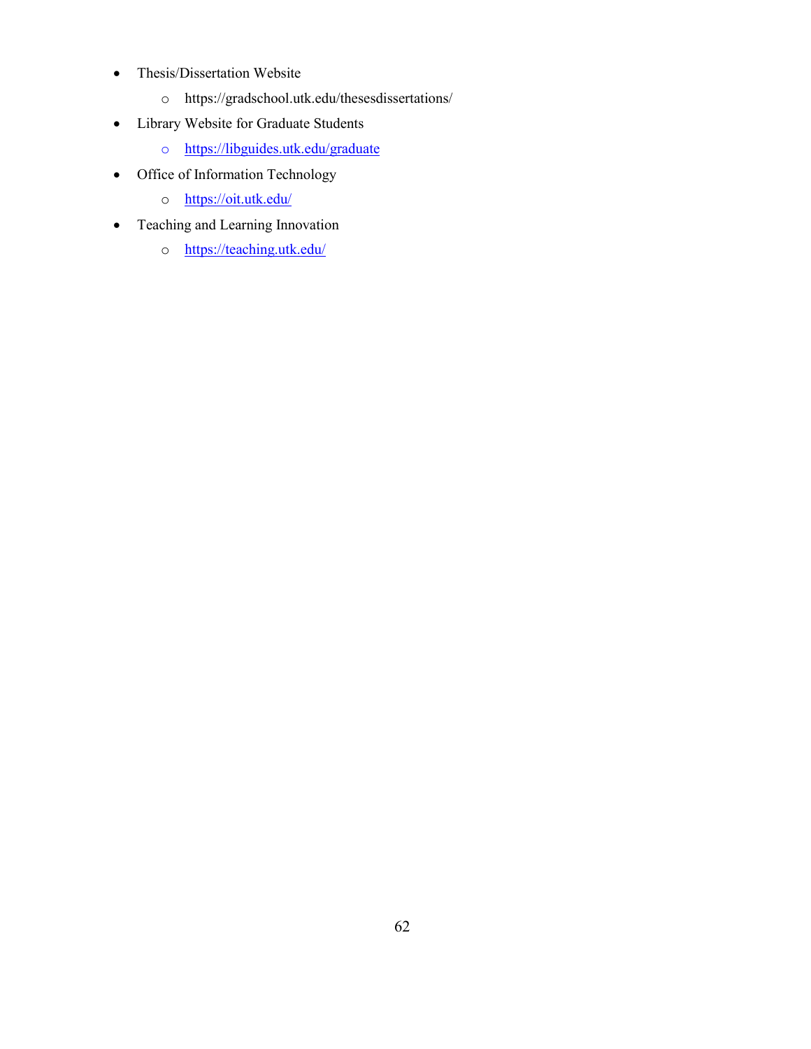- Thesis/Dissertation Website
  - https://gradschool.utk.edu/thesesdissertations/
- Library Website for Graduate Students
  - https://libguides.utk.edu/graduate
- Office of Information Technology
  - https://oit.utk.edu/
- Teaching and Learning Innovation
  - https://teaching.utk.edu/